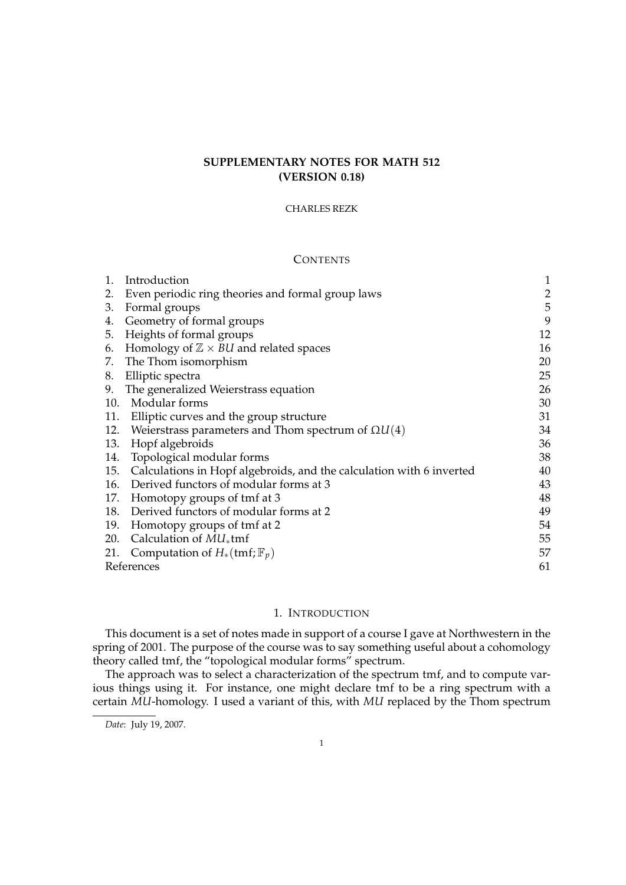# SUPPLEMENTARY NOTES FOR MATH 512 (VERSION 0.18)

CHARLES REZK

## CONTENTS

| | | |
|---|---|---|
| 1. | Introduction | 1 |
| 2. | Even periodic ring theories and formal group laws | 2 |
| 3. | Formal groups | 5 |
| 4. | Geometry of formal groups | 9 |
| 5. | Heights of formal groups | 12 |
| 6. | Homology of $\mathbb{Z} \times BU$ and related spaces | 16 |
| 7. | The Thom isomorphism | 20 |
| 8. | Elliptic spectra | 25 |
| 9. | The generalized Weierstrass equation | 26 |
| 10. | Modular forms | 30 |
| 11. | Elliptic curves and the group structure | 31 |
| 12. | Weierstrass parameters and Thom spectrum of $\Omega U(4)$ | 34 |
| 13. | Hopf algebroids | 36 |
| 14. | Topological modular forms | 38 |
| 15. | Calculations in Hopf algebroids, and the calculation with 6 inverted | 40 |
| 16. | Derived functors of modular forms at 3 | 43 |
| 17. | Homotopy groups of tmf at 3 | 48 |
| 18. | Derived functors of modular forms at 2 | 49 |
| 19. | Homotopy groups of tmf at 2 | 54 |
| 20. | Calculation of $MU_*\mathrm{tmf}$ | 55 |
| 21. | Computation of $H_*(\mathrm{tmf}; \mathbb{F}_p)$ | 57 |
| | References | 61 |

## 1. INTRODUCTION

This document is a set of notes made in support of a course I gave at Northwestern in the spring of 2001. The purpose of the course was to say something useful about a cohomology theory called tmf, the "topological modular forms" spectrum.

The approach was to select a characterization of the spectrum tmf, and to compute various things using it. For instance, one might declare tmf to be a ring spectrum with a certain $MU$-homology. I used a variant of this, with $MU$ replaced by the Thom spectrum

*Date*: July 19, 2007.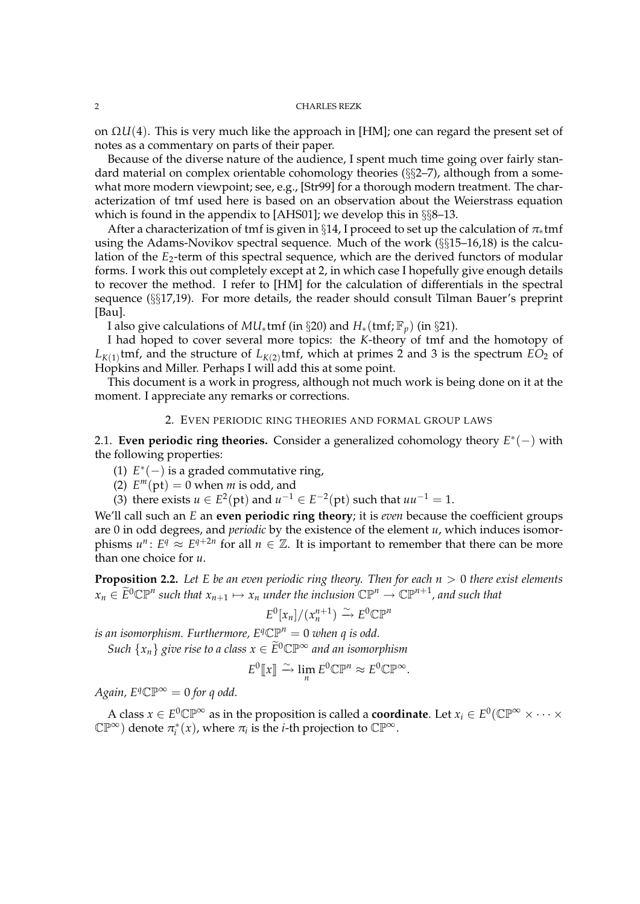on $\Omega U(4)$. This is very much like the approach in [HM]; one can regard the present set of notes as a commentary on parts of their paper.

Because of the diverse nature of the audience, I spent much time going over fairly standard material on complex orientable cohomology theories (§§2–7), although from a somewhat more modern viewpoint; see, e.g., [Str99] for a thorough modern treatment. The characterization of tmf used here is based on an observation about the Weierstrass equation which is found in the appendix to [AHS01]; we develop this in §§8–13.

After a characterization of tmf is given in §14, I proceed to set up the calculation of $\pi_*\mathrm{tmf}$ using the Adams-Novikov spectral sequence. Much of the work (§§15–16,18) is the calculation of the $E_2$-term of this spectral sequence, which are the derived functors of modular forms. I work this out completely except at 2, in which case I hopefully give enough details to recover the method. I refer to [HM] for the calculation of differentials in the spectral sequence (§§17,19). For more details, the reader should consult Tilman Bauer's preprint [Bau].

I also give calculations of $MU_*\mathrm{tmf}$ (in §20) and $H_*(\mathrm{tmf}; \mathbb{F}_p)$ (in §21).

I had hoped to cover several more topics: the $K$-theory of tmf and the homotopy of $L_{K(1)}\mathrm{tmf}$, and the structure of $L_{K(2)}\mathrm{tmf}$, which at primes 2 and 3 is the spectrum $EO_2$ of Hopkins and Miller. Perhaps I will add this at some point.

This document is a work in progress, although not much work is being done on it at the moment. I appreciate any remarks or corrections.

## 2. Even periodic ring theories and formal group laws

**2.1. Even periodic ring theories.** Consider a generalized cohomology theory $E^*(-)$ with the following properties:

1. $E^*(-)$ is a graded commutative ring,
2. $E^m(\mathrm{pt}) = 0$ when $m$ is odd, and
3. there exists $u \in E^2(\mathrm{pt})$ and $u^{-1} \in E^{-2}(\mathrm{pt})$ such that $uu^{-1} = 1$.

We'll call such an $E$ an **even periodic ring theory**; it is *even* because the coefficient groups are 0 in odd degrees, and *periodic* by the existence of the element $u$, which induces isomorphisms $u^n\colon E^q \approx E^{q+2n}$ for all $n \in \mathbb{Z}$. It is important to remember that there can be more than one choice for $u$.

**Proposition 2.2.** *Let $E$ be an even periodic ring theory. Then for each $n > 0$ there exist elements $x_n \in \widetilde{E}^0\mathbb{CP}^n$ such that $x_{n+1} \mapsto x_n$ under the inclusion $\mathbb{CP}^n \to \mathbb{CP}^{n+1}$, and such that*

$$E^0[x_n]/(x_n^{n+1}) \xrightarrow{\sim} E^0\mathbb{CP}^n$$

*is an isomorphism. Furthermore, $E^q\mathbb{CP}^n = 0$ when $q$ is odd.*

*Such $\{x_n\}$ give rise to a class $x \in \widetilde{E}^0\mathbb{CP}^\infty$ and an isomorphism*

$$E^0[\![x]\!] \xrightarrow{\sim} \lim_n E^0\mathbb{CP}^n \approx E^0\mathbb{CP}^\infty.$$

*Again, $E^q\mathbb{CP}^\infty = 0$ for $q$ odd.*

A class $x \in E^0\mathbb{CP}^\infty$ as in the proposition is called a **coordinate**. Let $x_i \in E^0(\mathbb{CP}^\infty \times \cdots \times \mathbb{CP}^\infty)$ denote $\pi_i^*(x)$, where $\pi_i$ is the $i$-th projection to $\mathbb{CP}^\infty$.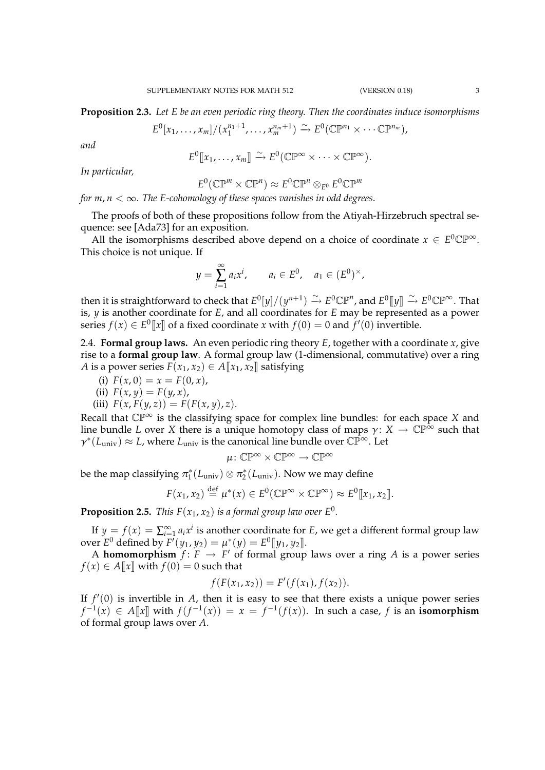**Proposition 2.3.** *Let $E$ be an even periodic ring theory. Then the coordinates induce isomorphisms*

$$E^0[x_1, \dots, x_m]/(x_1^{n_1+1}, \dots, x_m^{n_m+1}) \xrightarrow{\sim} E^0(\mathbb{CP}^{n_1} \times \cdots \mathbb{CP}^{n_m}),$$

*and*

$$E^0[\![x_1, \dots, x_m]\!] \xrightarrow{\sim} E^0(\mathbb{CP}^\infty \times \cdots \times \mathbb{CP}^\infty).$$

*In particular,*

$$E^0(\mathbb{CP}^m \times \mathbb{CP}^n) \approx E^0\mathbb{CP}^n \otimes_{E^0} E^0\mathbb{CP}^m$$

*for $m, n < \infty$. The $E$-cohomology of these spaces vanishes in odd degrees.*

The proofs of both of these propositions follow from the Atiyah-Hirzebruch spectral sequence: see [Ada73] for an exposition.

All the isomorphisms described above depend on a choice of coordinate $x \in E^0\mathbb{CP}^\infty$. This choice is not unique. If

$$y = \sum_{i=1}^{\infty} a_i x^i, \qquad a_i \in E^0, \quad a_1 \in (E^0)^\times,$$

then it is straightforward to check that $E^0[y]/(y^{n+1}) \xrightarrow{\sim} E^0\mathbb{CP}^n$, and $E^0[\![y]\!] \xrightarrow{\sim} E^0\mathbb{CP}^\infty$. That is, $y$ is another coordinate for $E$, and all coordinates for $E$ may be represented as a power series $f(x) \in E^0[\![x]\!]$ of a fixed coordinate $x$ with $f(0) = 0$ and $f'(0)$ invertible.

2.4. **Formal group laws.** An even periodic ring theory $E$, together with a coordinate $x$, give rise to a **formal group law**. A formal group law (1-dimensional, commutative) over a ring $A$ is a power series $F(x_1, x_2) \in A[\![x_1, x_2]\!]$ satisfying

(i) $F(x, 0) = x = F(0, x)$,
(ii) $F(x, y) = F(y, x)$,
(iii) $F(x, F(y, z)) = F(F(x, y), z)$.

Recall that $\mathbb{CP}^\infty$ is the classifying space for complex line bundles: for each space $X$ and line bundle $L$ over $X$ there is a unique homotopy class of maps $\gamma\colon X \to \mathbb{CP}^\infty$ such that $\gamma^*(L_{\text{univ}}) \approx L$, where $L_{\text{univ}}$ is the canonical line bundle over $\mathbb{CP}^\infty$. Let

$$\mu\colon \mathbb{CP}^\infty \times \mathbb{CP}^\infty \to \mathbb{CP}^\infty$$

be the map classifying $\pi_1^*(L_{\text{univ}}) \otimes \pi_2^*(L_{\text{univ}})$. Now we may define

$$F(x_1, x_2) \overset{\text{def}}{=} \mu^*(x) \in E^0(\mathbb{CP}^\infty \times \mathbb{CP}^\infty) \approx E^0[\![x_1, x_2]\!].$$

**Proposition 2.5.** *This $F(x_1, x_2)$ is a formal group law over $E^0$.*

If $y = f(x) = \sum_{i=1}^\infty a_i x^i$ is another coordinate for $E$, we get a different formal group law over $E^0$ defined by $F'(y_1, y_2) = \mu^*(y) = E^0[\![y_1, y_2]\!]$.

A **homomorphism** $f\colon F \to F'$ of formal group laws over a ring $A$ is a power series $f(x) \in A[\![x]\!]$ with $f(0) = 0$ such that

$$f(F(x_1, x_2)) = F'(f(x_1), f(x_2)).$$

If $f'(0)$ is invertible in $A$, then it is easy to see that there exists a unique power series $f^{-1}(x) \in A[\![x]\!]$ with $f(f^{-1}(x)) = x = f^{-1}(f(x))$. In such a case, $f$ is an **isomorphism** of formal group laws over $A$.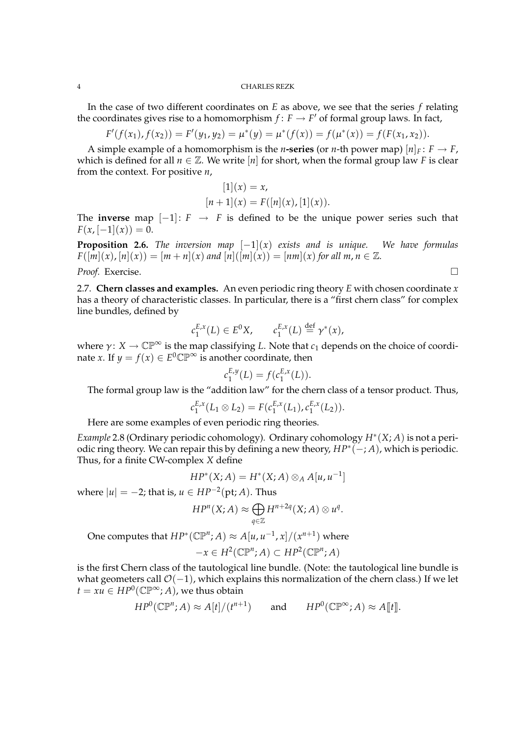In the case of two different coordinates on $E$ as above, we see that the series $f$ relating the coordinates gives rise to a homomorphism $f\colon F \to F'$ of formal group laws. In fact,

$$F'(f(x_1), f(x_2)) = F'(y_1, y_2) = \mu^*(y) = \mu^*(f(x)) = f(\mu^*(x)) = f(F(x_1, x_2)).$$

A simple example of a homomorphism is the **$n$-series** (or $n$-th power map) $[n]_F\colon F \to F$, which is defined for all $n \in \mathbb{Z}$. We write $[n]$ for short, when the formal group law $F$ is clear from the context. For positive $n$,

$$[1](x) = x,$$
$$[n+1](x) = F([n](x), [1](x)).$$

The **inverse** map $[-1]\colon F \to F$ is defined to be the unique power series such that $F(x, [-1](x)) = 0$.

**Proposition 2.6.** *The inversion map $[-1](x)$ exists and is unique. We have formulas $F([m](x), [n](x)) = [m+n](x)$ and $[n]([m](x)) = [nm](x)$ for all $m, n \in \mathbb{Z}$.*

*Proof.* Exercise. $\square$

2.7. **Chern classes and examples.** An even periodic ring theory $E$ with chosen coordinate $x$ has a theory of characteristic classes. In particular, there is a "first chern class" for complex line bundles, defined by

$$c_1^{E,x}(L) \in E^0X, \qquad c_1^{E,x}(L) \overset{\text{def}}{=} \gamma^*(x),$$

where $\gamma\colon X \to \mathbb{CP}^\infty$ is the map classifying $L$. Note that $c_1$ depends on the choice of coordinate $x$. If $y = f(x) \in E^0\mathbb{CP}^\infty$ is another coordinate, then

$$c_1^{E,y}(L) = f(c_1^{E,x}(L)).$$

The formal group law is the "addition law" for the chern class of a tensor product. Thus,

$$c_1^{E,x}(L_1 \otimes L_2) = F(c_1^{E,x}(L_1), c_1^{E,x}(L_2)).$$

Here are some examples of even periodic ring theories.

*Example* 2.8 (Ordinary periodic cohomology). Ordinary cohomology $H^*(X; A)$ is not a periodic ring theory. We can repair this by defining a new theory, $HP^*(-; A)$, which is periodic. Thus, for a finite CW-complex $X$ define

$$HP^*(X; A) = H^*(X; A) \otimes_A A[u, u^{-1}]$$

where $|u| = -2$; that is, $u \in HP^{-2}(\text{pt}; A)$. Thus

$$HP^n(X; A) \approx \bigoplus_{q \in \mathbb{Z}} H^{n+2q}(X; A) \otimes u^q.$$

One computes that $HP^*(\mathbb{CP}^n; A) \approx A[u, u^{-1}, x]/(x^{n+1})$ where

$$-x \in H^2(\mathbb{CP}^n; A) \subset HP^2(\mathbb{CP}^n; A)$$

is the first Chern class of the tautological line bundle. (Note: the tautological line bundle is what geometers call $\mathcal{O}(-1)$, which explains this normalization of the chern class.) If we let $t = xu \in HP^0(\mathbb{CP}^\infty; A)$, we thus obtain

$$HP^0(\mathbb{CP}^n; A) \approx A[t]/(t^{n+1}) \qquad \text{and} \qquad HP^0(\mathbb{CP}^\infty; A) \approx A[\![t]\!].$$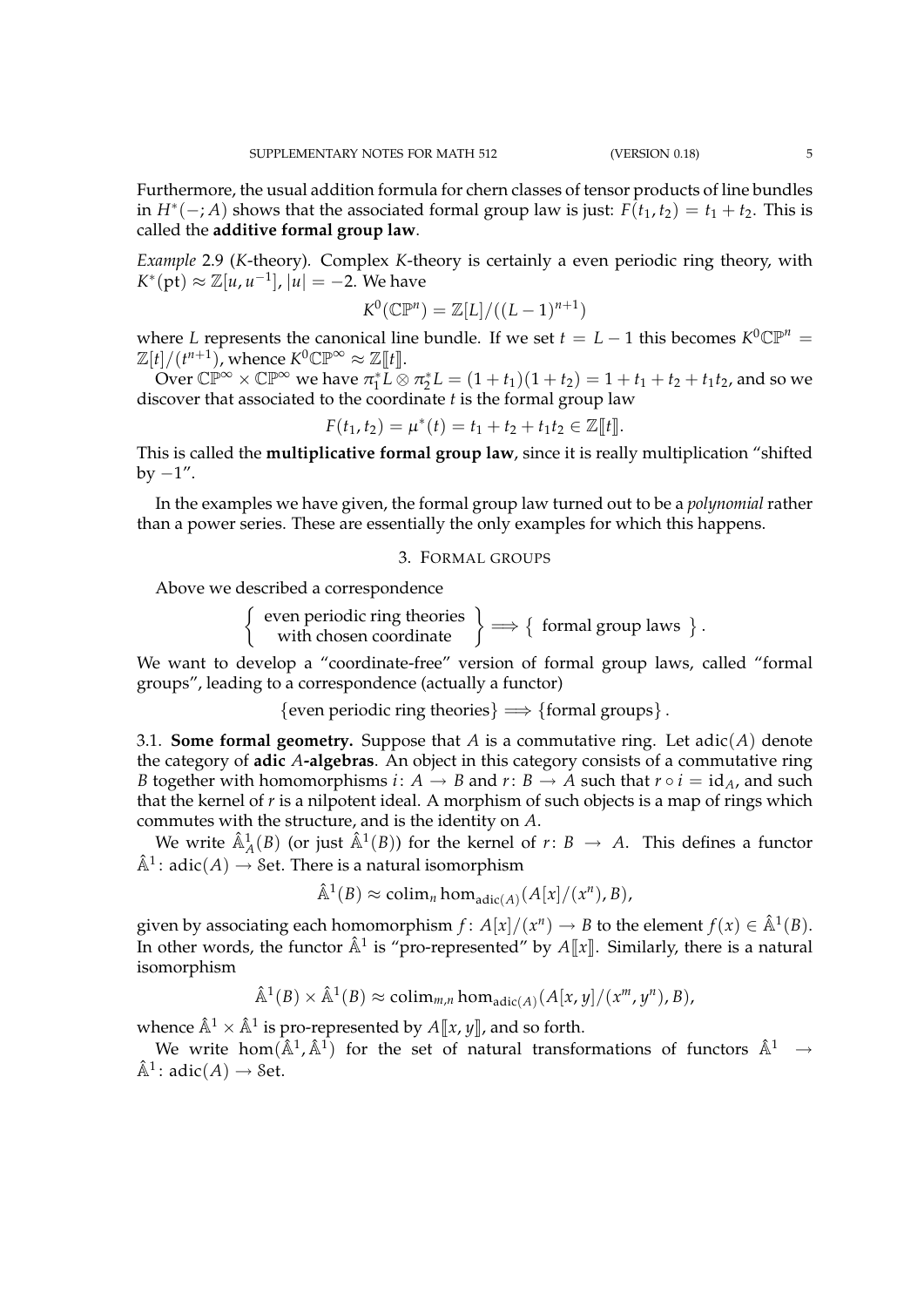Furthermore, the usual addition formula for chern classes of tensor products of line bundles in $H^*(-;A)$ shows that the associated formal group law is just: $F(t_1,t_2) = t_1 + t_2$. This is called the **additive formal group law**.

*Example* 2.9 (*K*-theory)*.* Complex *K*-theory is certainly a even periodic ring theory, with $K^*(\mathrm{pt}) \approx \mathbb{Z}[u,u^{-1}]$, $|u| = -2$. We have

$$K^0(\mathbb{CP}^n) = \mathbb{Z}[L]/((L-1)^{n+1})$$

where $L$ represents the canonical line bundle. If we set $t = L - 1$ this becomes $K^0\mathbb{CP}^n = \mathbb{Z}[t]/(t^{n+1})$, whence $K^0\mathbb{CP}^\infty \approx \mathbb{Z}[\![t]\!]$.

Over $\mathbb{CP}^\infty \times \mathbb{CP}^\infty$ we have $\pi_1^* L \otimes \pi_2^* L = (1+t_1)(1+t_2) = 1 + t_1 + t_2 + t_1 t_2$, and so we discover that associated to the coordinate $t$ is the formal group law

$$F(t_1,t_2) = \mu^*(t) = t_1 + t_2 + t_1 t_2 \in \mathbb{Z}[\![t]\!].$$

This is called the **multiplicative formal group law**, since it is really multiplication "shifted by $-1$".

In the examples we have given, the formal group law turned out to be a *polynomial* rather than a power series. These are essentially the only examples for which this happens.

## 3. Formal groups

Above we described a correspondence

$$\left\{ \begin{array}{c} \text{even periodic ring theories} \\ \text{with chosen coordinate} \end{array} \right\} \Longrightarrow \left\{ \text{ formal group laws } \right\}.$$

We want to develop a "coordinate-free" version of formal group laws, called "formal groups", leading to a correspondence (actually a functor)

$$\{\text{even periodic ring theories}\} \Longrightarrow \{\text{formal groups}\}.$$

3.1. **Some formal geometry.** Suppose that $A$ is a commutative ring. Let $\mathrm{adic}(A)$ denote the category of **adic $A$-algebras**. An object in this category consists of a commutative ring $B$ together with homomorphisms $i\colon A \to B$ and $r\colon B \to A$ such that $r \circ i = \mathrm{id}_A$, and such that the kernel of $r$ is a nilpotent ideal. A morphism of such objects is a map of rings which commutes with the structure, and is the identity on $A$.

We write $\hat{\mathbb{A}}^1_A(B)$ (or just $\hat{\mathbb{A}}^1(B)$) for the kernel of $r\colon B \to A$. This defines a functor $\hat{\mathbb{A}}^1\colon \mathrm{adic}(A) \to \mathcal{S}\mathrm{et}$. There is a natural isomorphism

$$\hat{\mathbb{A}}^1(B) \approx \mathrm{colim}_n \hom_{\mathrm{adic}(A)}(A[x]/(x^n), B),$$

given by associating each homomorphism $f\colon A[x]/(x^n) \to B$ to the element $f(x) \in \hat{\mathbb{A}}^1(B)$. In other words, the functor $\hat{\mathbb{A}}^1$ is "pro-represented" by $A[\![x]\!]$. Similarly, there is a natural isomorphism

$$\hat{\mathbb{A}}^1(B) \times \hat{\mathbb{A}}^1(B) \approx \mathrm{colim}_{m,n} \hom_{\mathrm{adic}(A)}(A[x,y]/(x^m,y^n), B),$$

whence $\hat{\mathbb{A}}^1 \times \hat{\mathbb{A}}^1$ is pro-represented by $A[\![x,y]\!]$, and so forth.

We write $\hom(\hat{\mathbb{A}}^1, \hat{\mathbb{A}}^1)$ for the set of natural transformations of functors $\hat{\mathbb{A}}^1 \to \hat{\mathbb{A}}^1\colon \mathrm{adic}(A) \to \mathcal{S}\mathrm{et}$.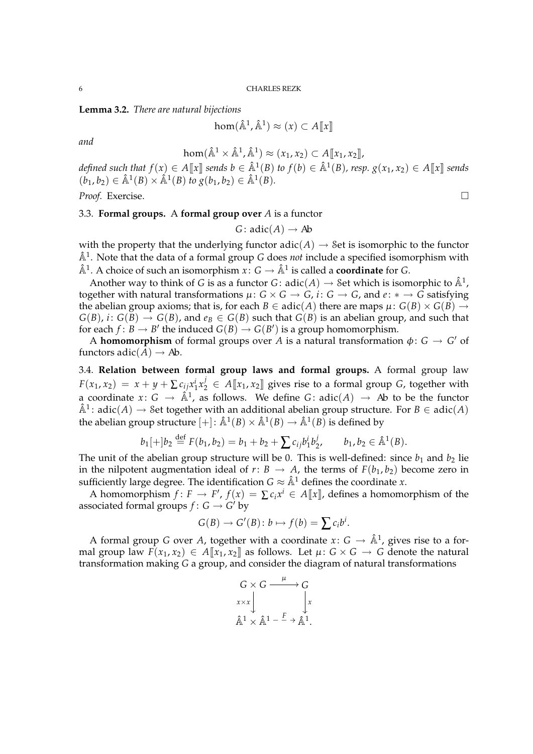**Lemma 3.2.** *There are natural bijections*

$$\hom(\hat{\mathbb{A}}^1, \hat{\mathbb{A}}^1) \approx (x) \subset A[\![x]\!]$$

*and*

$$\hom(\hat{\mathbb{A}}^1 \times \hat{\mathbb{A}}^1, \hat{\mathbb{A}}^1) \approx (x_1, x_2) \subset A[\![x_1, x_2]\!],$$

*defined such that $f(x) \in A[\![x]\!]$ sends $b \in \hat{\mathbb{A}}^1(B)$ to $f(b) \in \hat{\mathbb{A}}^1(B)$, resp. $g(x_1, x_2) \in A[\![x]\!]$ sends $(b_1, b_2) \in \hat{\mathbb{A}}^1(B) \times \hat{\mathbb{A}}^1(B)$ to $g(b_1, b_2) \in \hat{\mathbb{A}}^1(B)$.*

*Proof.* Exercise. □

3.3. **Formal groups.** A **formal group over** $A$ is a functor

$$G\colon \mathrm{adic}(A) \to \mathcal{A}b$$

with the property that the underlying functor $\mathrm{adic}(A) \to \mathcal{S}et$ is isomorphic to the functor $\hat{\mathbb{A}}^1$. Note that the data of a formal group $G$ does *not* include a specified isomorphism with $\hat{\mathbb{A}}^1$. A choice of such an isomorphism $x\colon G \to \hat{\mathbb{A}}^1$ is called a **coordinate** for $G$.

Another way to think of $G$ is as a functor $G\colon \mathrm{adic}(A) \to \mathcal{S}et$ which is isomorphic to $\hat{\mathbb{A}}^1$, together with natural transformations $\mu\colon G \times G \to G$, $i\colon G \to G$, and $e\colon * \to G$ satisfying the abelian group axioms; that is, for each $B \in \mathrm{adic}(A)$ there are maps $\mu\colon G(B) \times G(B) \to G(B)$, $i\colon G(B) \to G(B)$, and $e_B \in G(B)$ such that $G(B)$ is an abelian group, and such that for each $f\colon B \to B'$ the induced $G(B) \to G(B')$ is a group homomorphism.

A **homomorphism** of formal groups over $A$ is a natural transformation $\phi\colon G \to G'$ of functors $\mathrm{adic}(A) \to \mathcal{A}b$.

3.4. **Relation between formal group laws and formal groups.** A formal group law $F(x_1, x_2) = x + y + \sum c_{ij} x_1^i x_2^j \in A[\![x_1, x_2]\!]$ gives rise to a formal group $G$, together with a coordinate $x\colon G \to \hat{\mathbb{A}}^1$, as follows. We define $G\colon \mathrm{adic}(A) \to \mathcal{A}b$ to be the functor $\hat{\mathbb{A}}^1\colon \mathrm{adic}(A) \to \mathcal{S}et$ together with an additional abelian group structure. For $B \in \mathrm{adic}(A)$ the abelian group structure $[+]\colon \hat{\mathbb{A}}^1(B) \times \hat{\mathbb{A}}^1(B) \to \hat{\mathbb{A}}^1(B)$ is defined by

$$b_1 [+] b_2 \overset{\text{def}}{=} F(b_1, b_2) = b_1 + b_2 + \sum c_{ij} b_1^i b_2^j, \qquad b_1, b_2 \in \hat{\mathbb{A}}^1(B).$$

The unit of the abelian group structure will be 0. This is well-defined: since $b_1$ and $b_2$ lie in the nilpotent augmentation ideal of $r\colon B \to A$, the terms of $F(b_1, b_2)$ become zero in sufficiently large degree. The identification $G \approx \hat{\mathbb{A}}^1$ defines the coordinate $x$.

A homomorphism $f\colon F \to F'$, $f(x) = \sum c_i x^i \in A[\![x]\!]$, defines a homomorphism of the associated formal groups $f\colon G \to G'$ by

$$G(B) \to G'(B)\colon b \mapsto f(b) = \sum c_i b^i.$$

A formal group $G$ over $A$, together with a coordinate $x\colon G \to \hat{\mathbb{A}}^1$, gives rise to a formal group law $F(x_1, x_2) \in A[\![x_1, x_2]\!]$ as follows. Let $\mu\colon G \times G \to G$ denote the natural transformation making $G$ a group, and consider the diagram of natural transformations

$$\begin{array}{ccc} G \times G & \xrightarrow{\mu} & G \\ {\scriptstyle x \times x}\downarrow & & \downarrow{\scriptstyle x} \\ \hat{\mathbb{A}}^1 \times \hat{\mathbb{A}}^1 & \overset{F}{\dashrightarrow} & \hat{\mathbb{A}}^1. \end{array}$$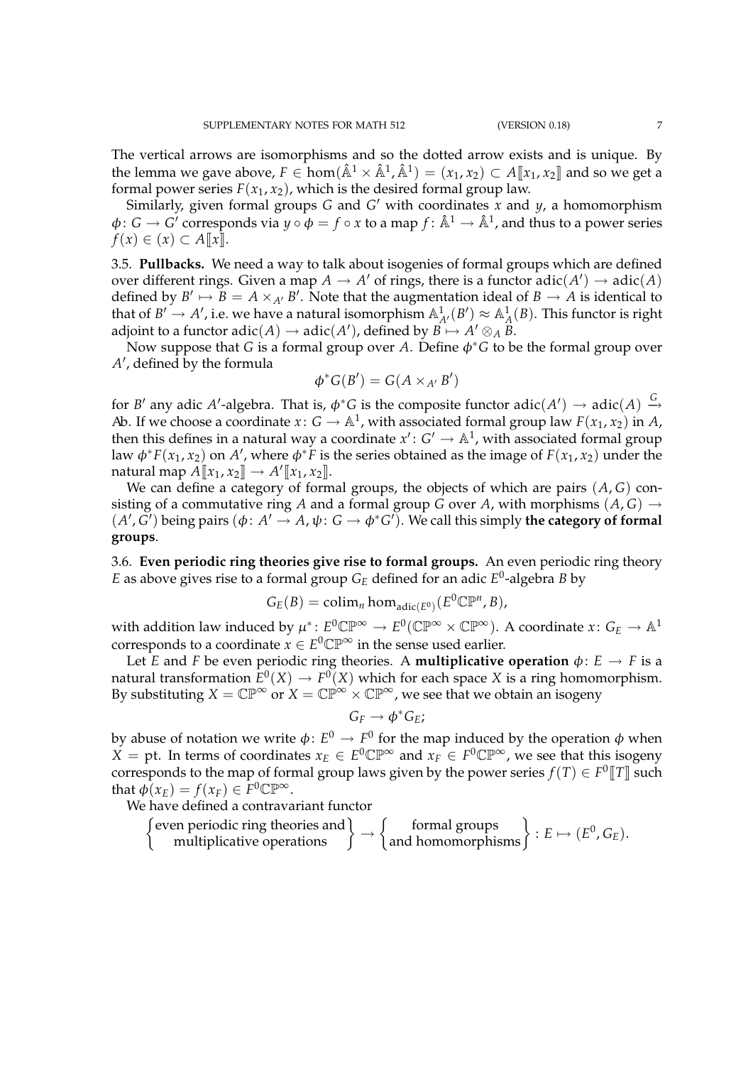The vertical arrows are isomorphisms and so the dotted arrow exists and is unique. By the lemma we gave above, $F \in \hom(\hat{\mathbb{A}}^1 \times \hat{\mathbb{A}}^1, \hat{\mathbb{A}}^1) = (x_1, x_2) \subset A[\![x_1, x_2]\!]$ and so we get a formal power series $F(x_1, x_2)$, which is the desired formal group law.

Similarly, given formal groups $G$ and $G'$ with coordinates $x$ and $y$, a homomorphism $\phi\colon G \to G'$ corresponds via $y \circ \phi = f \circ x$ to a map $f\colon \hat{\mathbb{A}}^1 \to \hat{\mathbb{A}}^1$, and thus to a power series $f(x) \in (x) \subset A[\![x]\!]$.

3.5. **Pullbacks.** We need a way to talk about isogenies of formal groups which are defined over different rings. Given a map $A \to A'$ of rings, there is a functor $\mathrm{adic}(A') \to \mathrm{adic}(A)$ defined by $B' \mapsto B = A \times_{A'} B'$. Note that the augmentation ideal of $B \to A$ is identical to that of $B' \to A'$, i.e. we have a natural isomorphism $\mathbb{A}^1_{A'}(B') \approx \mathbb{A}^1_A(B)$. This functor is right adjoint to a functor $\mathrm{adic}(A) \to \mathrm{adic}(A')$, defined by $B \mapsto A' \otimes_A B$.

Now suppose that $G$ is a formal group over $A$. Define $\phi^*G$ to be the formal group over $A'$, defined by the formula

$$\phi^*G(B') = G(A \times_{A'} B')$$

for $B'$ any adic $A'$-algebra. That is, $\phi^*G$ is the composite functor $\mathrm{adic}(A') \to \mathrm{adic}(A) \xrightarrow{G} \mathcal{A}b$. If we choose a coordinate $x\colon G \to \mathbb{A}^1$, with associated formal group law $F(x_1, x_2)$ in $A$, then this defines in a natural way a coordinate $x'\colon G' \to \mathbb{A}^1$, with associated formal group law $\phi^*F(x_1, x_2)$ on $A'$, where $\phi^*F$ is the series obtained as the image of $F(x_1, x_2)$ under the natural map $A[\![x_1, x_2]\!] \to A'[\![x_1, x_2]\!]$.

We can define a category of formal groups, the objects of which are pairs $(A, G)$ consisting of a commutative ring $A$ and a formal group $G$ over $A$, with morphisms $(A, G) \to (A', G')$ being pairs $(\phi\colon A' \to A, \psi\colon G \to \phi^*G')$. We call this simply **the category of formal groups**.

3.6. **Even periodic ring theories give rise to formal groups.** An even periodic ring theory $E$ as above gives rise to a formal group $G_E$ defined for an adic $E^0$-algebra $B$ by

$$G_E(B) = \mathrm{colim}_n \hom_{\mathrm{adic}(E^0)}(E^0\mathbb{CP}^n, B),$$

with addition law induced by $\mu^*\colon E^0\mathbb{CP}^\infty \to E^0(\mathbb{CP}^\infty \times \mathbb{CP}^\infty)$. A coordinate $x\colon G_E \to \mathbb{A}^1$ corresponds to a coordinate $x \in E^0\mathbb{CP}^\infty$ in the sense used earlier.

Let $E$ and $F$ be even periodic ring theories. A **multiplicative operation** $\phi\colon E \to F$ is a natural transformation $E^0(X) \to F^0(X)$ which for each space $X$ is a ring homomorphism. By substituting $X = \mathbb{CP}^\infty$ or $X = \mathbb{CP}^\infty \times \mathbb{CP}^\infty$, we see that we obtain an isogeny

$$G_F \to \phi^*G_E;$$

by abuse of notation we write $\phi\colon E^0 \to F^0$ for the map induced by the operation $\phi$ when $X = \mathrm{pt}$. In terms of coordinates $x_E \in E^0\mathbb{CP}^\infty$ and $x_F \in F^0\mathbb{CP}^\infty$, we see that this isogeny corresponds to the map of formal group laws given by the power series $f(T) \in F^0[\![T]\!]$ such that $\phi(x_E) = f(x_F) \in F^0\mathbb{CP}^\infty$.

We have defined a contravariant functor

$$\left\{ \begin{matrix} \text{even periodic ring theories and} \\ \text{multiplicative operations} \end{matrix} \right\} \to \left\{ \begin{matrix} \text{formal groups} \\ \text{and homomorphisms} \end{matrix} \right\} : E \mapsto (E^0, G_E).$$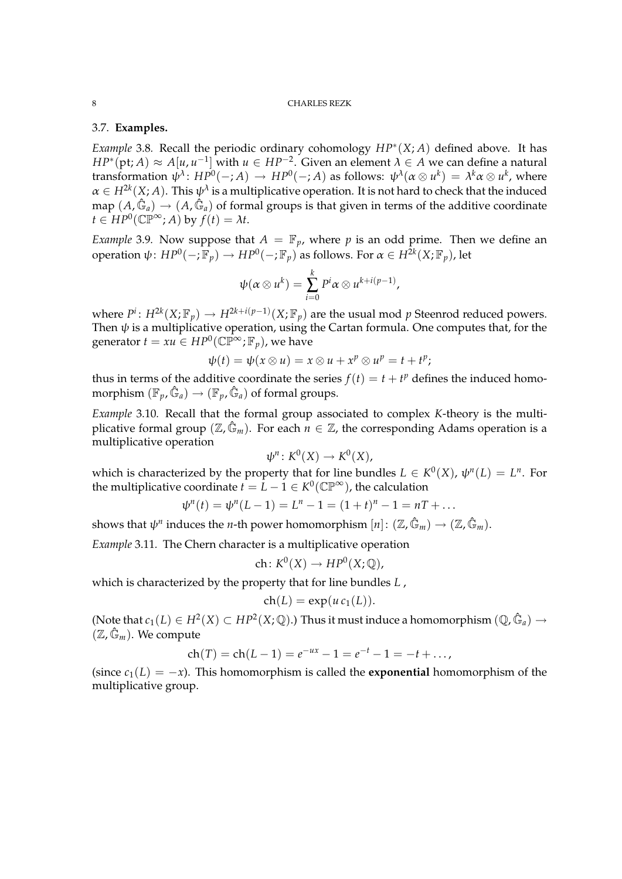### 3.7. Examples.

*Example* 3.8. Recall the periodic ordinary cohomology $HP^*(X;A)$ defined above. It has $HP^*(\mathrm{pt};A) \approx A[u,u^{-1}]$ with $u \in HP^{-2}$. Given an element $\lambda \in A$ we can define a natural transformation $\psi^\lambda\colon HP^0(-;A) \to HP^0(-;A)$ as follows: $\psi^\lambda(\alpha \otimes u^k) = \lambda^k \alpha \otimes u^k$, where $\alpha \in H^{2k}(X;A)$. This $\psi^\lambda$ is a multiplicative operation. It is not hard to check that the induced map $(A, \hat{\mathbb{G}}_a) \to (A, \hat{\mathbb{G}}_a)$ of formal groups is that given in terms of the additive coordinate $t \in HP^0(\mathbb{CP}^\infty;A)$ by $f(t) = \lambda t$.

*Example* 3.9. Now suppose that $A = \mathbb{F}_p$, where $p$ is an odd prime. Then we define an operation $\psi\colon HP^0(-;\mathbb{F}_p) \to HP^0(-;\mathbb{F}_p)$ as follows. For $\alpha \in H^{2k}(X;\mathbb{F}_p)$, let

$$\psi(\alpha \otimes u^k) = \sum_{i=0}^{k} P^i\alpha \otimes u^{k+i(p-1)},$$

where $P^i\colon H^{2k}(X;\mathbb{F}_p) \to H^{2k+i(p-1)}(X;\mathbb{F}_p)$ are the usual mod $p$ Steenrod reduced powers. Then $\psi$ is a multiplicative operation, using the Cartan formula. One computes that, for the generator $t = xu \in HP^0(\mathbb{CP}^\infty;\mathbb{F}_p)$, we have

$$\psi(t) = \psi(x \otimes u) = x \otimes u + x^p \otimes u^p = t + t^p;$$

thus in terms of the additive coordinate the series $f(t) = t + t^p$ defines the induced homomorphism $(\mathbb{F}_p, \hat{\mathbb{G}}_a) \to (\mathbb{F}_p, \hat{\mathbb{G}}_a)$ of formal groups.

*Example* 3.10. Recall that the formal group associated to complex $K$-theory is the multiplicative formal group $(\mathbb{Z}, \hat{\mathbb{G}}_m)$. For each $n \in \mathbb{Z}$, the corresponding Adams operation is a multiplicative operation

$$\psi^n\colon K^0(X) \to K^0(X),$$

which is characterized by the property that for line bundles $L \in K^0(X)$, $\psi^n(L) = L^n$. For the multiplicative coordinate $t = L - 1 \in K^0(\mathbb{CP}^\infty)$, the calculation

$$\psi^n(t) = \psi^n(L-1) = L^n - 1 = (1+t)^n - 1 = nT + \ldots$$

shows that $\psi^n$ induces the $n$-th power homomorphism $[n]\colon (\mathbb{Z}, \hat{\mathbb{G}}_m) \to (\mathbb{Z}, \hat{\mathbb{G}}_m)$.

*Example* 3.11. The Chern character is a multiplicative operation

$$\mathrm{ch}\colon K^0(X) \to HP^0(X;\mathbb{Q}),$$

which is characterized by the property that for line bundles $L$ ,

$$\mathrm{ch}(L) = \exp(u\, c_1(L)).$$

(Note that $c_1(L) \in H^2(X) \subset HP^2(X;\mathbb{Q})$.) Thus it must induce a homomorphism $(\mathbb{Q}, \hat{\mathbb{G}}_a) \to (\mathbb{Z}, \hat{\mathbb{G}}_m)$. We compute

$$\mathrm{ch}(T) = \mathrm{ch}(L-1) = e^{-ux} - 1 = e^{-t} - 1 = -t + \ldots,$$

(since $c_1(L) = -x$). This homomorphism is called the **exponential** homomorphism of the multiplicative group.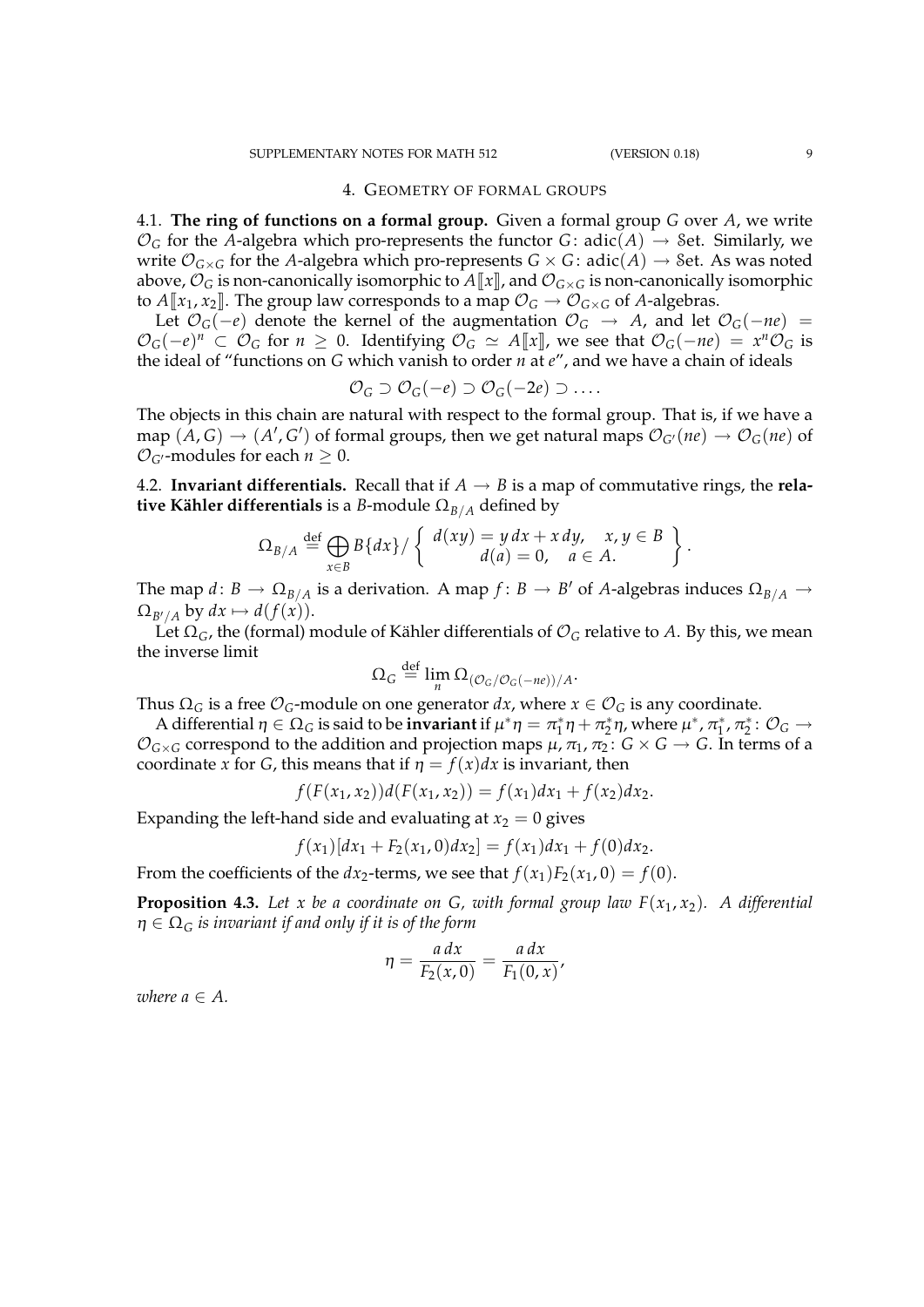## 4. Geometry of formal groups

**4.1. The ring of functions on a formal group.** Given a formal group $G$ over $A$, we write $\mathcal{O}_G$ for the $A$-algebra which pro-represents the functor $G\colon \mathrm{adic}(A) \to \mathcal{S}\mathrm{et}$. Similarly, we write $\mathcal{O}_{G\times G}$ for the $A$-algebra which pro-represents $G \times G\colon \mathrm{adic}(A) \to \mathcal{S}\mathrm{et}$. As was noted above, $\mathcal{O}_G$ is non-canonically isomorphic to $A[\![x]\!]$, and $\mathcal{O}_{G\times G}$ is non-canonically isomorphic to $A[\![x_1, x_2]\!]$. The group law corresponds to a map $\mathcal{O}_G \to \mathcal{O}_{G\times G}$ of $A$-algebras.

Let $\mathcal{O}_G(-e)$ denote the kernel of the augmentation $\mathcal{O}_G \to A$, and let $\mathcal{O}_G(-ne) = \mathcal{O}_G(-e)^n \subset \mathcal{O}_G$ for $n \geq 0$. Identifying $\mathcal{O}_G \simeq A[\![x]\!]$, we see that $\mathcal{O}_G(-ne) = x^n\mathcal{O}_G$ is the ideal of "functions on $G$ which vanish to order $n$ at $e$", and we have a chain of ideals

$$\mathcal{O}_G \supset \mathcal{O}_G(-e) \supset \mathcal{O}_G(-2e) \supset \dots.$$

The objects in this chain are natural with respect to the formal group. That is, if we have a map $(A, G) \to (A', G')$ of formal groups, then we get natural maps $\mathcal{O}_{G'}(ne) \to \mathcal{O}_G(ne)$ of $\mathcal{O}_{G'}$-modules for each $n \geq 0$.

**4.2. Invariant differentials.** Recall that if $A \to B$ is a map of commutative rings, the **relative Kähler differentials** is a $B$-module $\Omega_{B/A}$ defined by

$$\Omega_{B/A} \overset{\text{def}}{=} \bigoplus_{x\in B} B\{dx\}/\left\{ \begin{array}{c} d(xy) = y\,dx + x\,dy, \quad x, y \in B \\ d(a) = 0, \quad a \in A. \end{array} \right\}.$$

The map $d\colon B \to \Omega_{B/A}$ is a derivation. A map $f\colon B \to B'$ of $A$-algebras induces $\Omega_{B/A} \to \Omega_{B'/A}$ by $dx \mapsto d(f(x))$.

Let $\Omega_G$, the (formal) module of Kähler differentials of $\mathcal{O}_G$ relative to $A$. By this, we mean the inverse limit

$$\Omega_G \overset{\text{def}}{=} \lim_n \Omega_{(\mathcal{O}_G/\mathcal{O}_G(-ne))/A}.$$

Thus $\Omega_G$ is a free $\mathcal{O}_G$-module on one generator $dx$, where $x \in \mathcal{O}_G$ is any coordinate.

A differential $\eta \in \Omega_G$ is said to be **invariant** if $\mu^*\eta = \pi_1^*\eta + \pi_2^*\eta$, where $\mu^*, \pi_1^*, \pi_2^*\colon \mathcal{O}_G \to \mathcal{O}_{G\times G}$ correspond to the addition and projection maps $\mu, \pi_1, \pi_2\colon G \times G \to G$. In terms of a coordinate $x$ for $G$, this means that if $\eta = f(x)dx$ is invariant, then

$$f(F(x_1, x_2))d(F(x_1, x_2)) = f(x_1)dx_1 + f(x_2)dx_2.$$

Expanding the left-hand side and evaluating at $x_2 = 0$ gives

$$f(x_1)[dx_1 + F_2(x_1, 0)dx_2] = f(x_1)dx_1 + f(0)dx_2.$$

From the coefficients of the $dx_2$-terms, we see that $f(x_1)F_2(x_1, 0) = f(0)$.

**Proposition 4.3.** *Let $x$ be a coordinate on $G$, with formal group law $F(x_1, x_2)$. A differential $\eta \in \Omega_G$ is invariant if and only if it is of the form*

$$\eta = \frac{a\,dx}{F_2(x, 0)} = \frac{a\,dx}{F_1(0, x)},$$

*where $a \in A$.*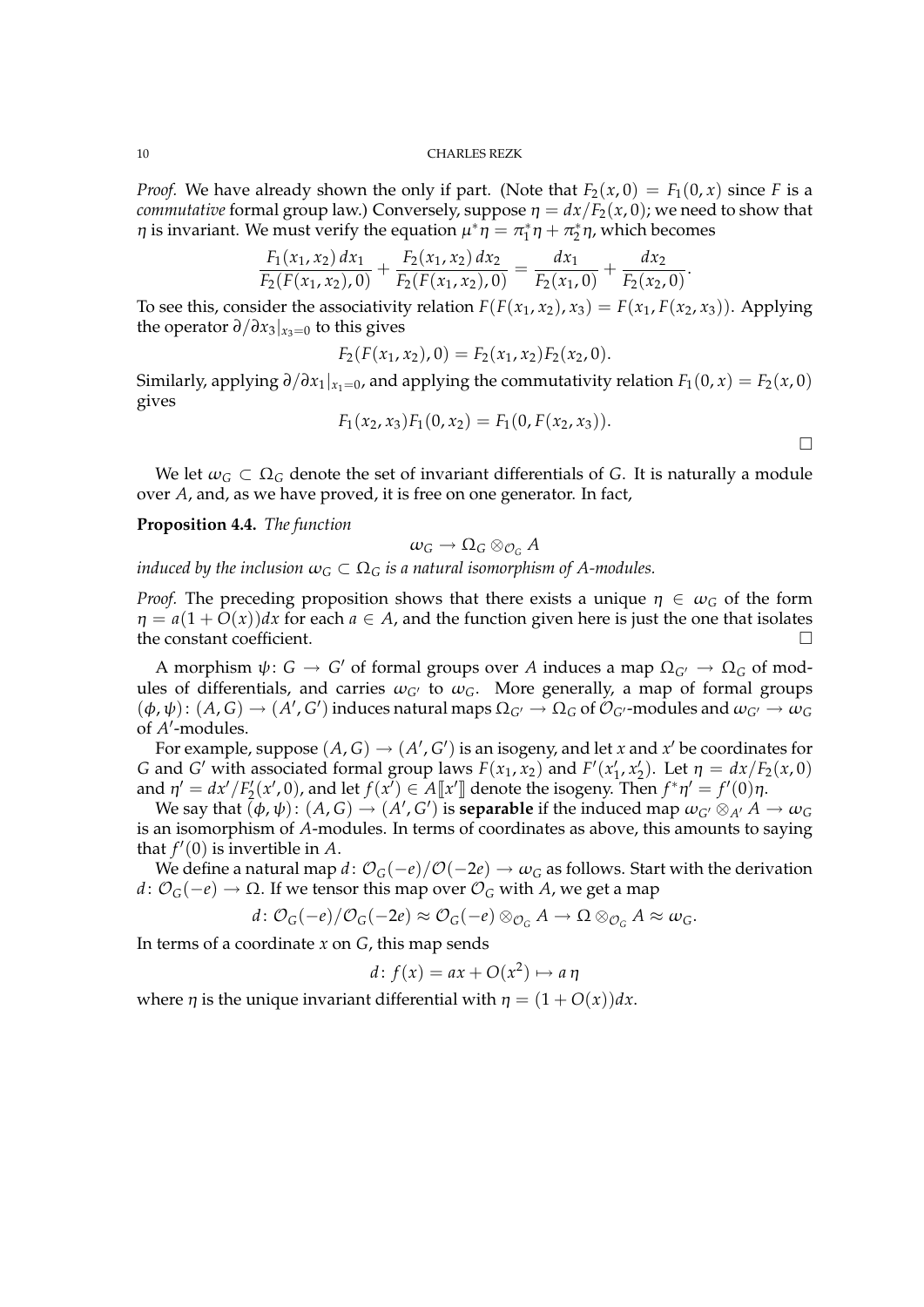*Proof.* We have already shown the only if part. (Note that $F_2(x,0) = F_1(0,x)$ since $F$ is a *commutative* formal group law.) Conversely, suppose $\eta = dx/F_2(x,0)$; we need to show that $\eta$ is invariant. We must verify the equation $\mu^*\eta = \pi_1^*\eta + \pi_2^*\eta$, which becomes

$$\frac{F_1(x_1,x_2)\,dx_1}{F_2(F(x_1,x_2),0)} + \frac{F_2(x_1,x_2)\,dx_2}{F_2(F(x_1,x_2),0)} = \frac{dx_1}{F_2(x_1,0)} + \frac{dx_2}{F_2(x_2,0)}.$$

To see this, consider the associativity relation $F(F(x_1,x_2),x_3) = F(x_1,F(x_2,x_3))$. Applying the operator $\partial/\partial x_3|_{x_3=0}$ to this gives

$$F_2(F(x_1,x_2),0) = F_2(x_1,x_2)F_2(x_2,0).$$

Similarly, applying $\partial/\partial x_1|_{x_1=0}$, and applying the commutativity relation $F_1(0,x) = F_2(x,0)$ gives

$$F_1(x_2,x_3)F_1(0,x_2) = F_1(0,F(x_2,x_3)).$$

$\square$

We let $\omega_G \subset \Omega_G$ denote the set of invariant differentials of $G$. It is naturally a module over $A$, and, as we have proved, it is free on one generator. In fact,

**Proposition 4.4.** *The function*

$$\omega_G \to \Omega_G \otimes_{\mathcal{O}_G} A$$

*induced by the inclusion $\omega_G \subset \Omega_G$ is a natural isomorphism of $A$-modules.*

*Proof.* The preceding proposition shows that there exists a unique $\eta \in \omega_G$ of the form $\eta = a(1 + O(x))dx$ for each $a \in A$, and the function given here is just the one that isolates the constant coefficient. $\square$

A morphism $\psi\colon G \to G'$ of formal groups over $A$ induces a map $\Omega_{G'} \to \Omega_G$ of modules of differentials, and carries $\omega_{G'}$ to $\omega_G$. More generally, a map of formal groups $(\phi,\psi)\colon (A,G) \to (A',G')$ induces natural maps $\Omega_{G'} \to \Omega_G$ of $\mathcal{O}_{G'}$-modules and $\omega_{G'} \to \omega_G$ of $A'$-modules.

For example, suppose $(A,G) \to (A',G')$ is an isogeny, and let $x$ and $x'$ be coordinates for $G$ and $G'$ with associated formal group laws $F(x_1,x_2)$ and $F'(x_1',x_2')$. Let $\eta = dx/F_2(x,0)$ and $\eta' = dx'/F_2'(x',0)$, and let $f(x') \in A[\![x']\!]$ denote the isogeny. Then $f^*\eta' = f'(0)\eta$.

We say that $(\phi,\psi)\colon (A,G) \to (A',G')$ is **separable** if the induced map $\omega_{G'} \otimes_{A'} A \to \omega_G$ is an isomorphism of $A$-modules. In terms of coordinates as above, this amounts to saying that $f'(0)$ is invertible in $A$.

We define a natural map $d\colon \mathcal{O}_G(-e)/\mathcal{O}(-2e) \to \omega_G$ as follows. Start with the derivation $d\colon \mathcal{O}_G(-e) \to \Omega$. If we tensor this map over $\mathcal{O}_G$ with $A$, we get a map

$$d\colon \mathcal{O}_G(-e)/\mathcal{O}_G(-2e) \approx \mathcal{O}_G(-e) \otimes_{\mathcal{O}_G} A \to \Omega \otimes_{\mathcal{O}_G} A \approx \omega_G.$$

In terms of a coordinate $x$ on $G$, this map sends

$$d\colon f(x) = ax + O(x^2) \mapsto a\,\eta$$

where $\eta$ is the unique invariant differential with $\eta = (1 + O(x))dx$.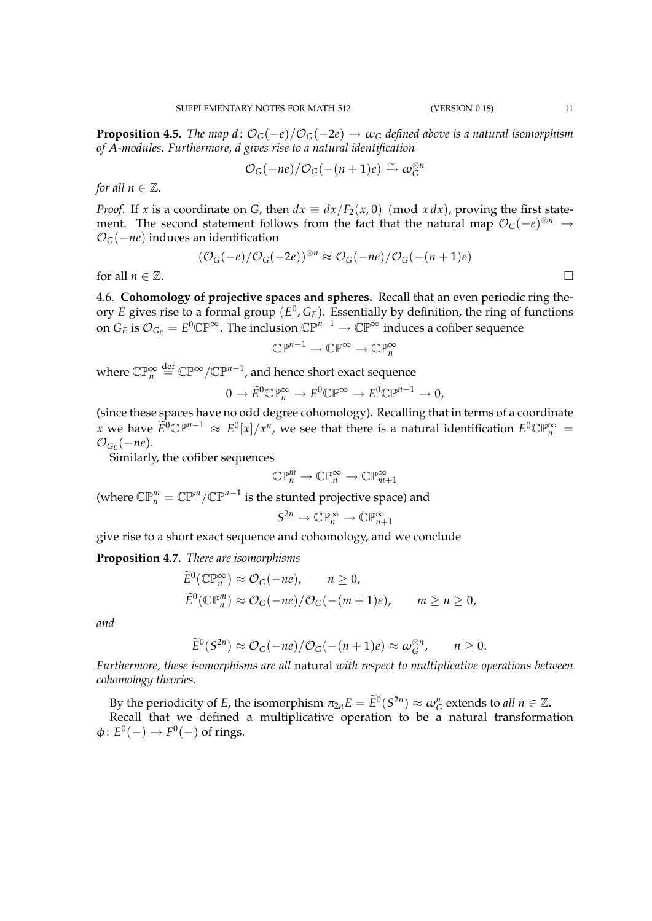**Proposition 4.5.** *The map $d\colon \mathcal{O}_G(-e)/\mathcal{O}_G(-2e) \to \omega_G$ defined above is a natural isomorphism of $A$-modules. Furthermore, $d$ gives rise to a natural identification*

$$\mathcal{O}_G(-ne)/\mathcal{O}_G(-(n+1)e) \xrightarrow{\sim} \omega_G^{\otimes n}$$

*for all $n \in \mathbb{Z}$.*

*Proof.* If $x$ is a coordinate on $G$, then $dx \equiv dx/F_2(x,0) \pmod{x\,dx}$, proving the first statement. The second statement follows from the fact that the natural map $\mathcal{O}_G(-e)^{\otimes n} \to \mathcal{O}_G(-ne)$ induces an identification

$$(\mathcal{O}_G(-e)/\mathcal{O}_G(-2e))^{\otimes n} \approx \mathcal{O}_G(-ne)/\mathcal{O}_G(-(n+1)e)$$

for all $n \in \mathbb{Z}$. □

4.6. **Cohomology of projective spaces and spheres.** Recall that an even periodic ring theory $E$ gives rise to a formal group $(E^0, G_E)$. Essentially by definition, the ring of functions on $G_E$ is $\mathcal{O}_{G_E} = E^0\mathbb{CP}^\infty$. The inclusion $\mathbb{CP}^{n-1} \to \mathbb{CP}^\infty$ induces a cofiber sequence

$$\mathbb{CP}^{n-1} \to \mathbb{CP}^\infty \to \mathbb{CP}^\infty_n$$

where $\mathbb{CP}^\infty_n \overset{\text{def}}{=} \mathbb{CP}^\infty/\mathbb{CP}^{n-1}$, and hence short exact sequence

$$0 \to \widetilde{E}^0\mathbb{CP}^\infty_n \to E^0\mathbb{CP}^\infty \to E^0\mathbb{CP}^{n-1} \to 0,$$

(since these spaces have no odd degree cohomology). Recalling that in terms of a coordinate $x$ we have $\widetilde{E}^0\mathbb{CP}^{n-1} \approx E^0[x]/x^n$, we see that there is a natural identification $E^0\mathbb{CP}^\infty_n = \mathcal{O}_{G_E}(-ne)$.

Similarly, the cofiber sequences

$$\mathbb{CP}^m_n \to \mathbb{CP}^\infty_n \to \mathbb{CP}^\infty_{m+1}$$

(where $\mathbb{CP}^m_n = \mathbb{CP}^m/\mathbb{CP}^{n-1}$ is the stunted projective space) and

$$S^{2n} \to \mathbb{CP}^\infty_n \to \mathbb{CP}^\infty_{n+1}$$

give rise to a short exact sequence and cohomology, and we conclude

**Proposition 4.7.** *There are isomorphisms*

$$\widetilde{E}^0(\mathbb{CP}^\infty_n) \approx \mathcal{O}_G(-ne), \qquad n \geq 0,$$
$$\widetilde{E}^0(\mathbb{CP}^m_n) \approx \mathcal{O}_G(-ne)/\mathcal{O}_G(-(m+1)e), \qquad m \geq n \geq 0,$$

*and*

$$\widetilde{E}^0(S^{2n}) \approx \mathcal{O}_G(-ne)/\mathcal{O}_G(-(n+1)e) \approx \omega_G^{\otimes n}, \qquad n \geq 0.$$

*Furthermore, these isomorphisms are all* natural *with respect to multiplicative operations between cohomology theories.*

By the periodicity of $E$, the isomorphism $\pi_{2n}E = \widetilde{E}^0(S^{2n}) \approx \omega^n_G$ extends to *all* $n \in \mathbb{Z}$.

Recall that we defined a multiplicative operation to be a natural transformation $\phi\colon E^0(-) \to F^0(-)$ of rings.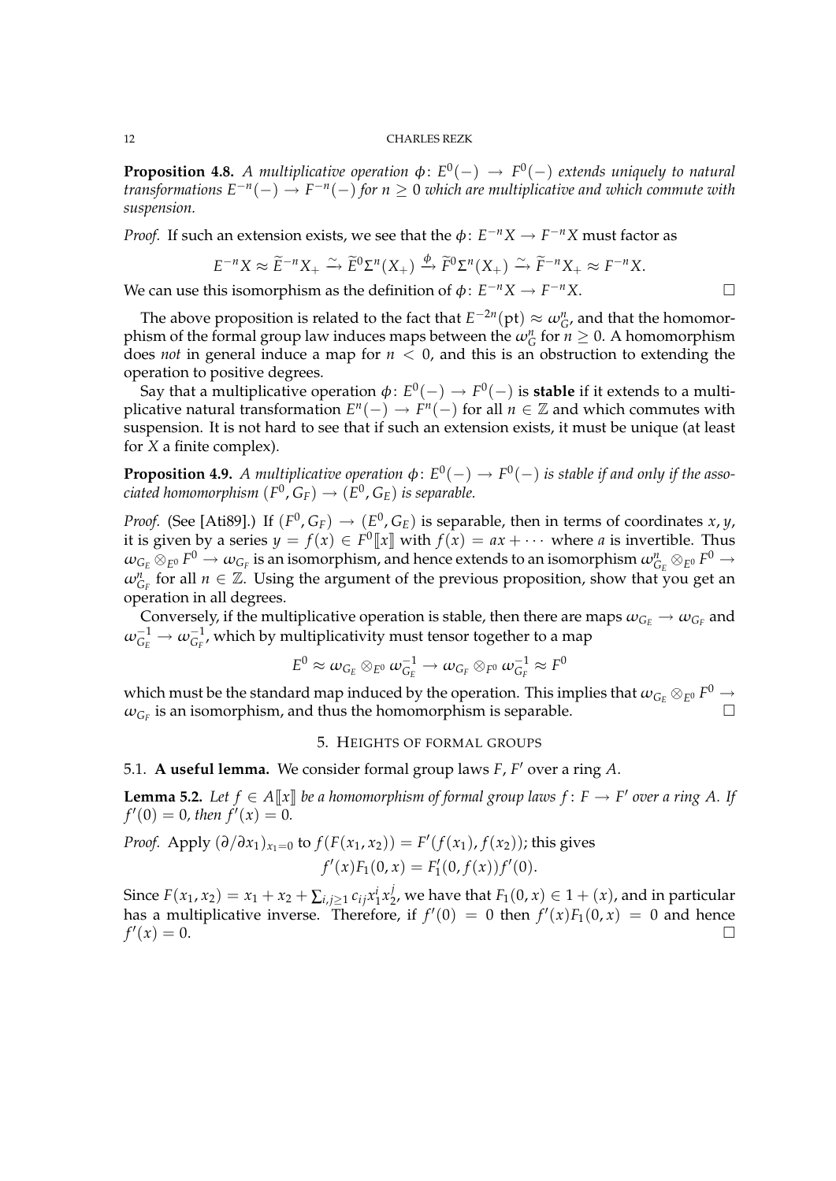**Proposition 4.8.** *A multiplicative operation $\phi\colon E^0(-) \to F^0(-)$ extends uniquely to natural transformations $E^{-n}(-) \to F^{-n}(-)$ for $n \geq 0$ which are multiplicative and which commute with suspension.*

*Proof.* If such an extension exists, we see that the $\phi\colon E^{-n}X \to F^{-n}X$ must factor as

$$E^{-n}X \approx \widetilde{E}^{-n}X_+ \xrightarrow{\sim} \widetilde{E}^0\Sigma^n(X_+) \xrightarrow{\phi} \widetilde{F}^0\Sigma^n(X_+) \xrightarrow{\sim} \widetilde{F}^{-n}X_+ \approx F^{-n}X.$$

We can use this isomorphism as the definition of $\phi\colon E^{-n}X \to F^{-n}X$. $\square$

The above proposition is related to the fact that $E^{-2n}(\mathrm{pt}) \approx \omega_G^n$, and that the homomorphism of the formal group law induces maps between the $\omega_G^n$ for $n \geq 0$. A homomorphism does *not* in general induce a map for $n < 0$, and this is an obstruction to extending the operation to positive degrees.

Say that a multiplicative operation $\phi\colon E^0(-) \to F^0(-)$ is **stable** if it extends to a multiplicative natural transformation $E^n(-) \to F^n(-)$ for all $n \in \mathbb{Z}$ and which commutes with suspension. It is not hard to see that if such an extension exists, it must be unique (at least for $X$ a finite complex).

**Proposition 4.9.** *A multiplicative operation $\phi\colon E^0(-) \to F^0(-)$ is stable if and only if the associated homomorphism $(F^0, G_F) \to (E^0, G_E)$ is separable.*

*Proof.* (See [Ati89].) If $(F^0, G_F) \to (E^0, G_E)$ is separable, then in terms of coordinates $x, y$, it is given by a series $y = f(x) \in F^0[\![x]\!]$ with $f(x) = ax + \cdots$ where $a$ is invertible. Thus $\omega_{G_E} \otimes_{E^0} F^0 \to \omega_{G_F}$ is an isomorphism, and hence extends to an isomorphism $\omega_{G_E}^n \otimes_{E^0} F^0 \to \omega_{G_F}^n$ for all $n \in \mathbb{Z}$. Using the argument of the previous proposition, show that you get an operation in all degrees.

Conversely, if the multiplicative operation is stable, then there are maps $\omega_{G_E} \to \omega_{G_F}$ and $\omega_{G_E}^{-1} \to \omega_{G_F}^{-1}$, which by multiplicativity must tensor together to a map

$$E^0 \approx \omega_{G_E} \otimes_{E^0} \omega_{G_E}^{-1} \to \omega_{G_F} \otimes_{F^0} \omega_{G_F}^{-1} \approx F^0$$

which must be the standard map induced by the operation. This implies that $\omega_{G_E} \otimes_{E^0} F^0 \to \omega_{G_F}$ is an isomorphism, and thus the homomorphism is separable. $\square$

## 5. Heights of formal groups

### 5.1. A useful lemma.

We consider formal group laws $F, F'$ over a ring $A$.

**Lemma 5.2.** *Let $f \in A[\![x]\!]$ be a homomorphism of formal group laws $f\colon F \to F'$ over a ring $A$. If $f'(0) = 0$, then $f'(x) = 0$.*

*Proof.* Apply $(\partial/\partial x_1)_{x_1=0}$ to $f(F(x_1, x_2)) = F'(f(x_1), f(x_2))$; this gives

$$f'(x)F_1(0, x) = F_1'(0, f(x))f'(0).$$

Since $F(x_1, x_2) = x_1 + x_2 + \sum_{i,j\geq 1} c_{ij}x_1^i x_2^j$, we have that $F_1(0, x) \in 1 + (x)$, and in particular has a multiplicative inverse. Therefore, if $f'(0) = 0$ then $f'(x)F_1(0, x) = 0$ and hence $f'(x) = 0$. $\square$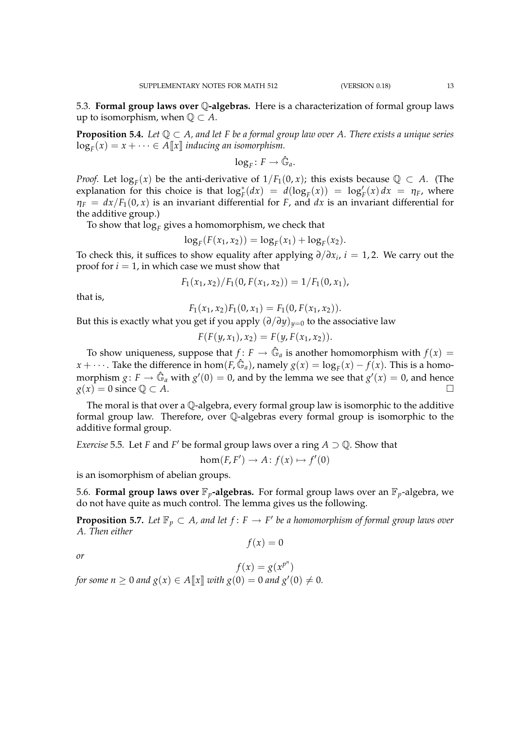5.3. **Formal group laws over $\mathbb{Q}$-algebras.** Here is a characterization of formal group laws up to isomorphism, when $\mathbb{Q} \subset A$.

**Proposition 5.4.** *Let $\mathbb{Q} \subset A$, and let $F$ be a formal group law over $A$. There exists a unique series $\log_F(x) = x + \cdots \in A[\![x]\!]$ inducing an isomorphism.*

$$\log_F : F \to \hat{\mathbb{G}}_a.$$

*Proof.* Let $\log_F(x)$ be the anti-derivative of $1/F_1(0,x)$; this exists because $\mathbb{Q} \subset A$. (The explanation for this choice is that $\log_F^*(dx) = d(\log_F(x)) = \log_F'(x)\,dx = \eta_F$, where $\eta_F = dx/F_1(0,x)$ is an invariant differential for $F$, and $dx$ is an invariant differential for the additive group.)

To show that $\log_F$ gives a homomorphism, we check that

$$\log_F(F(x_1, x_2)) = \log_F(x_1) + \log_F(x_2).$$

To check this, it suffices to show equality after applying $\partial/\partial x_i$, $i = 1, 2$. We carry out the proof for $i = 1$, in which case we must show that

$$F_1(x_1, x_2)/F_1(0, F(x_1, x_2)) = 1/F_1(0, x_1),$$

that is,

$$F_1(x_1, x_2) F_1(0, x_1) = F_1(0, F(x_1, x_2)).$$

But this is exactly what you get if you apply $(\partial/\partial y)_{y=0}$ to the associative law

$$F(F(y, x_1), x_2) = F(y, F(x_1, x_2)).$$

To show uniqueness, suppose that $f : F \to \hat{\mathbb{G}}_a$ is another homomorphism with $f(x) = x + \cdots$. Take the difference in $\hom(F, \hat{\mathbb{G}}_a)$, namely $g(x) = \log_F(x) - f(x)$. This is a homomorphism $g : F \to \hat{\mathbb{G}}_a$ with $g'(0) = 0$, and by the lemma we see that $g'(x) = 0$, and hence $g(x) = 0$ since $\mathbb{Q} \subset A$. □

The moral is that over a $\mathbb{Q}$-algebra, every formal group law is isomorphic to the additive formal group law. Therefore, over $\mathbb{Q}$-algebras every formal group is isomorphic to the additive formal group.

*Exercise* 5.5. Let $F$ and $F'$ be formal group laws over a ring $A \supset \mathbb{Q}$. Show that

$$\hom(F, F') \to A : f(x) \mapsto f'(0)$$

is an isomorphism of abelian groups.

5.6. **Formal group laws over $\mathbb{F}_p$-algebras.** For formal group laws over an $\mathbb{F}_p$-algebra, we do not have quite as much control. The lemma gives us the following.

**Proposition 5.7.** *Let $\mathbb{F}_p \subset A$, and let $f : F \to F'$ be a homomorphism of formal group laws over $A$. Then either*

$$f(x) = 0$$

*or*

$$f(x) = g(x^{p^n})$$

*for some $n \geq 0$ and $g(x) \in A[\![x]\!]$ with $g(0) = 0$ and $g'(0) \neq 0$.*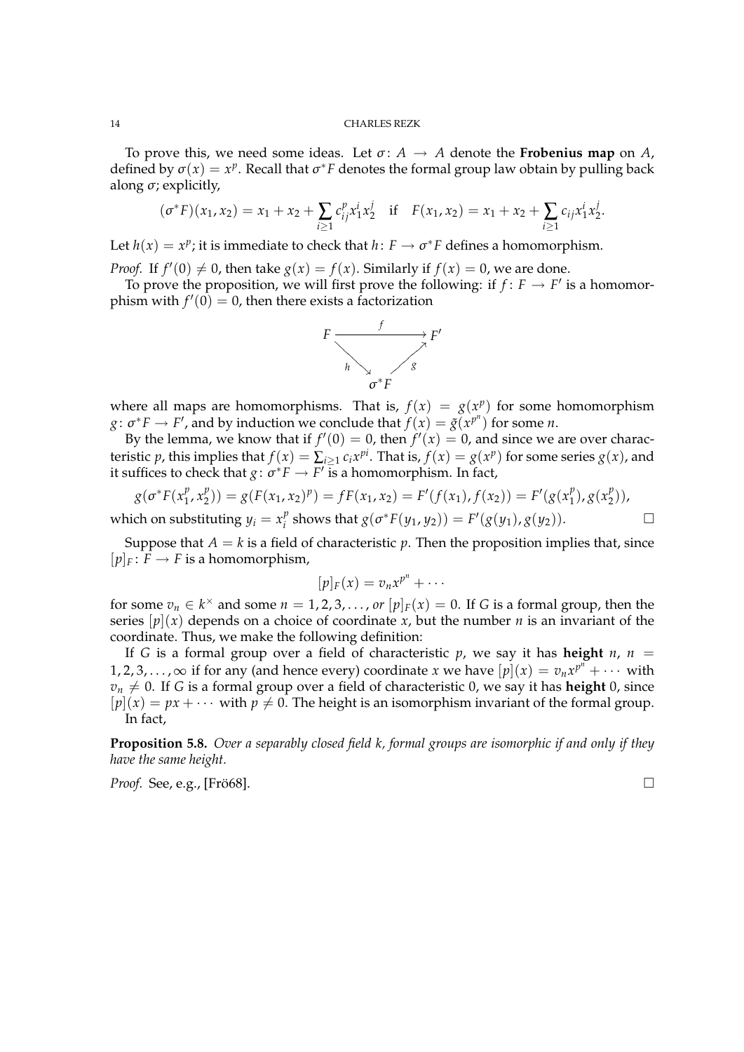To prove this, we need some ideas. Let $\sigma\colon A \to A$ denote the **Frobenius map** on $A$, defined by $\sigma(x) = x^p$. Recall that $\sigma^* F$ denotes the formal group law obtain by pulling back along $\sigma$; explicitly,

$$(\sigma^* F)(x_1, x_2) = x_1 + x_2 + \sum_{i \geq 1} c_{ij}^p x_1^i x_2^j \quad \text{if} \quad F(x_1, x_2) = x_1 + x_2 + \sum_{i \geq 1} c_{ij} x_1^i x_2^j.$$

Let $h(x) = x^p$; it is immediate to check that $h\colon F \to \sigma^* F$ defines a homomorphism.

*Proof.* If $f'(0) \neq 0$, then take $g(x) = f(x)$. Similarly if $f(x) = 0$, we are done.

To prove the proposition, we will first prove the following: if $f\colon F \to F'$ is a homomorphism with $f'(0) = 0$, then there exists a factorization

$$\begin{array}{ccc} F & \xrightarrow{\quad f \quad} & F' \\ & {\scriptstyle h}\searrow \quad \nearrow{\scriptstyle g} & \\ & \sigma^* F & \end{array}$$

where all maps are homomorphisms. That is, $f(x) = g(x^p)$ for some homomorphism $g\colon \sigma^* F \to F'$, and by induction we conclude that $f(x) = \tilde{g}(x^{p^n})$ for some $n$.

By the lemma, we know that if $f'(0) = 0$, then $f'(x) = 0$, and since we are over characteristic $p$, this implies that $f(x) = \sum_{i \geq 1} c_i x^{pi}$. That is, $f(x) = g(x^p)$ for some series $g(x)$, and it suffices to check that $g\colon \sigma^* F \to F'$ is a homomorphism. In fact,

$$g(\sigma^* F(x_1^p, x_2^p)) = g(F(x_1, x_2)^p) = fF(x_1, x_2) = F'(f(x_1), f(x_2)) = F'(g(x_1^p), g(x_2^p)),$$

which on substituting $y_i = x_i^p$ shows that $g(\sigma^* F(y_1, y_2)) = F'(g(y_1), g(y_2))$. $\square$

Suppose that $A = k$ is a field of characteristic $p$. Then the proposition implies that, since $[p]_F\colon F \to F$ is a homomorphism,

$$[p]_F(x) = v_n x^{p^n} + \cdots$$

for some $v_n \in k^\times$ and some $n = 1, 2, 3, \ldots$, *or* $[p]_F(x) = 0$. If $G$ is a formal group, then the series $[p](x)$ depends on a choice of coordinate $x$, but the number $n$ is an invariant of the coordinate. Thus, we make the following definition:

If $G$ is a formal group over a field of characteristic $p$, we say it has **height** $n$, $n = 1, 2, 3, \ldots, \infty$ if for any (and hence every) coordinate $x$ we have $[p](x) = v_n x^{p^n} + \cdots$ with $v_n \neq 0$. If $G$ is a formal group over a field of characteristic 0, we say it has **height** 0, since $[p](x) = px + \cdots$ with $p \neq 0$. The height is an isomorphism invariant of the formal group.

In fact,

**Proposition 5.8.** *Over a separably closed field $k$, formal groups are isomorphic if and only if they have the same height.*

*Proof.* See, e.g., [Frö68]. $\square$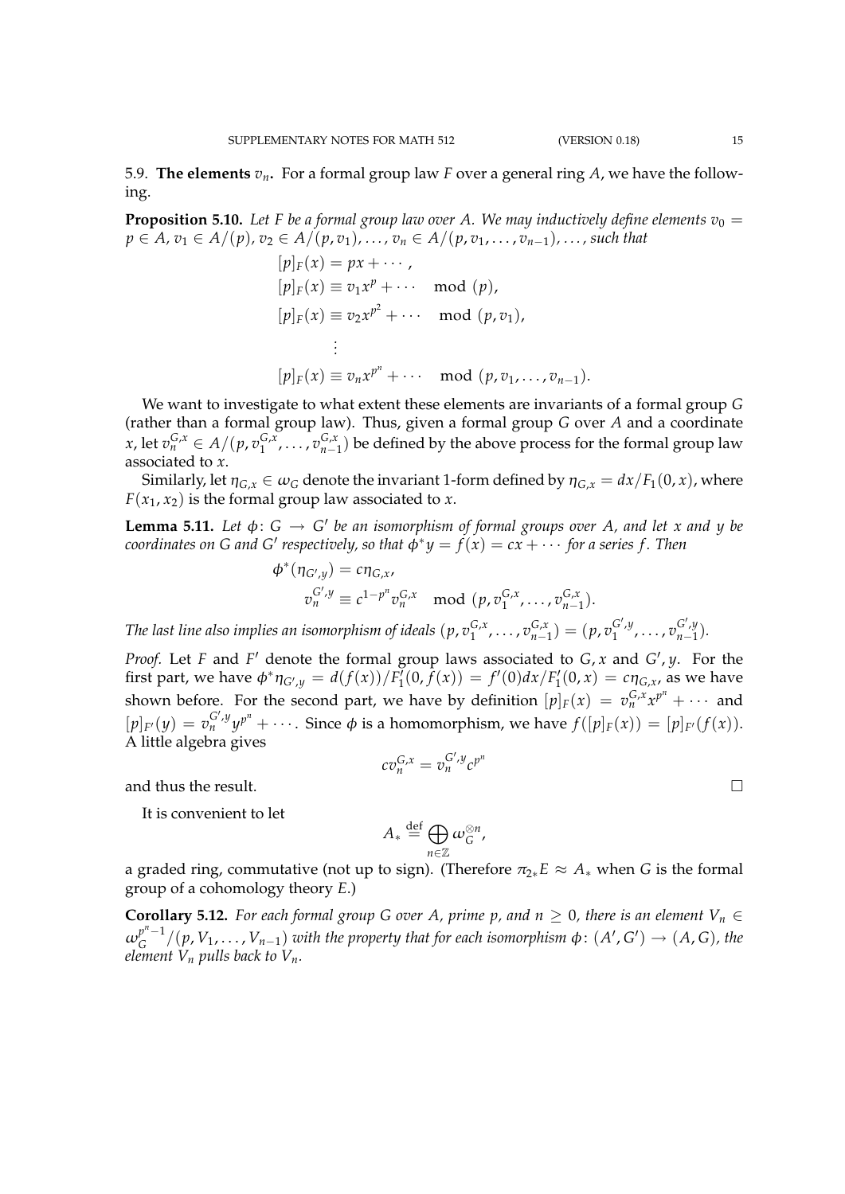5.9. **The elements $v_n$.** For a formal group law $F$ over a general ring $A$, we have the following.

**Proposition 5.10.** *Let $F$ be a formal group law over $A$. We may inductively define elements $v_0 = p \in A$, $v_1 \in A/(p)$, $v_2 \in A/(p, v_1)$, $\ldots$, $v_n \in A/(p, v_1, \ldots, v_{n-1})$, $\ldots$, such that*

$$
\begin{aligned}
[p]_F(x) &= px + \cdots, \\
[p]_F(x) &\equiv v_1 x^p + \cdots \mod (p), \\
[p]_F(x) &\equiv v_2 x^{p^2} + \cdots \mod (p, v_1), \\
&\vdots \\
[p]_F(x) &\equiv v_n x^{p^n} + \cdots \mod (p, v_1, \ldots, v_{n-1}).
\end{aligned}
$$

We want to investigate to what extent these elements are invariants of a formal group $G$ (rather than a formal group law). Thus, given a formal group $G$ over $A$ and a coordinate $x$, let $v_n^{G,x} \in A/(p, v_1^{G,x}, \ldots, v_{n-1}^{G,x})$ be defined by the above process for the formal group law associated to $x$.

Similarly, let $\eta_{G,x} \in \omega_G$ denote the invariant 1-form defined by $\eta_{G,x} = dx/F_1(0,x)$, where $F(x_1, x_2)$ is the formal group law associated to $x$.

**Lemma 5.11.** *Let $\phi\colon G \to G'$ be an isomorphism of formal groups over $A$, and let $x$ and $y$ be coordinates on $G$ and $G'$ respectively, so that $\phi^* y = f(x) = cx + \cdots$ for a series $f$. Then*

$$
\begin{aligned}
\phi^*(\eta_{G',y}) &= c\eta_{G,x}, \\
v_n^{G',y} &\equiv c^{1-p^n} v_n^{G,x} \mod (p, v_1^{G,x}, \ldots, v_{n-1}^{G,x}).
\end{aligned}
$$

*The last line also implies an isomorphism of ideals $(p, v_1^{G,x}, \ldots, v_{n-1}^{G,x}) = (p, v_1^{G',y}, \ldots, v_{n-1}^{G',y})$.*

*Proof.* Let $F$ and $F'$ denote the formal group laws associated to $G, x$ and $G', y$. For the first part, we have $\phi^*\eta_{G',y} = d(f(x))/F_1'(0, f(x)) = f'(0)dx/F_1'(0,x) = c\eta_{G,x}$, as we have shown before. For the second part, we have by definition $[p]_F(x) = v_n^{G,x} x^{p^n} + \cdots$ and $[p]_{F'}(y) = v_n^{G',y} y^{p^n} + \cdots$. Since $\phi$ is a homomorphism, we have $f([p]_F(x)) = [p]_{F'}(f(x))$. A little algebra gives

$$
cv_n^{G,x} = v_n^{G',y} c^{p^n}
$$

and thus the result. $\square$

It is convenient to let

$$
A_* \stackrel{\text{def}}{=} \bigoplus_{n \in \mathbb{Z}} \omega_G^{\otimes n},
$$

a graded ring, commutative (not up to sign). (Therefore $\pi_{2*}E \approx A_*$ when $G$ is the formal group of a cohomology theory $E$.)

**Corollary 5.12.** *For each formal group $G$ over $A$, prime $p$, and $n \geq 0$, there is an element $V_n \in \omega_G^{p^n - 1}/(p, V_1, \ldots, V_{n-1})$ with the property that for each isomorphism $\phi\colon (A', G') \to (A, G)$, the element $V_n$ pulls back to $V_n$.*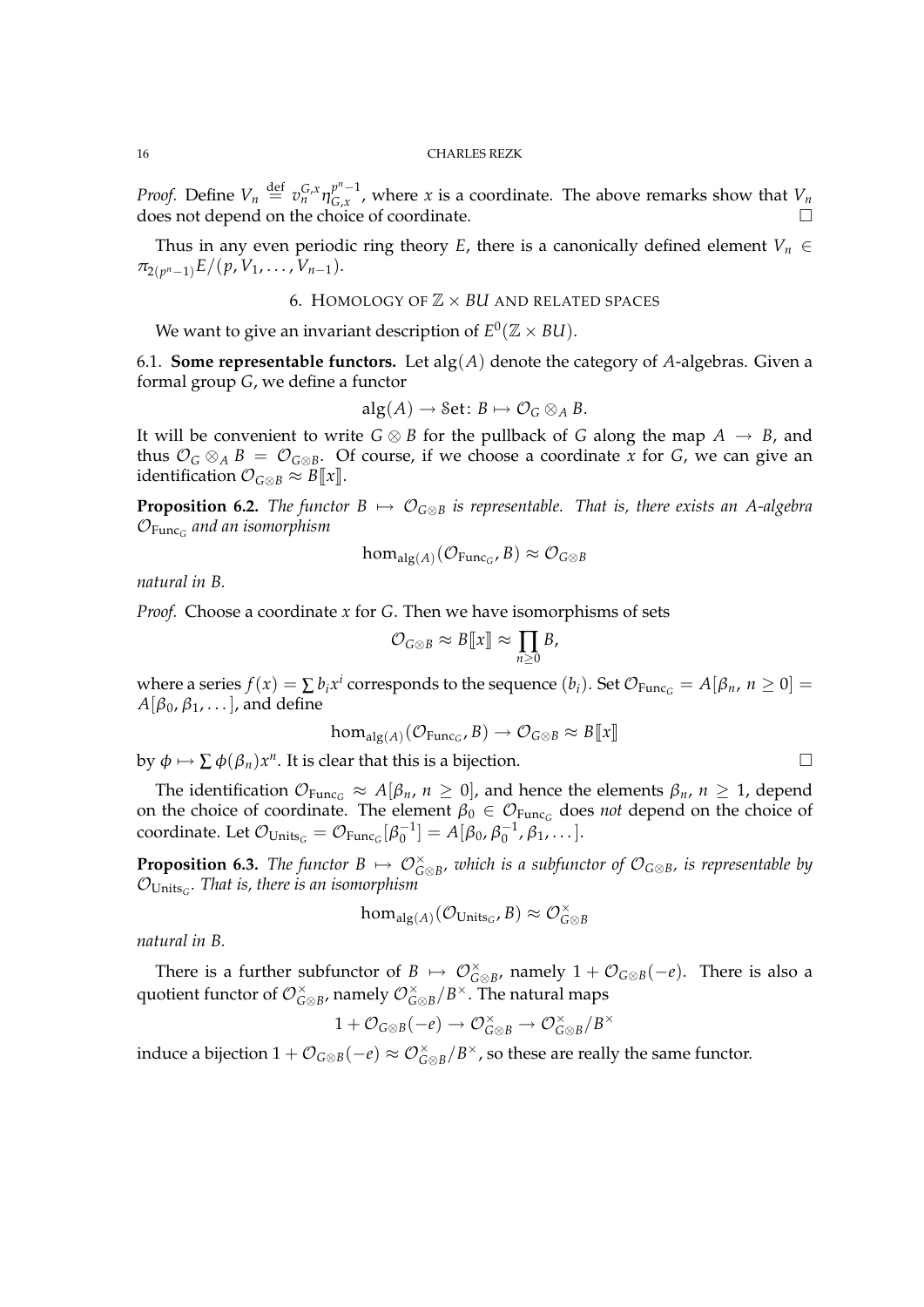*Proof.* Define $V_n \stackrel{\text{def}}{=} v_n^{G,x} \eta_{G,x}^{p^n-1}$, where $x$ is a coordinate. The above remarks show that $V_n$ does not depend on the choice of coordinate. $\square$

Thus in any even periodic ring theory $E$, there is a canonically defined element $V_n \in \pi_{2(p^n-1)} E/(p, V_1, \dots, V_{n-1})$.

## 6. Homology of $\mathbb{Z} \times BU$ and related spaces

We want to give an invariant description of $E^0(\mathbb{Z} \times BU)$.

**6.1. Some representable functors.** Let $\operatorname{alg}(A)$ denote the category of $A$-algebras. Given a formal group $G$, we define a functor

$$\operatorname{alg}(A) \to \mathcal{S}\mathrm{et}\colon B \mapsto \mathcal{O}_G \otimes_A B.$$

It will be convenient to write $G \otimes B$ for the pullback of $G$ along the map $A \to B$, and thus $\mathcal{O}_G \otimes_A B = \mathcal{O}_{G \otimes B}$. Of course, if we choose a coordinate $x$ for $G$, we can give an identification $\mathcal{O}_{G \otimes B} \approx B[\![x]\!]$.

**Proposition 6.2.** *The functor $B \mapsto \mathcal{O}_{G \otimes B}$ is representable. That is, there exists an $A$-algebra $\mathcal{O}_{\mathrm{Func}_G}$ and an isomorphism*

$$\hom_{\operatorname{alg}(A)}(\mathcal{O}_{\mathrm{Func}_G}, B) \approx \mathcal{O}_{G \otimes B}$$

*natural in $B$.*

*Proof.* Choose a coordinate $x$ for $G$. Then we have isomorphisms of sets

$$\mathcal{O}_{G \otimes B} \approx B[\![x]\!] \approx \prod_{n \geq 0} B,$$

where a series $f(x) = \sum b_i x^i$ corresponds to the sequence $(b_i)$. Set $\mathcal{O}_{\mathrm{Func}_G} = A[\beta_n,\, n \geq 0] = A[\beta_0, \beta_1, \dots]$, and define

$$\hom_{\operatorname{alg}(A)}(\mathcal{O}_{\mathrm{Func}_G}, B) \to \mathcal{O}_{G \otimes B} \approx B[\![x]\!]$$

by $\phi \mapsto \sum \phi(\beta_n) x^n$. It is clear that this is a bijection. $\square$

The identification $\mathcal{O}_{\mathrm{Func}_G} \approx A[\beta_n,\, n \geq 0]$, and hence the elements $\beta_n$, $n \geq 1$, depend on the choice of coordinate. The element $\beta_0 \in \mathcal{O}_{\mathrm{Func}_G}$ does *not* depend on the choice of coordinate. Let $\mathcal{O}_{\mathrm{Units}_G} = \mathcal{O}_{\mathrm{Func}_G}[\beta_0^{-1}] = A[\beta_0, \beta_0^{-1}, \beta_1, \dots]$.

**Proposition 6.3.** *The functor $B \mapsto \mathcal{O}_{G \otimes B}^\times$, which is a subfunctor of $\mathcal{O}_{G \otimes B}$, is representable by $\mathcal{O}_{\mathrm{Units}_G}$. That is, there is an isomorphism*

$$\hom_{\operatorname{alg}(A)}(\mathcal{O}_{\mathrm{Units}_G}, B) \approx \mathcal{O}_{G \otimes B}^\times$$

*natural in $B$.*

There is a further subfunctor of $B \mapsto \mathcal{O}_{G \otimes B}^\times$, namely $1 + \mathcal{O}_{G \otimes B}(-e)$. There is also a quotient functor of $\mathcal{O}_{G \otimes B}^\times$, namely $\mathcal{O}_{G \otimes B}^\times / B^\times$. The natural maps

$$1 + \mathcal{O}_{G \otimes B}(-e) \to \mathcal{O}_{G \otimes B}^\times \to \mathcal{O}_{G \otimes B}^\times / B^\times$$

induce a bijection $1 + \mathcal{O}_{G \otimes B}(-e) \approx \mathcal{O}_{G \otimes B}^\times / B^\times$, so these are really the same functor.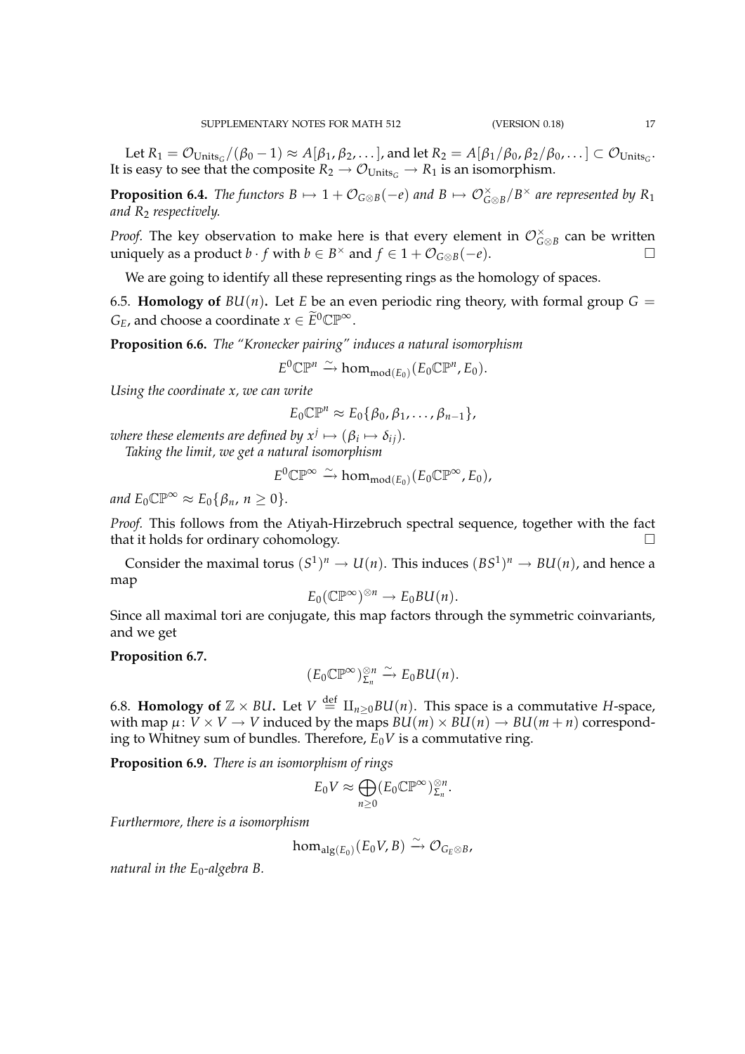Let $R_1 = \mathcal{O}_{\mathrm{Units}_G}/(\beta_0 - 1) \approx A[\beta_1, \beta_2, \dots]$, and let $R_2 = A[\beta_1/\beta_0, \beta_2/\beta_0, \dots] \subset \mathcal{O}_{\mathrm{Units}_G}$. It is easy to see that the composite $R_2 \to \mathcal{O}_{\mathrm{Units}_G} \to R_1$ is an isomorphism.

**Proposition 6.4.** *The functors $B \mapsto 1 + \mathcal{O}_{G\otimes B}(-e)$ and $B \mapsto \mathcal{O}_{G\otimes B}^{\times}/B^{\times}$ are represented by $R_1$ and $R_2$ respectively.*

*Proof.* The key observation to make here is that every element in $\mathcal{O}_{G\otimes B}^{\times}$ can be written uniquely as a product $b \cdot f$ with $b \in B^{\times}$ and $f \in 1 + \mathcal{O}_{G\otimes B}(-e)$. □

We are going to identify all these representing rings as the homology of spaces.

6.5. **Homology of $BU(n)$.** Let $E$ be an even periodic ring theory, with formal group $G = G_E$, and choose a coordinate $x \in \widetilde{E}^0\mathbb{CP}^\infty$.

**Proposition 6.6.** *The "Kronecker pairing" induces a natural isomorphism*

$$E^0\mathbb{CP}^n \xrightarrow{\sim} \hom_{\mathrm{mod}(E_0)}(E_0\mathbb{CP}^n, E_0).$$

*Using the coordinate $x$, we can write*

$$E_0\mathbb{CP}^n \approx E_0\{\beta_0, \beta_1, \dots, \beta_{n-1}\},$$

*where these elements are defined by $x^j \mapsto (\beta_i \mapsto \delta_{ij})$.*

*Taking the limit, we get a natural isomorphism*

$$E^0\mathbb{CP}^\infty \xrightarrow{\sim} \hom_{\mathrm{mod}(E_0)}(E_0\mathbb{CP}^\infty, E_0),$$

*and $E_0\mathbb{CP}^\infty \approx E_0\{\beta_n,\ n \geq 0\}$.*

*Proof.* This follows from the Atiyah-Hirzebruch spectral sequence, together with the fact that it holds for ordinary cohomology. □

Consider the maximal torus $(S^1)^n \to U(n)$. This induces $(BS^1)^n \to BU(n)$, and hence a map

$$E_0(\mathbb{CP}^\infty)^{\otimes n} \to E_0BU(n).$$

Since all maximal tori are conjugate, this map factors through the symmetric coinvariants, and we get

**Proposition 6.7.**

$$(E_0\mathbb{CP}^\infty)^{\otimes n}_{\Sigma_n} \xrightarrow{\sim} E_0BU(n).$$

6.8. **Homology of $\mathbb{Z} \times BU$.** Let $V \overset{\text{def}}{=} \amalg_{n\geq 0} BU(n)$. This space is a commutative $H$-space, with map $\mu\colon V \times V \to V$ induced by the maps $BU(m) \times BU(n) \to BU(m+n)$ corresponding to Whitney sum of bundles. Therefore, $E_0V$ is a commutative ring.

**Proposition 6.9.** *There is an isomorphism of rings*

$$E_0V \approx \bigoplus_{n\geq 0} (E_0\mathbb{CP}^\infty)^{\otimes n}_{\Sigma_n}.$$

*Furthermore, there is a isomorphism*

$$\hom_{\mathrm{alg}(E_0)}(E_0V, B) \xrightarrow{\sim} \mathcal{O}_{G_E\otimes B},$$

*natural in the $E_0$-algebra $B$.*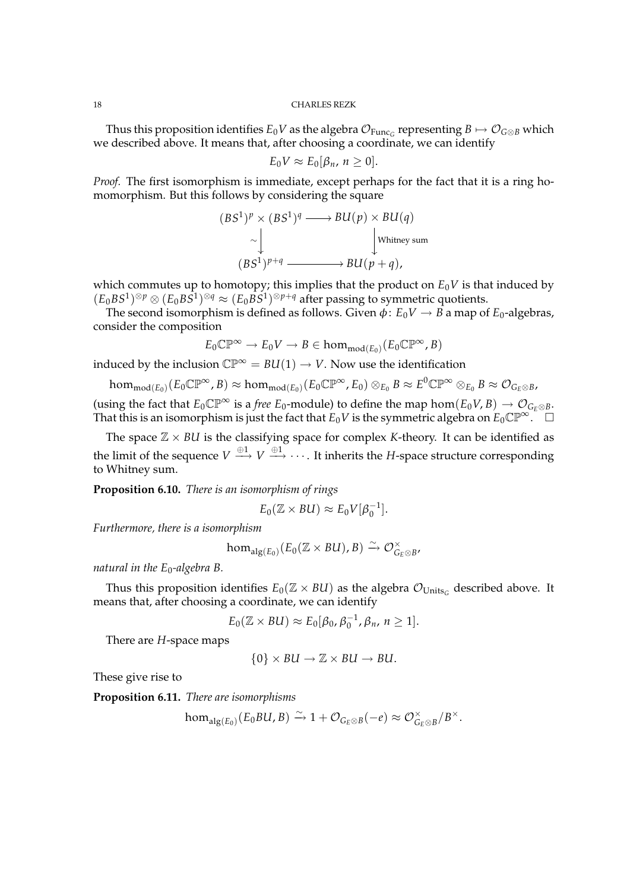Thus this proposition identifies $E_0V$ as the algebra $\mathcal{O}_{\mathrm{Func}_G}$ representing $B \mapsto \mathcal{O}_{G\otimes B}$ which we described above. It means that, after choosing a coordinate, we can identify

$$E_0V \approx E_0[\beta_n,\, n \geq 0].$$

*Proof.* The first isomorphism is immediate, except perhaps for the fact that it is a ring homomorphism. But this follows by considering the square

$$\begin{array}{ccc} (BS^1)^p \times (BS^1)^q & \longrightarrow & BU(p) \times BU(q) \\ \sim\downarrow & & \downarrow \text{Whitney sum} \\ (BS^1)^{p+q} & \longrightarrow & BU(p+q), \end{array}$$

which commutes up to homotopy; this implies that the product on $E_0V$ is that induced by $(E_0BS^1)^{\otimes p} \otimes (E_0BS^1)^{\otimes q} \approx (E_0BS^1)^{\otimes p+q}$ after passing to symmetric quotients.

The second isomorphism is defined as follows. Given $\phi\colon E_0V \to B$ a map of $E_0$-algebras, consider the composition

$$E_0\mathbb{CP}^\infty \to E_0V \to B \in \hom_{\mathrm{mod}(E_0)}(E_0\mathbb{CP}^\infty, B)$$

induced by the inclusion $\mathbb{CP}^\infty = BU(1) \to V$. Now use the identification

$$\hom_{\mathrm{mod}(E_0)}(E_0\mathbb{CP}^\infty, B) \approx \hom_{\mathrm{mod}(E_0)}(E_0\mathbb{CP}^\infty, E_0) \otimes_{E_0} B \approx E^0\mathbb{CP}^\infty \otimes_{E_0} B \approx \mathcal{O}_{G_E\otimes B},$$

(using the fact that $E_0\mathbb{CP}^\infty$ is a *free* $E_0$-module) to define the map $\hom(E_0V, B) \to \mathcal{O}_{G_E\otimes B}$. That this is an isomorphism is just the fact that $E_0V$ is the symmetric algebra on $E_0\mathbb{CP}^\infty$. $\square$

The space $\mathbb{Z} \times BU$ is the classifying space for complex $K$-theory. It can be identified as the limit of the sequence $V \xrightarrow{\oplus 1} V \xrightarrow{\oplus 1} \cdots$. It inherits the $H$-space structure corresponding to Whitney sum.

**Proposition 6.10.** *There is an isomorphism of rings*

$$E_0(\mathbb{Z} \times BU) \approx E_0V[\beta_0^{-1}].$$

*Furthermore, there is a isomorphism*

$$\hom_{\mathrm{alg}(E_0)}(E_0(\mathbb{Z} \times BU), B) \xrightarrow{\sim} \mathcal{O}^\times_{G_E\otimes B},$$

*natural in the $E_0$-algebra $B$.*

Thus this proposition identifies $E_0(\mathbb{Z} \times BU)$ as the algebra $\mathcal{O}_{\mathrm{Units}_G}$ described above. It means that, after choosing a coordinate, we can identify

$$E_0(\mathbb{Z} \times BU) \approx E_0[\beta_0, \beta_0^{-1}, \beta_n,\, n \geq 1].$$

There are $H$-space maps

$$\{0\} \times BU \to \mathbb{Z} \times BU \to BU.$$

These give rise to

**Proposition 6.11.** *There are isomorphisms*

$$\hom_{\mathrm{alg}(E_0)}(E_0BU, B) \xrightarrow{\sim} 1 + \mathcal{O}_{G_E\otimes B}(-e) \approx \mathcal{O}^\times_{G_E\otimes B}/B^\times.$$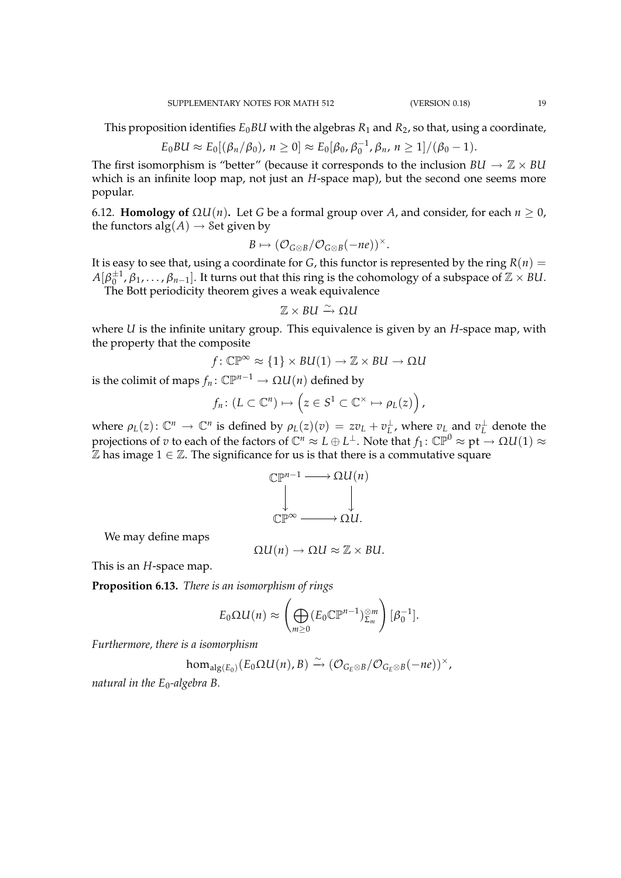This proposition identifies $E_0 BU$ with the algebras $R_1$ and $R_2$, so that, using a coordinate,

$$E_0 BU \approx E_0[(\beta_n/\beta_0),\ n \geq 0] \approx E_0[\beta_0, \beta_0^{-1}, \beta_n,\ n \geq 1]/(\beta_0 - 1).$$

The first isomorphism is "better" (because it corresponds to the inclusion $BU \to \mathbb{Z} \times BU$ which is an infinite loop map, not just an $H$-space map), but the second one seems more popular.

6.12. **Homology of** $\Omega U(n)$**.** Let $G$ be a formal group over $A$, and consider, for each $n \geq 0$, the functors $\mathrm{alg}(A) \to \mathcal{S}\mathrm{et}$ given by

$$B \mapsto (\mathcal{O}_{G \otimes B}/\mathcal{O}_{G\otimes B}(-ne))^\times.$$

It is easy to see that, using a coordinate for $G$, this functor is represented by the ring $R(n) = A[\beta_0^{\pm 1}, \beta_1, \dots, \beta_{n-1}]$. It turns out that this ring is the cohomology of a subspace of $\mathbb{Z} \times BU$.

The Bott periodicity theorem gives a weak equivalence

$$\mathbb{Z} \times BU \xrightarrow{\sim} \Omega U$$

where $U$ is the infinite unitary group. This equivalence is given by an $H$-space map, with the property that the composite

$$f\colon \mathbb{CP}^\infty \approx \{1\} \times BU(1) \to \mathbb{Z} \times BU \to \Omega U$$

is the colimit of maps $f_n\colon \mathbb{CP}^{n-1} \to \Omega U(n)$ defined by

$$f_n\colon (L \subset \mathbb{C}^n) \mapsto \Big(z \in S^1 \subset \mathbb{C}^\times \mapsto \rho_L(z)\Big),$$

where $\rho_L(z)\colon \mathbb{C}^n \to \mathbb{C}^n$ is defined by $\rho_L(z)(v) = zv_L + v_L^\perp$, where $v_L$ and $v_L^\perp$ denote the projections of $v$ to each of the factors of $\mathbb{C}^n \approx L \oplus L^\perp$. Note that $f_1\colon \mathbb{CP}^0 \approx \mathrm{pt} \to \Omega U(1) \approx \mathbb{Z}$ has image $1 \in \mathbb{Z}$. The significance for us is that there is a commutative square

$$\begin{array}{ccc} \mathbb{CP}^{n-1} & \longrightarrow & \Omega U(n) \\ \downarrow & & \downarrow \\ \mathbb{CP}^\infty & \longrightarrow & \Omega U. \end{array}$$

We may define maps

$$\Omega U(n) \to \Omega U \approx \mathbb{Z} \times BU.$$

This is an $H$-space map.

**Proposition 6.13.** *There is an isomorphism of rings*

$$E_0 \Omega U(n) \approx \left( \bigoplus_{m \geq 0} (E_0 \mathbb{CP}^{n-1})^{\otimes m}_{\Sigma_m} \right)[\beta_0^{-1}].$$

*Furthermore, there is a isomorphism*

$$\hom_{\mathrm{alg}(E_0)}(E_0 \Omega U(n), B) \xrightarrow{\sim} (\mathcal{O}_{G_E \otimes B}/\mathcal{O}_{G_E \otimes B}(-ne))^\times,$$

*natural in the $E_0$-algebra $B$.*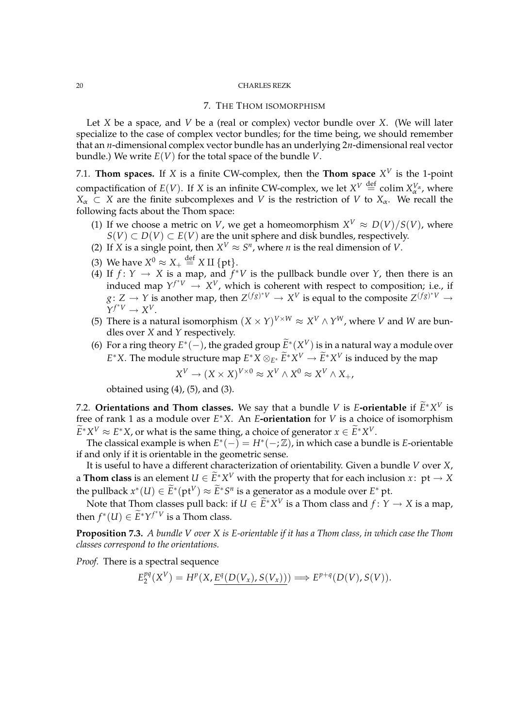## 7. The Thom isomorphism

Let $X$ be a space, and $V$ be a (real or complex) vector bundle over $X$. (We will later specialize to the case of complex vector bundles; for the time being, we should remember that an $n$-dimensional complex vector bundle has an underlying $2n$-dimensional real vector bundle.) We write $E(V)$ for the total space of the bundle $V$.

7.1. **Thom spaces.** If $X$ is a finite CW-complex, then the **Thom space** $X^V$ is the 1-point compactification of $E(V)$. If $X$ is an infinite CW-complex, we let $X^V \overset{\text{def}}{=} \operatorname{colim} X_\alpha^{V_\alpha}$, where $X_\alpha \subset X$ are the finite subcomplexes and $V$ is the restriction of $V$ to $X_\alpha$. We recall the following facts about the Thom space:

1. If we choose a metric on $V$, we get a homeomorphism $X^V \approx D(V)/S(V)$, where $S(V) \subset D(V) \subset E(V)$ are the unit sphere and disk bundles, respectively.
2. If $X$ is a single point, then $X^V \approx S^n$, where $n$ is the real dimension of $V$.
3. We have $X^0 \approx X_+ \overset{\text{def}}{=} X \amalg \{\text{pt}\}$.
4. If $f\colon Y \to X$ is a map, and $f^*V$ is the pullback bundle over $Y$, then there is an induced map $Y^{f^*V} \to X^V$, which is coherent with respect to composition; i.e., if $g\colon Z \to Y$ is another map, then $Z^{(fg)^*V} \to X^V$ is equal to the composite $Z^{(fg)^*V} \to Y^{f^*V} \to X^V$.
5. There is a natural isomorphism $(X \times Y)^{V \times W} \approx X^V \wedge Y^W$, where $V$ and $W$ are bundles over $X$ and $Y$ respectively.
6. For a ring theory $E^*(-)$, the graded group $\widetilde{E}^*(X^V)$ is in a natural way a module over $E^*X$. The module structure map $E^*X \otimes_{E^*} \widetilde{E}^*X^V \to \widetilde{E}^*X^V$ is induced by the map
$$X^V \to (X \times X)^{V \times 0} \approx X^V \wedge X^0 \approx X^V \wedge X_+,$$
obtained using (4), (5), and (3).

7.2. **Orientations and Thom classes.** We say that a bundle $V$ is $E$**-orientable** if $\widetilde{E}^*X^V$ is free of rank 1 as a module over $E^*X$. An $E$**-orientation** for $V$ is a choice of isomorphism $\widetilde{E}^*X^V \approx E^*X$, or what is the same thing, a choice of generator $x \in \widetilde{E}^*X^V$.

The classical example is when $E^*(-) = H^*(-;\mathbb{Z})$, in which case a bundle is $E$-orientable if and only if it is orientable in the geometric sense.

It is useful to have a different characterization of orientability. Given a bundle $V$ over $X$, a **Thom class** is an element $U \in \widetilde{E}^*X^V$ with the property that for each inclusion $x\colon \text{pt} \to X$ the pullback $x^*(U) \in \widetilde{E}^*(\text{pt}^V) \approx \widetilde{E}^*S^n$ is a generator as a module over $E^*\text{pt}$.

Note that Thom classes pull back: if $U \in \widetilde{E}^*X^V$ is a Thom class and $f\colon Y \to X$ is a map, then $f^*(U) \in \widetilde{E}^*Y^{f^*V}$ is a Thom class.

**Proposition 7.3.** *A bundle $V$ over $X$ is $E$-orientable if it has a Thom class, in which case the Thom classes correspond to the orientations.*

*Proof.* There is a spectral sequence
$$E_2^{pq}(X^V) = H^p(X, \underline{E^q(D(V_x), S(V_x))}) \Longrightarrow E^{p+q}(D(V), S(V)).$$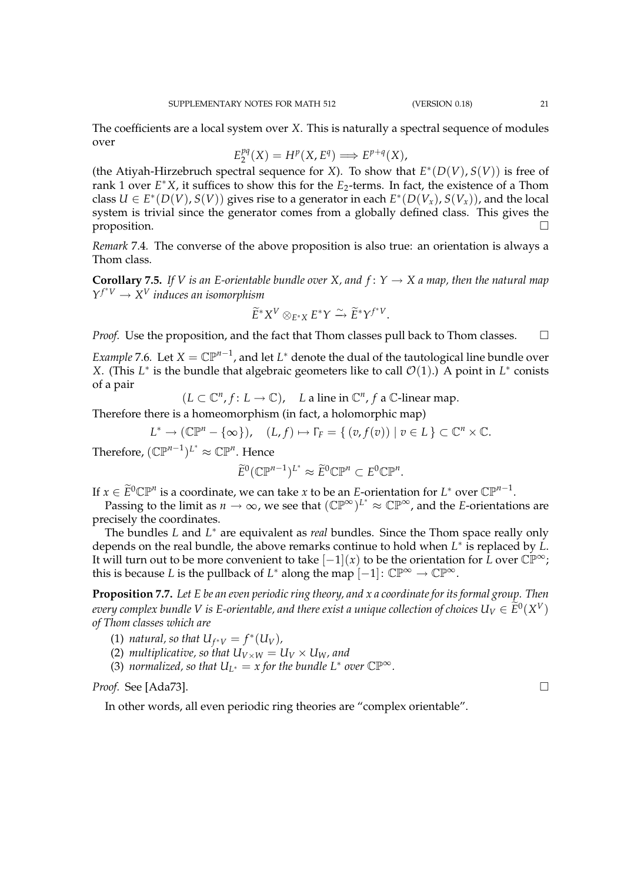The coefficients are a local system over $X$. This is naturally a spectral sequence of modules over

$$E_2^{pq}(X) = H^p(X, E^q) \Longrightarrow E^{p+q}(X),$$

(the Atiyah-Hirzebruch spectral sequence for $X$). To show that $E^*(D(V), S(V))$ is free of rank 1 over $E^*X$, it suffices to show this for the $E_2$-terms. In fact, the existence of a Thom class $U \in E^*(D(V), S(V))$ gives rise to a generator in each $E^*(D(V_x), S(V_x))$, and the local system is trivial since the generator comes from a globally defined class. This gives the proposition. □

*Remark* 7.4. The converse of the above proposition is also true: an orientation is always a Thom class.

**Corollary 7.5.** *If $V$ is an $E$-orientable bundle over $X$, and $f\colon Y \to X$ a map, then the natural map $Y^{f^*V} \to X^V$ induces an isomorphism*

$$\widetilde{E}^* X^V \otimes_{E^*X} E^*Y \xrightarrow{\sim} \widetilde{E}^* Y^{f^*V}.$$

*Proof.* Use the proposition, and the fact that Thom classes pull back to Thom classes. □

*Example* 7.6. Let $X = \mathbb{CP}^{n-1}$, and let $L^*$ denote the dual of the tautological line bundle over $X$. (This $L^*$ is the bundle that algebraic geometers like to call $\mathcal{O}(1)$.) A point in $L^*$ conists of a pair

$$(L \subset \mathbb{C}^n, f\colon L \to \mathbb{C}), \quad L \text{ a line in } \mathbb{C}^n,\ f \text{ a } \mathbb{C}\text{-linear map.}$$

Therefore there is a homeomorphism (in fact, a holomorphic map)

$$L^* \to (\mathbb{CP}^n - \{\infty\}), \quad (L, f) \mapsto \Gamma_F = \{\, (v, f(v)) \mid v \in L \,\} \subset \mathbb{C}^n \times \mathbb{C}.$$

Therefore, $(\mathbb{CP}^{n-1})^{L^*} \approx \mathbb{CP}^n$. Hence

$$\widetilde{E}^0(\mathbb{CP}^{n-1})^{L^*} \approx \widetilde{E}^0\mathbb{CP}^n \subset E^0\mathbb{CP}^n.$$

If $x \in \widetilde{E}^0\mathbb{CP}^n$ is a coordinate, we can take $x$ to be an $E$-orientation for $L^*$ over $\mathbb{CP}^{n-1}$.

Passing to the limit as $n \to \infty$, we see that $(\mathbb{CP}^\infty)^{L^*} \approx \mathbb{CP}^\infty$, and the $E$-orientations are precisely the coordinates.

The bundles $L$ and $L^*$ are equivalent as *real* bundles. Since the Thom space really only depends on the real bundle, the above remarks continue to hold when $L^*$ is replaced by $L$. It will turn out to be more convenient to take $[-1](x)$ to be the orientation for $L$ over $\mathbb{CP}^\infty$; this is because $L$ is the pullback of $L^*$ along the map $[-1]\colon \mathbb{CP}^\infty \to \mathbb{CP}^\infty$.

**Proposition 7.7.** *Let $E$ be an even periodic ring theory, and $x$ a coordinate for its formal group. Then every complex bundle $V$ is $E$-orientable, and there exist a unique collection of choices $U_V \in \widetilde{E}^0(X^V)$ of Thom classes which are*

1. *natural, so that $U_{f^*V} = f^*(U_V)$,*
2. *multiplicative, so that $U_{V\times W} = U_V \times U_W$, and*
3. *normalized, so that $U_{L^*} = x$ for the bundle $L^*$ over $\mathbb{CP}^\infty$.*

*Proof.* See [Ada73]. □

In other words, all even periodic ring theories are "complex orientable".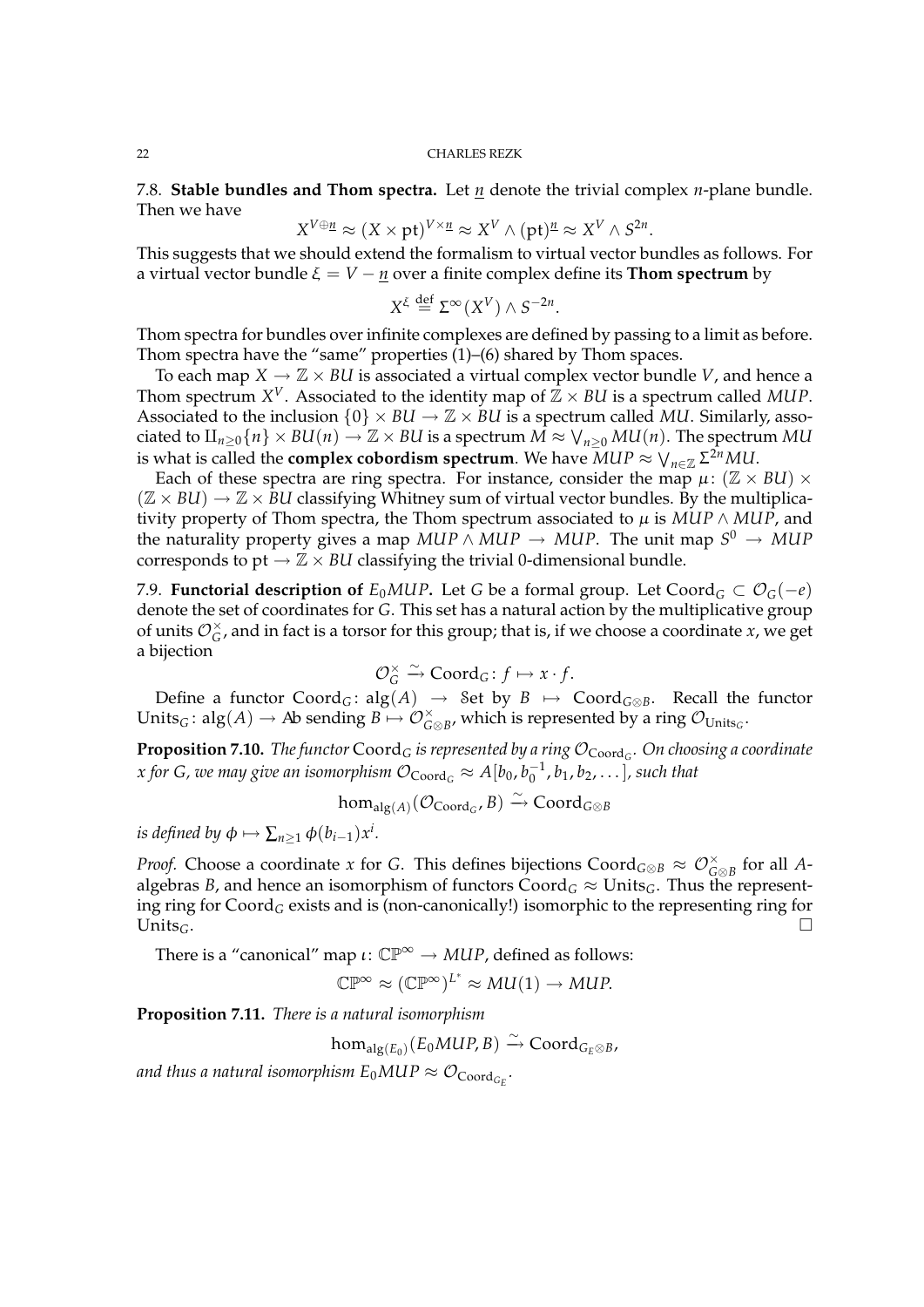7.8. **Stable bundles and Thom spectra.** Let $\underline{n}$ denote the trivial complex $n$-plane bundle. Then we have

$$X^{V \oplus \underline{n}} \approx (X \times \mathrm{pt})^{V \times \underline{n}} \approx X^V \wedge (\mathrm{pt})^{\underline{n}} \approx X^V \wedge S^{2n}.$$

This suggests that we should extend the formalism to virtual vector bundles as follows. For a virtual vector bundle $\xi = V - \underline{n}$ over a finite complex define its **Thom spectrum** by

$$X^\xi \stackrel{\text{def}}{=} \Sigma^\infty(X^V) \wedge S^{-2n}.$$

Thom spectra for bundles over infinite complexes are defined by passing to a limit as before. Thom spectra have the "same" properties (1)–(6) shared by Thom spaces.

To each map $X \to \mathbb{Z} \times BU$ is associated a virtual complex vector bundle $V$, and hence a Thom spectrum $X^V$. Associated to the identity map of $\mathbb{Z} \times BU$ is a spectrum called $MUP$. Associated to the inclusion $\{0\} \times BU \to \mathbb{Z} \times BU$ is a spectrum called $MU$. Similarly, associated to $\amalg_{n \geq 0} \{n\} \times BU(n) \to \mathbb{Z} \times BU$ is a spectrum $M \approx \bigvee_{n \geq 0} MU(n)$. The spectrum $MU$ is what is called the **complex cobordism spectrum**. We have $MUP \approx \bigvee_{n \in \mathbb{Z}} \Sigma^{2n} MU$.

Each of these spectra are ring spectra. For instance, consider the map $\mu \colon (\mathbb{Z} \times BU) \times (\mathbb{Z} \times BU) \to \mathbb{Z} \times BU$ classifying Whitney sum of virtual vector bundles. By the multiplicativity property of Thom spectra, the Thom spectrum associated to $\mu$ is $MUP \wedge MUP$, and the naturality property gives a map $MUP \wedge MUP \to MUP$. The unit map $S^0 \to MUP$ corresponds to $\mathrm{pt} \to \mathbb{Z} \times BU$ classifying the trivial 0-dimensional bundle.

7.9. **Functorial description of $E_0 MUP$.** Let $G$ be a formal group. Let $\mathrm{Coord}_G \subset \mathcal{O}_G(-e)$ denote the set of coordinates for $G$. This set has a natural action by the multiplicative group of units $\mathcal{O}_G^\times$, and in fact is a torsor for this group; that is, if we choose a coordinate $x$, we get a bijection

$$\mathcal{O}_G^\times \xrightarrow{\sim} \mathrm{Coord}_G \colon f \mapsto x \cdot f.$$

Define a functor $\mathrm{Coord}_G \colon \mathrm{alg}(A) \to \mathcal{S}\mathrm{et}$ by $B \mapsto \mathrm{Coord}_{G \otimes B}$. Recall the functor $\mathrm{Units}_G \colon \mathrm{alg}(A) \to \mathcal{A}\mathrm{b}$ sending $B \mapsto \mathcal{O}_{G \otimes B}^\times$, which is represented by a ring $\mathcal{O}_{\mathrm{Units}_G}$.

**Proposition 7.10.** *The functor $\mathrm{Coord}_G$ is represented by a ring $\mathcal{O}_{\mathrm{Coord}_G}$. On choosing a coordinate $x$ for $G$, we may give an isomorphism $\mathcal{O}_{\mathrm{Coord}_G} \approx A[b_0, b_0^{-1}, b_1, b_2, \dots]$, such that*

$$\hom_{\mathrm{alg}(A)}(\mathcal{O}_{\mathrm{Coord}_G}, B) \xrightarrow{\sim} \mathrm{Coord}_{G \otimes B}$$

*is defined by $\phi \mapsto \sum_{n \geq 1} \phi(b_{i-1}) x^i$.*

*Proof.* Choose a coordinate $x$ for $G$. This defines bijections $\mathrm{Coord}_{G \otimes B} \approx \mathcal{O}_{G \otimes B}^\times$ for all $A$-algebras $B$, and hence an isomorphism of functors $\mathrm{Coord}_G \approx \mathrm{Units}_G$. Thus the representing ring for $\mathrm{Coord}_G$ exists and is (non-canonically!) isomorphic to the representing ring for $\mathrm{Units}_G$. $\square$

There is a "canonical" map $\iota \colon \mathbb{CP}^\infty \to MUP$, defined as follows:

$$\mathbb{CP}^\infty \approx (\mathbb{CP}^\infty)^{L^*} \approx MU(1) \to MUP.$$

**Proposition 7.11.** *There is a natural isomorphism*

$$\hom_{\mathrm{alg}(E_0)}(E_0 MUP, B) \xrightarrow{\sim} \mathrm{Coord}_{G_E \otimes B},$$

*and thus a natural isomorphism $E_0 MUP \approx \mathcal{O}_{\mathrm{Coord}_{G_E}}$.*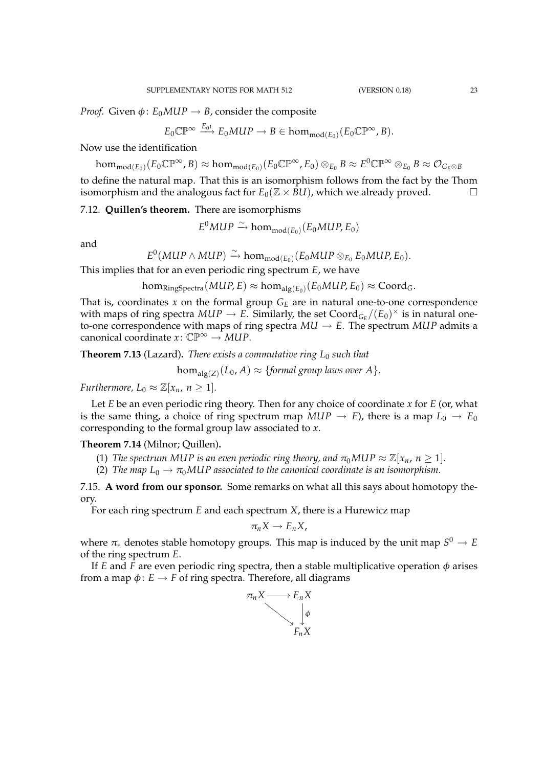*Proof.* Given $\phi\colon E_0MUP \to B$, consider the composite

$$E_0\mathbb{CP}^\infty \xrightarrow{E_0\iota} E_0MUP \to B \in \hom_{\mathrm{mod}(E_0)}(E_0\mathbb{CP}^\infty, B).$$

Now use the identification

$$\hom_{\mathrm{mod}(E_0)}(E_0\mathbb{CP}^\infty, B) \approx \hom_{\mathrm{mod}(E_0)}(E_0\mathbb{CP}^\infty, E_0) \otimes_{E_0} B \approx E^0\mathbb{CP}^\infty \otimes_{E_0} B \approx \mathcal{O}_{G_E \otimes B}$$

to define the natural map. That this is an isomorphism follows from the fact by the Thom isomorphism and the analogous fact for $E_0(\mathbb{Z} \times BU)$, which we already proved. $\square$

7.12. **Quillen's theorem.** There are isomorphisms

$$E^0MUP \xrightarrow{\sim} \hom_{\mathrm{mod}(E_0)}(E_0MUP, E_0)$$

and

$$E^0(MUP \wedge MUP) \xrightarrow{\sim} \hom_{\mathrm{mod}(E_0)}(E_0MUP \otimes_{E_0} E_0MUP, E_0).$$

This implies that for an even periodic ring spectrum $E$, we have

$$\hom_{\mathrm{RingSpectra}}(MUP, E) \approx \hom_{\mathrm{alg}(E_0)}(E_0MUP, E_0) \approx \mathrm{Coord}_G.$$

That is, coordinates $x$ on the formal group $G_E$ are in natural one-to-one correspondence with maps of ring spectra $MUP \to E$. Similarly, the set $\mathrm{Coord}_{G_E}/(E_0)^\times$ is in natural one-to-one correspondence with maps of ring spectra $MU \to E$. The spectrum $MUP$ admits a canonical coordinate $x\colon \mathbb{CP}^\infty \to MUP$.

**Theorem 7.13** (Lazard)**.** *There exists a commutative ring $L_0$ such that*

$$\hom_{\mathrm{alg}(Z)}(L_0, A) \approx \{\textit{formal group laws over } A\}.$$

*Furthermore, $L_0 \approx \mathbb{Z}[x_n,\, n \geq 1]$.*

Let $E$ be an even periodic ring theory. Then for any choice of coordinate $x$ for $E$ (or, what is the same thing, a choice of ring spectrum map $MUP \to E$), there is a map $L_0 \to E_0$ corresponding to the formal group law associated to $x$.

**Theorem 7.14** (Milnor; Quillen)**.**

1. *The spectrum $MUP$ is an even periodic ring theory, and $\pi_0 MUP \approx \mathbb{Z}[x_n,\, n \geq 1]$.*
2. *The map $L_0 \to \pi_0 MUP$ associated to the canonical coordinate is an isomorphism.*

7.15. **A word from our sponsor.** Some remarks on what all this says about homotopy theory.

For each ring spectrum $E$ and each spectrum $X$, there is a Hurewicz map

$$\pi_n X \to E_n X,$$

where $\pi_*$ denotes stable homotopy groups. This map is induced by the unit map $S^0 \to E$ of the ring spectrum $E$.

If $E$ and $F$ are even periodic ring spectra, then a stable multiplicative operation $\phi$ arises from a map $\phi\colon E \to F$ of ring spectra. Therefore, all diagrams

$$\begin{array}{ccc} \pi_n X & \longrightarrow & E_n X \\ & \searrow & \downarrow \phi \\ & & F_n X \end{array}$$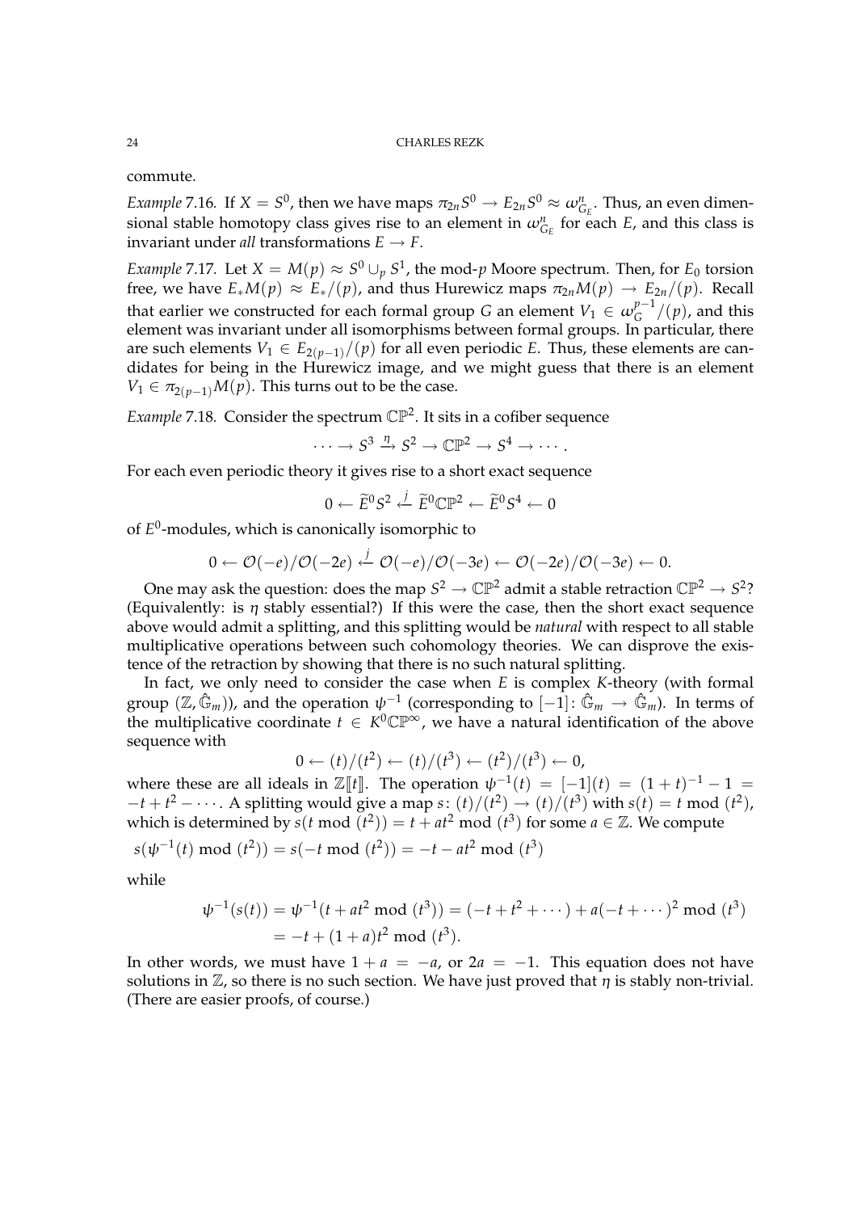commute.

*Example* 7.16. If $X = S^0$, then we have maps $\pi_{2n} S^0 \to E_{2n} S^0 \approx \omega^n_{G_E}$. Thus, an even dimensional stable homotopy class gives rise to an element in $\omega^n_{G_E}$ for each $E$, and this class is invariant under *all* transformations $E \to F$.

*Example* 7.17. Let $X = M(p) \approx S^0 \cup_p S^1$, the mod-$p$ Moore spectrum. Then, for $E_0$ torsion free, we have $E_* M(p) \approx E_*/(p)$, and thus Hurewicz maps $\pi_{2n} M(p) \to E_{2n}/(p)$. Recall that earlier we constructed for each formal group $G$ an element $V_1 \in \omega_G^{p-1}/(p)$, and this element was invariant under all isomorphisms between formal groups. In particular, there are such elements $V_1 \in E_{2(p-1)}/(p)$ for all even periodic $E$. Thus, these elements are candidates for being in the Hurewicz image, and we might guess that there is an element $V_1 \in \pi_{2(p-1)} M(p)$. This turns out to be the case.

*Example* 7.18. Consider the spectrum $\mathbb{CP}^2$. It sits in a cofiber sequence

$$\cdots \to S^3 \xrightarrow{\eta} S^2 \to \mathbb{CP}^2 \to S^4 \to \cdots.$$

For each even periodic theory it gives rise to a short exact sequence

$$0 \leftarrow \widetilde{E}^0 S^2 \xleftarrow{j} \widetilde{E}^0 \mathbb{CP}^2 \leftarrow \widetilde{E}^0 S^4 \leftarrow 0$$

of $E^0$-modules, which is canonically isomorphic to

$$0 \leftarrow \mathcal{O}(-e)/\mathcal{O}(-2e) \xleftarrow{j} \mathcal{O}(-e)/\mathcal{O}(-3e) \leftarrow \mathcal{O}(-2e)/\mathcal{O}(-3e) \leftarrow 0.$$

One may ask the question: does the map $S^2 \to \mathbb{CP}^2$ admit a stable retraction $\mathbb{CP}^2 \to S^2$? (Equivalently: is $\eta$ stably essential?) If this were the case, then the short exact sequence above would admit a splitting, and this splitting would be *natural* with respect to all stable multiplicative operations between such cohomology theories. We can disprove the existence of the retraction by showing that there is no such natural splitting.

In fact, we only need to consider the case when $E$ is complex $K$-theory (with formal group $(\mathbb{Z}, \hat{\mathbb{G}}_m)$), and the operation $\psi^{-1}$ (corresponding to $[-1]\colon \hat{\mathbb{G}}_m \to \hat{\mathbb{G}}_m$). In terms of the multiplicative coordinate $t \in K^0 \mathbb{CP}^\infty$, we have a natural identification of the above sequence with

$$0 \leftarrow (t)/(t^2) \leftarrow (t)/(t^3) \leftarrow (t^2)/(t^3) \leftarrow 0,$$

where these are all ideals in $\mathbb{Z}[\![t]\!]$. The operation $\psi^{-1}(t) = [-1](t) = (1+t)^{-1} - 1 = -t + t^2 - \cdots$. A splitting would give a map $s\colon (t)/(t^2) \to (t)/(t^3)$ with $s(t) = t \bmod (t^2)$, which is determined by $s(t \bmod (t^2)) = t + at^2 \bmod (t^3)$ for some $a \in \mathbb{Z}$. We compute

$$s(\psi^{-1}(t) \bmod (t^2)) = s(-t \bmod (t^2)) = -t - at^2 \bmod (t^3)$$

while

$$\begin{aligned}\psi^{-1}(s(t)) = \psi^{-1}(t + at^2 \bmod (t^3)) &= (-t + t^2 + \cdots) + a(-t + \cdots)^2 \bmod (t^3) \\ &= -t + (1+a)t^2 \bmod (t^3).\end{aligned}$$

In other words, we must have $1 + a = -a$, or $2a = -1$. This equation does not have solutions in $\mathbb{Z}$, so there is no such section. We have just proved that $\eta$ is stably non-trivial. (There are easier proofs, of course.)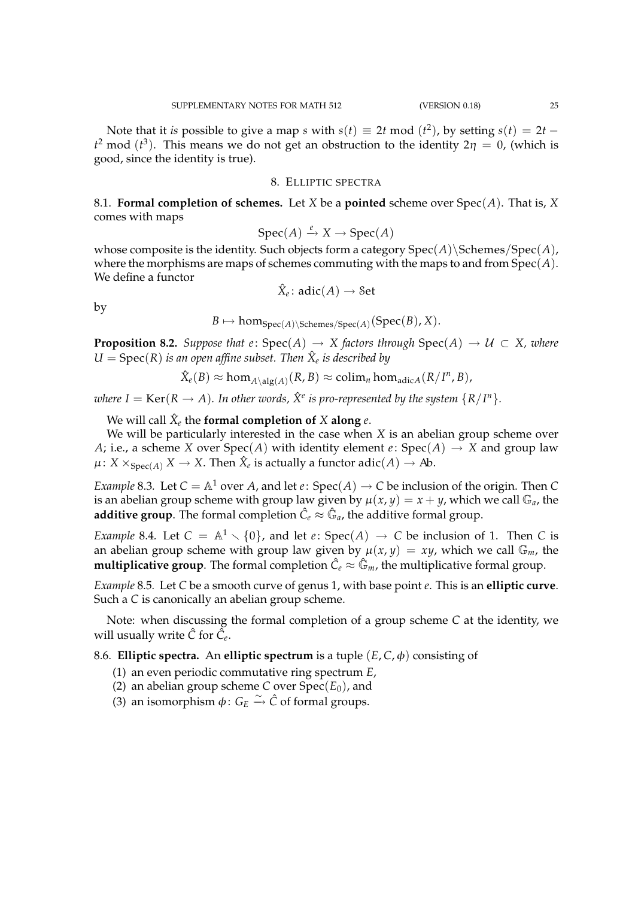Note that it *is* possible to give a map $s$ with $s(t) \equiv 2t \bmod (t^2)$, by setting $s(t) = 2t - t^2 \bmod (t^3)$. This means we do not get an obstruction to the identity $2\eta = 0$, (which is good, since the identity is true).

## 8. Elliptic spectra

**8.1. Formal completion of schemes.** Let $X$ be a **pointed** scheme over $\operatorname{Spec}(A)$. That is, $X$ comes with maps

$$\operatorname{Spec}(A) \xrightarrow{e} X \to \operatorname{Spec}(A)$$

whose composite is the identity. Such objects form a category $\operatorname{Spec}(A)\backslash\mathrm{Schemes}/\operatorname{Spec}(A)$, where the morphisms are maps of schemes commuting with the maps to and from $\operatorname{Spec}(A)$. We define a functor

$$\hat{X}_e \colon \operatorname{adic}(A) \to \mathcal{S}\mathrm{et}$$

by

$$B \mapsto \hom_{\operatorname{Spec}(A)\backslash\mathrm{Schemes}/\operatorname{Spec}(A)}(\operatorname{Spec}(B), X).$$

**Proposition 8.2.** *Suppose that $e\colon \operatorname{Spec}(A) \to X$ factors through $\operatorname{Spec}(A) \to \mathcal{U} \subset X$, where $U = \operatorname{Spec}(R)$ is an open affine subset. Then $\hat{X}_e$ is described by*

$$\hat{X}_e(B) \approx \hom_{A\backslash\mathrm{alg}(A)}(R, B) \approx \operatorname{colim}_n \hom_{\operatorname{adic}A}(R/I^n, B),$$

*where $I = \operatorname{Ker}(R \to A)$. In other words, $\hat{X}^e$ is pro-represented by the system $\{R/I^n\}$.*

We will call $\hat{X}_e$ the **formal completion of** $X$ **along** $e$.

We will be particularly interested in the case when $X$ is an abelian group scheme over $A$; i.e., a scheme $X$ over $\operatorname{Spec}(A)$ with identity element $e\colon \operatorname{Spec}(A) \to X$ and group law $\mu\colon X \times_{\operatorname{Spec}(A)} X \to X$. Then $\hat{X}_e$ is actually a functor $\operatorname{adic}(A) \to \mathcal{A}\mathrm{b}$.

*Example* 8.3. Let $C = \mathbb{A}^1$ over $A$, and let $e\colon \operatorname{Spec}(A) \to C$ be inclusion of the origin. Then $C$ is an abelian group scheme with group law given by $\mu(x, y) = x + y$, which we call $\mathbb{G}_a$, the **additive group**. The formal completion $\hat{C}_e \approx \hat{\mathbb{G}}_a$, the additive formal group.

*Example* 8.4. Let $C = \mathbb{A}^1 \smallsetminus \{0\}$, and let $e\colon \operatorname{Spec}(A) \to C$ be inclusion of 1. Then $C$ is an abelian group scheme with group law given by $\mu(x, y) = xy$, which we call $\mathbb{G}_m$, the **multiplicative group**. The formal completion $\hat{C}_e \approx \hat{\mathbb{G}}_m$, the multiplicative formal group.

*Example* 8.5. Let $C$ be a smooth curve of genus 1, with base point $e$. This is an **elliptic curve**. Such a $C$ is canonically an abelian group scheme.

Note: when discussing the formal completion of a group scheme $C$ at the identity, we will usually write $\hat{C}$ for $\hat{C}_e$.

**8.6. Elliptic spectra.** An **elliptic spectrum** is a tuple $(E, C, \phi)$ consisting of

1. an even periodic commutative ring spectrum $E$,
2. an abelian group scheme $C$ over $\operatorname{Spec}(E_0)$, and
3. an isomorphism $\phi\colon G_E \xrightarrow{\sim} \hat{C}$ of formal groups.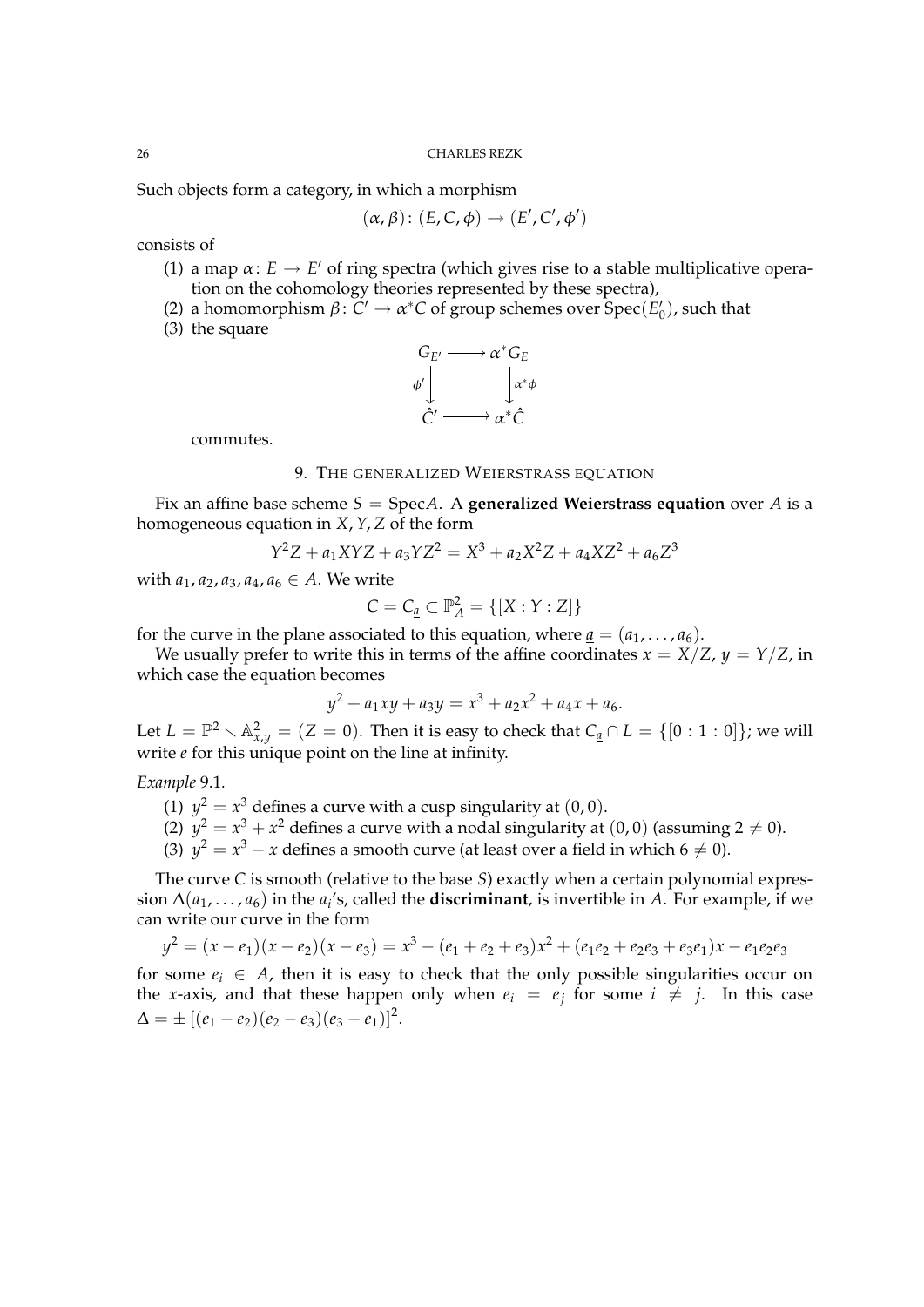Such objects form a category, in which a morphism

$$(\alpha, \beta)\colon (E, C, \phi) \to (E', C', \phi')$$

consists of

1. a map $\alpha\colon E \to E'$ of ring spectra (which gives rise to a stable multiplicative operation on the cohomology theories represented by these spectra),
2. a homomorphism $\beta\colon C' \to \alpha^* C$ of group schemes over $\mathrm{Spec}(E'_0)$, such that
3. the square

$$\begin{array}{ccc} G_{E'} & \longrightarrow & \alpha^* G_E \\ {\scriptstyle \phi'}\downarrow & & \downarrow{\scriptstyle \alpha^*\phi} \\ \hat{C}' & \longrightarrow & \alpha^* \hat{C} \end{array}$$

   commutes.

## 9. The generalized Weierstrass equation

Fix an affine base scheme $S = \mathrm{Spec} A$. A **generalized Weierstrass equation** over $A$ is a homogeneous equation in $X, Y, Z$ of the form

$$Y^2 Z + a_1 XYZ + a_3 YZ^2 = X^3 + a_2 X^2 Z + a_4 XZ^2 + a_6 Z^3$$

with $a_1, a_2, a_3, a_4, a_6 \in A$. We write

$$C = C_{\underline{a}} \subset \mathbb{P}^2_A = \{[X : Y : Z]\}$$

for the curve in the plane associated to this equation, where $\underline{a} = (a_1, \dots, a_6)$.

We usually prefer to write this in terms of the affine coordinates $x = X/Z$, $y = Y/Z$, in which case the equation becomes

$$y^2 + a_1 xy + a_3 y = x^3 + a_2 x^2 + a_4 x + a_6.$$

Let $L = \mathbb{P}^2 \smallsetminus \mathbb{A}^2_{x,y} = (Z = 0)$. Then it is easy to check that $C_{\underline{a}} \cap L = \{[0 : 1 : 0]\}$; we will write $e$ for this unique point on the line at infinity.

*Example* 9.1.

1. $y^2 = x^3$ defines a curve with a cusp singularity at $(0, 0)$.
2. $y^2 = x^3 + x^2$ defines a curve with a nodal singularity at $(0, 0)$ (assuming $2 \neq 0$).
3. $y^2 = x^3 - x$ defines a smooth curve (at least over a field in which $6 \neq 0$).

The curve $C$ is smooth (relative to the base $S$) exactly when a certain polynomial expression $\Delta(a_1, \dots, a_6)$ in the $a_i$'s, called the **discriminant**, is invertible in $A$. For example, if we can write our curve in the form

$$y^2 = (x - e_1)(x - e_2)(x - e_3) = x^3 - (e_1 + e_2 + e_3)x^2 + (e_1 e_2 + e_2 e_3 + e_3 e_1)x - e_1 e_2 e_3$$

for some $e_i \in A$, then it is easy to check that the only possible singularities occur on the $x$-axis, and that these happen only when $e_i = e_j$ for some $i \neq j$. In this case $\Delta = \pm \left[(e_1 - e_2)(e_2 - e_3)(e_3 - e_1)\right]^2$.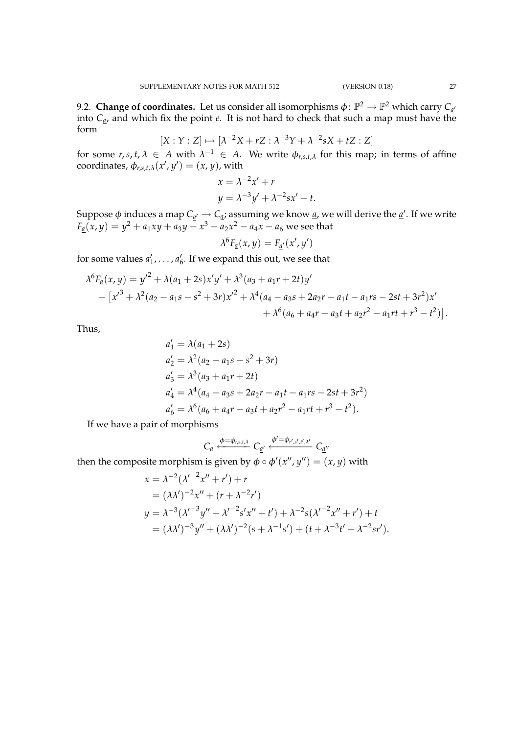9.2. **Change of coordinates.** Let us consider all isomorphisms $\phi\colon \mathbb{P}^2 \to \mathbb{P}^2$ which carry $C_{\underline{a}'}$ into $C_{\underline{a}}$, and which fix the point $e$. It is not hard to check that such a map must have the form

$$[X : Y : Z] \mapsto [\lambda^{-2}X + rZ : \lambda^{-3}Y + \lambda^{-2}sX + tZ : Z]$$

for some $r, s, t, \lambda \in A$ with $\lambda^{-1} \in A$. We write $\phi_{r,s,t,\lambda}$ for this map; in terms of affine coordinates, $\phi_{r,s,t,\lambda}(x', y') = (x, y)$, with

$$x = \lambda^{-2}x' + r$$
$$y = \lambda^{-3}y' + \lambda^{-2}sx' + t.$$

Suppose $\phi$ induces a map $C_{\underline{a}'} \to C_{\underline{a}}$; assuming we know $\underline{a}$, we will derive the $\underline{a}'$. If we write $F_{\underline{a}}(x, y) = y^2 + a_1xy + a_3y - x^3 - a_2x^2 - a_4x - a_6$ we see that

$$\lambda^6 F_{\underline{a}}(x, y) = F_{\underline{a}'}(x', y')$$

for some values $a_1', \ldots, a_6'$. If we expand this out, we see that

$$\begin{aligned}
\lambda^6 F_{\underline{a}}(x, y) &= {y'}^2 + \lambda(a_1 + 2s)x'y' + \lambda^3(a_3 + a_1r + 2t)y' \\
&\quad - \big[{x'}^3 + \lambda^2(a_2 - a_1s - s^2 + 3r){x'}^2 + \lambda^4(a_4 - a_3s + 2a_2r - a_1t - a_1rs - 2st + 3r^2)x' \\
&\qquad + \lambda^6(a_6 + a_4r - a_3t + a_2r^2 - a_1rt + r^3 - t^2)\big].
\end{aligned}$$

Thus,

$$\begin{aligned}
a_1' &= \lambda(a_1 + 2s) \\
a_2' &= \lambda^2(a_2 - a_1s - s^2 + 3r) \\
a_3' &= \lambda^3(a_3 + a_1r + 2t) \\
a_4' &= \lambda^4(a_4 - a_3s + 2a_2r - a_1t - a_1rs - 2st + 3r^2) \\
a_6' &= \lambda^6(a_6 + a_4r - a_3t + a_2r^2 - a_1rt + r^3 - t^2).
\end{aligned}$$

If we have a pair of morphisms

$$C_{\underline{a}} \xleftarrow{\phi = \phi_{r,s,t,\lambda}} C_{\underline{a}'} \xleftarrow{\phi' = \phi_{r',s',t',\lambda'}} C_{\underline{a}''}$$

then the composite morphism is given by $\phi \circ \phi'(x'', y'') = (x, y)$ with

$$\begin{aligned}
x &= \lambda^{-2}({\lambda'}^{-2}x'' + r') + r \\
&= (\lambda\lambda')^{-2}x'' + (r + \lambda^{-2}r') \\
y &= \lambda^{-3}({\lambda'}^{-3}y'' + {\lambda'}^{-2}s'x'' + t') + \lambda^{-2}s({\lambda'}^{-2}x'' + r') + t \\
&= (\lambda\lambda')^{-3}y'' + (\lambda\lambda')^{-2}(s + \lambda^{-1}s') + (t + \lambda^{-3}t' + \lambda^{-2}sr').
\end{aligned}$$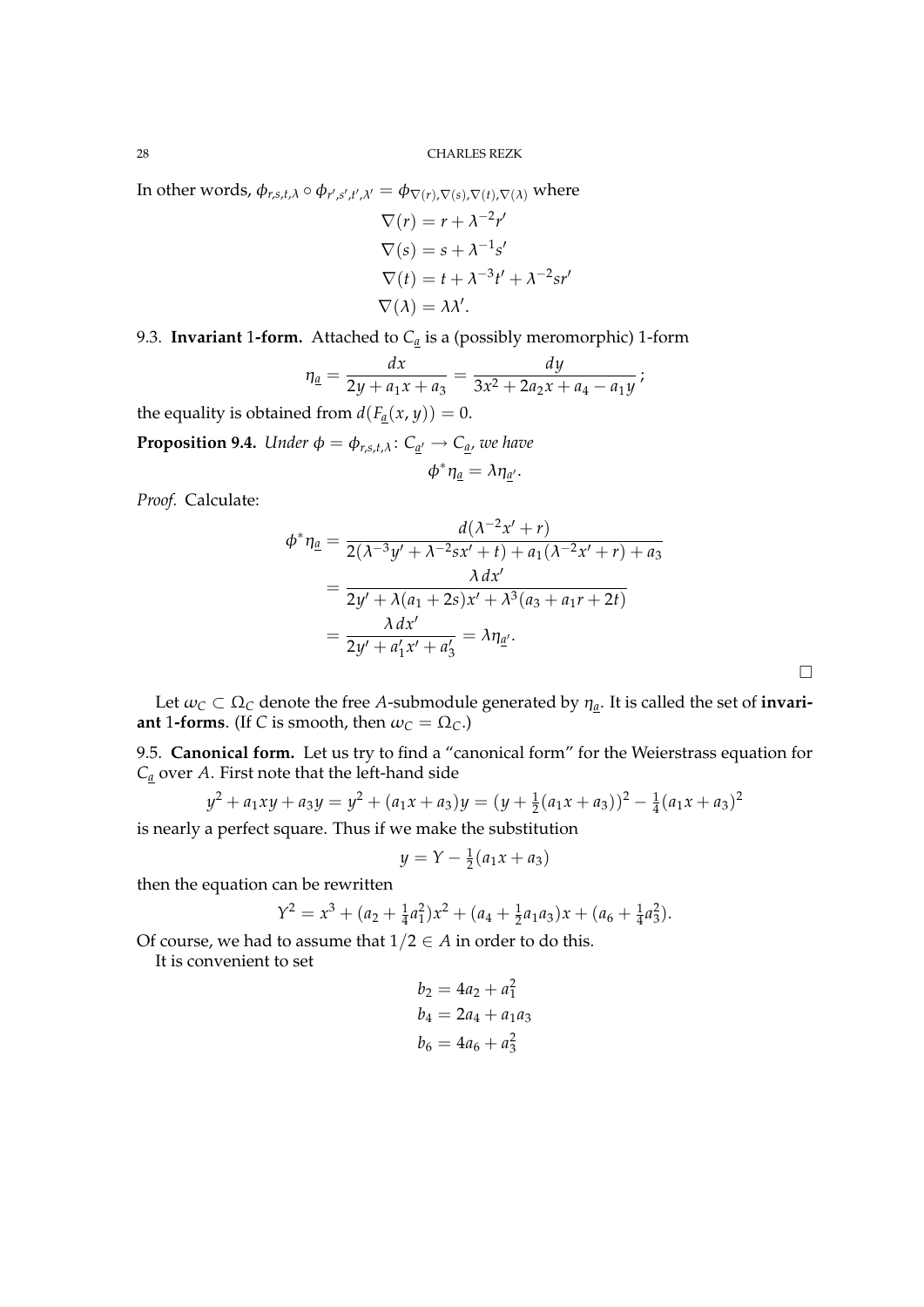In other words, $\phi_{r,s,t,\lambda} \circ \phi_{r',s',t',\lambda'} = \phi_{\nabla(r),\nabla(s),\nabla(t),\nabla(\lambda)}$ where

$$
\begin{aligned}
\nabla(r) &= r + \lambda^{-2} r' \\
\nabla(s) &= s + \lambda^{-1} s' \\
\nabla(t) &= t + \lambda^{-3} t' + \lambda^{-2} s r' \\
\nabla(\lambda) &= \lambda \lambda'.
\end{aligned}
$$

9.3. **Invariant 1-form.** Attached to $C_{\underline{a}}$ is a (possibly meromorphic) 1-form

$$
\eta_{\underline{a}} = \frac{dx}{2y + a_1 x + a_3} = \frac{dy}{3x^2 + 2a_2 x + a_4 - a_1 y};
$$

the equality is obtained from $d(F_{\underline{a}}(x,y)) = 0$.

**Proposition 9.4.** *Under $\phi = \phi_{r,s,t,\lambda} \colon C_{\underline{a}'} \to C_{\underline{a}}$, we have*

$$
\phi^* \eta_{\underline{a}} = \lambda \eta_{\underline{a}'}.
$$

*Proof.* Calculate:

$$
\begin{aligned}
\phi^* \eta_{\underline{a}} &= \frac{d(\lambda^{-2} x' + r)}{2(\lambda^{-3} y' + \lambda^{-2} s x' + t) + a_1(\lambda^{-2} x' + r) + a_3} \\
&= \frac{\lambda \, dx'}{2y' + \lambda(a_1 + 2s) x' + \lambda^3 (a_3 + a_1 r + 2t)} \\
&= \frac{\lambda \, dx'}{2y' + a_1' x' + a_3'} = \lambda \eta_{\underline{a}'}.
\end{aligned}
$$

∎

Let $\omega_C \subset \Omega_C$ denote the free $A$-submodule generated by $\eta_{\underline{a}}$. It is called the set of **invariant 1-forms**. (If $C$ is smooth, then $\omega_C = \Omega_C$.)

9.5. **Canonical form.** Let us try to find a "canonical form" for the Weierstrass equation for $C_{\underline{a}}$ over $A$. First note that the left-hand side

$$
y^2 + a_1 xy + a_3 y = y^2 + (a_1 x + a_3) y = (y + \tfrac{1}{2}(a_1 x + a_3))^2 - \tfrac{1}{4}(a_1 x + a_3)^2
$$

is nearly a perfect square. Thus if we make the substitution

$$
y = Y - \tfrac{1}{2}(a_1 x + a_3)
$$

then the equation can be rewritten

$$
Y^2 = x^3 + (a_2 + \tfrac{1}{4} a_1^2) x^2 + (a_4 + \tfrac{1}{2} a_1 a_3) x + (a_6 + \tfrac{1}{4} a_3^2).
$$

Of course, we had to assume that $1/2 \in A$ in order to do this.

It is convenient to set

$$
\begin{aligned}
b_2 &= 4a_2 + a_1^2 \\
b_4 &= 2a_4 + a_1 a_3 \\
b_6 &= 4a_6 + a_3^2
\end{aligned}
$$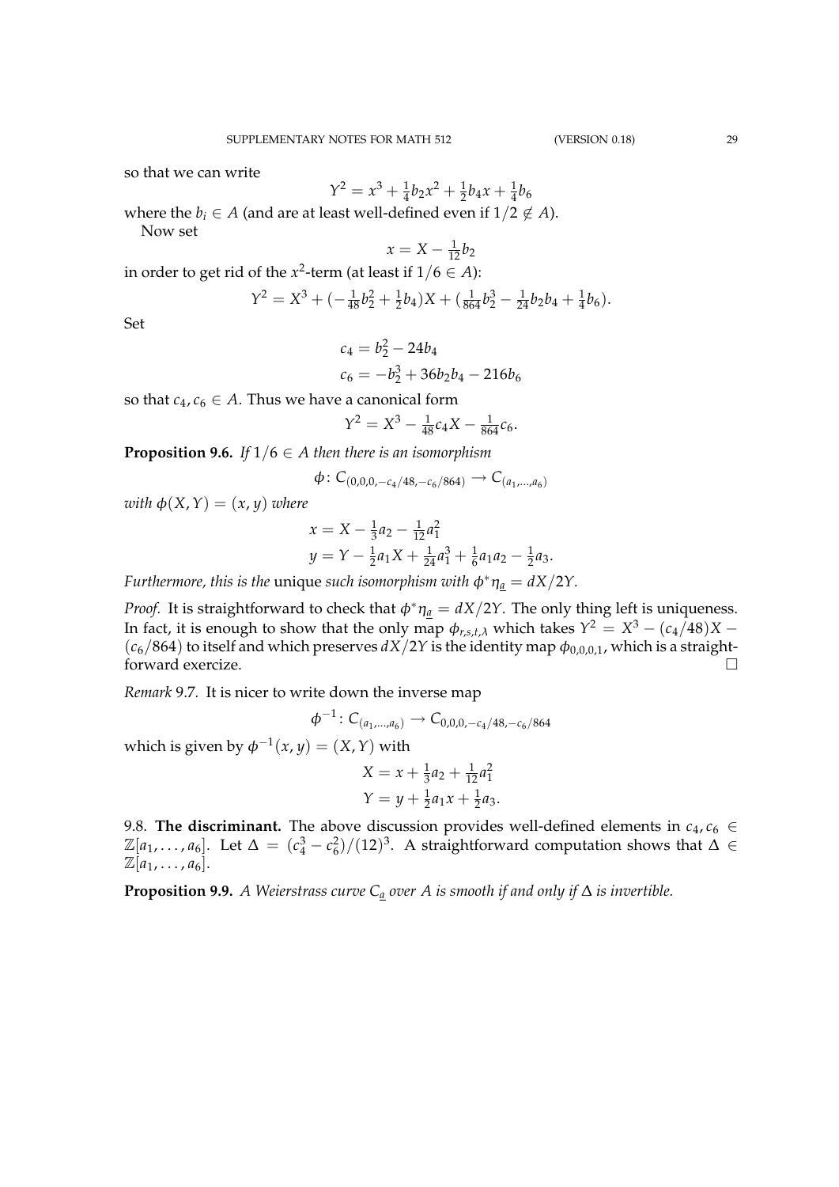so that we can write

$$Y^2 = x^3 + \tfrac{1}{4}b_2x^2 + \tfrac{1}{2}b_4x + \tfrac{1}{4}b_6$$

where the $b_i \in A$ (and are at least well-defined even if $1/2 \notin A$).

Now set

$$x = X - \tfrac{1}{12}b_2$$

in order to get rid of the $x^2$-term (at least if $1/6 \in A$):

$$Y^2 = X^3 + (-\tfrac{1}{48}b_2^2 + \tfrac{1}{2}b_4)X + (\tfrac{1}{864}b_2^3 - \tfrac{1}{24}b_2b_4 + \tfrac{1}{4}b_6).$$

Set

$$\begin{aligned} c_4 &= b_2^2 - 24b_4 \\ c_6 &= -b_2^3 + 36b_2b_4 - 216b_6 \end{aligned}$$

so that $c_4, c_6 \in A$. Thus we have a canonical form

$$Y^2 = X^3 - \tfrac{1}{48}c_4X - \tfrac{1}{864}c_6.$$

**Proposition 9.6.** *If $1/6 \in A$ then there is an isomorphism*

$$\phi\colon C_{(0,0,0,-c_4/48,-c_6/864)} \to C_{(a_1,\ldots,a_6)}$$

*with $\phi(X,Y) = (x,y)$ where*

$$\begin{aligned} x &= X - \tfrac{1}{3}a_2 - \tfrac{1}{12}a_1^2 \\ y &= Y - \tfrac{1}{2}a_1X + \tfrac{1}{24}a_1^3 + \tfrac{1}{6}a_1a_2 - \tfrac{1}{2}a_3. \end{aligned}$$

*Furthermore, this is the* unique *such isomorphism with $\phi^*\eta_{\underline{a}} = dX/2Y$.*

*Proof.* It is straightforward to check that $\phi^*\eta_{\underline{a}} = dX/2Y$. The only thing left is uniqueness. In fact, it is enough to show that the only map $\phi_{r,s,t,\lambda}$ which takes $Y^2 = X^3 - (c_4/48)X - (c_6/864)$ to itself and which preserves $dX/2Y$ is the identity map $\phi_{0,0,0,1}$, which is a straightforward exercize. $\square$

*Remark* 9.7. It is nicer to write down the inverse map

$$\phi^{-1}\colon C_{(a_1,\ldots,a_6)} \to C_{0,0,0,-c_4/48,-c_6/864}$$

which is given by $\phi^{-1}(x,y) = (X,Y)$ with

$$\begin{aligned} X &= x + \tfrac{1}{3}a_2 + \tfrac{1}{12}a_1^2 \\ Y &= y + \tfrac{1}{2}a_1x + \tfrac{1}{2}a_3. \end{aligned}$$

9.8. **The discriminant.** The above discussion provides well-defined elements in $c_4, c_6 \in \mathbb{Z}[a_1,\ldots,a_6]$. Let $\Delta = (c_4^3 - c_6^2)/(12)^3$. A straightforward computation shows that $\Delta \in \mathbb{Z}[a_1,\ldots,a_6]$.

**Proposition 9.9.** *A Weierstrass curve $C_{\underline{a}}$ over $A$ is smooth if and only if $\Delta$ is invertible.*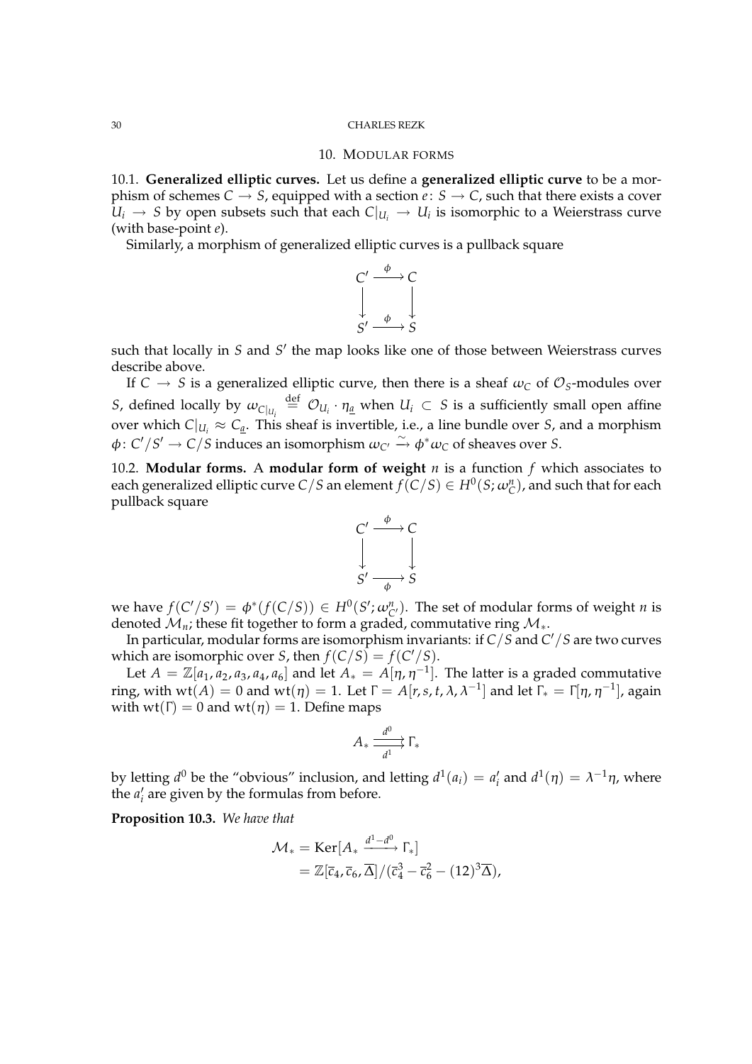## 10. Modular forms

10.1. **Generalized elliptic curves.** Let us define a **generalized elliptic curve** to be a morphism of schemes $C \to S$, equipped with a section $e\colon S \to C$, such that there exists a cover $U_i \to S$ by open subsets such that each $C|_{U_i} \to U_i$ is isomorphic to a Weierstrass curve (with base-point $e$).

Similarly, a morphism of generalized elliptic curves is a pullback square

$$\begin{array}{ccc} C' & \xrightarrow{\phi} & C \\ \downarrow & & \downarrow \\ S' & \xrightarrow{\phi} & S \end{array}$$

such that locally in $S$ and $S'$ the map looks like one of those between Weierstrass curves describe above.

If $C \to S$ is a generalized elliptic curve, then there is a sheaf $\omega_C$ of $\mathcal{O}_S$-modules over $S$, defined locally by $\omega_{C|_{U_i}} \stackrel{\text{def}}{=} \mathcal{O}_{U_i} \cdot \eta_{\underline{a}}$ when $U_i \subset S$ is a sufficiently small open affine over which $C|_{U_i} \approx C_{\underline{a}}$. This sheaf is invertible, i.e., a line bundle over $S$, and a morphism $\phi\colon C'/S' \to C/S$ induces an isomorphism $\omega_{C'} \xrightarrow{\sim} \phi^*\omega_C$ of sheaves over $S$.

10.2. **Modular forms.** A **modular form of weight** $n$ is a function $f$ which associates to each generalized elliptic curve $C/S$ an element $f(C/S) \in H^0(S; \omega_C^n)$, and such that for each pullback square

$$\begin{array}{ccc} C' & \xrightarrow{\phi} & C \\ \downarrow & & \downarrow \\ S' & \xrightarrow[\phi]{} & S \end{array}$$

we have $f(C'/S') = \phi^*(f(C/S)) \in H^0(S'; \omega_{C'}^n)$. The set of modular forms of weight $n$ is denoted $\mathcal{M}_n$; these fit together to form a graded, commutative ring $\mathcal{M}_*$.

In particular, modular forms are isomorphism invariants: if $C/S$ and $C'/S$ are two curves which are isomorphic over $S$, then $f(C/S) = f(C'/S)$.

Let $A = \mathbb{Z}[a_1, a_2, a_3, a_4, a_6]$ and let $A_* = A[\eta, \eta^{-1}]$. The latter is a graded commutative ring, with $\mathrm{wt}(A) = 0$ and $\mathrm{wt}(\eta) = 1$. Let $\Gamma = A[r, s, t, \lambda, \lambda^{-1}]$ and let $\Gamma_* = \Gamma[\eta, \eta^{-1}]$, again with $\mathrm{wt}(\Gamma) = 0$ and $\mathrm{wt}(\eta) = 1$. Define maps

$$A_* \underset{d^1}{\overset{d^0}{\rightrightarrows}} \Gamma_*$$

by letting $d^0$ be the "obvious" inclusion, and letting $d^1(a_i) = a_i'$ and $d^1(\eta) = \lambda^{-1}\eta$, where the $a_i'$ are given by the formulas from before.

**Proposition 10.3.** *We have that*

$$\begin{aligned} \mathcal{M}_* &= \mathrm{Ker}[A_* \xrightarrow{d^1 - d^0} \Gamma_*] \\ &= \mathbb{Z}[\overline{c}_4, \overline{c}_6, \overline{\Delta}]/(\overline{c}_4^3 - \overline{c}_6^2 - (12)^3\overline{\Delta}), \end{aligned}$$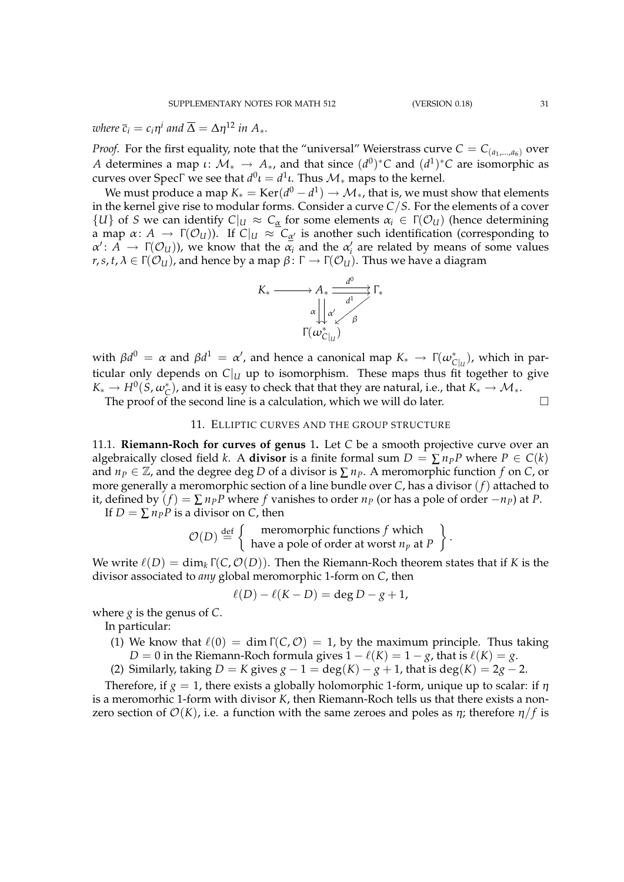*where* $\bar{c}_i = c_i \eta^i$ *and* $\overline{\Delta} = \Delta \eta^{12}$ *in* $A_*$.

*Proof.* For the first equality, note that the "universal" Weierstrass curve $C = C_{(a_1,\ldots,a_6)}$ over $A$ determines a map $\iota\colon \mathcal{M}_* \to A_*$, and that since $(d^0)^*C$ and $(d^1)^*C$ are isomorphic as curves over Spec$\Gamma$ we see that $d^0\iota = d^1\iota$. Thus $\mathcal{M}_*$ maps to the kernel.

We must produce a map $K_* = \operatorname{Ker}(d^0 - d^1) \to \mathcal{M}_*$, that is, we must show that elements in the kernel give rise to modular forms. Consider a curve $C/S$. For the elements of a cover $\{U\}$ of $S$ we can identify $C|_U \approx C_{\underline{\alpha}}$ for some elements $\alpha_i \in \Gamma(\mathcal{O}_U)$ (hence determining a map $\alpha\colon A \to \Gamma(\mathcal{O}_U)$). If $C|_U \approx C_{\underline{\alpha}'}$ is another such identification (corresponding to $\alpha'\colon A \to \Gamma(\mathcal{O}_U)$), we know that the $\alpha_i$ and the $\alpha'_i$ are related by means of some values $r, s, t, \lambda \in \Gamma(\mathcal{O}_U)$, and hence by a map $\beta\colon \Gamma \to \Gamma(\mathcal{O}_U)$. Thus we have a diagram

$$\begin{array}{ccccc} K_* & \longrightarrow & A_* & \overset{d^0}{\underset{d^1}{\rightrightarrows}} & \Gamma_* \\ & & \alpha \downarrow\downarrow \alpha' & \swarrow \beta & \\ & & \Gamma(\omega^*_{C|_U}) & & \end{array}$$

with $\beta d^0 = \alpha$ and $\beta d^1 = \alpha'$, and hence a canonical map $K_* \to \Gamma(\omega^*_{C|_U})$, which in particular only depends on $C|_U$ up to isomorphism. These maps thus fit together to give $K_* \to H^0(S, \omega^*_C)$, and it is easy to check that that they are natural, i.e., that $K_* \to \mathcal{M}_*$.

The proof of the second line is a calculation, which we will do later. $\square$

## 11. Elliptic curves and the group structure

**11.1. Riemann-Roch for curves of genus 1.** Let $C$ be a smooth projective curve over an algebraically closed field $k$. A **divisor** is a finite formal sum $D = \sum n_P P$ where $P \in C(k)$ and $n_P \in \mathbb{Z}$, and the degree $\deg D$ of a divisor is $\sum n_P$. A meromorphic function $f$ on $C$, or more generally a meromorphic section of a line bundle over $C$, has a divisor $(f)$ attached to it, defined by $(f) = \sum n_P P$ where $f$ vanishes to order $n_P$ (or has a pole of order $-n_P$) at $P$.

If $D = \sum n_P P$ is a divisor on $C$, then

$$\mathcal{O}(D) \overset{\text{def}}{=} \left\{ \begin{array}{c} \text{meromorphic functions } f \text{ which} \\ \text{have a pole of order at worst } n_p \text{ at } P \end{array} \right\}.$$

We write $\ell(D) = \dim_k \Gamma(C, \mathcal{O}(D))$. Then the Riemann-Roch theorem states that if $K$ is the divisor associated to *any* global meromorphic 1-form on $C$, then

$$\ell(D) - \ell(K - D) = \deg D - g + 1,$$

where $g$ is the genus of $C$.

In particular:

1. We know that $\ell(0) = \dim \Gamma(C, \mathcal{O}) = 1$, by the maximum principle. Thus taking $D = 0$ in the Riemann-Roch formula gives $1 - \ell(K) = 1 - g$, that is $\ell(K) = g$.
2. Similarly, taking $D = K$ gives $g - 1 = \deg(K) - g + 1$, that is $\deg(K) = 2g - 2$.

Therefore, if $g = 1$, there exists a globally holomorphic 1-form, unique up to scalar: if $\eta$ is a meromorhic 1-form with divisor $K$, then Riemann-Roch tells us that there exists a non-zero section of $\mathcal{O}(K)$, i.e. a function with the same zeroes and poles as $\eta$; therefore $\eta/f$ is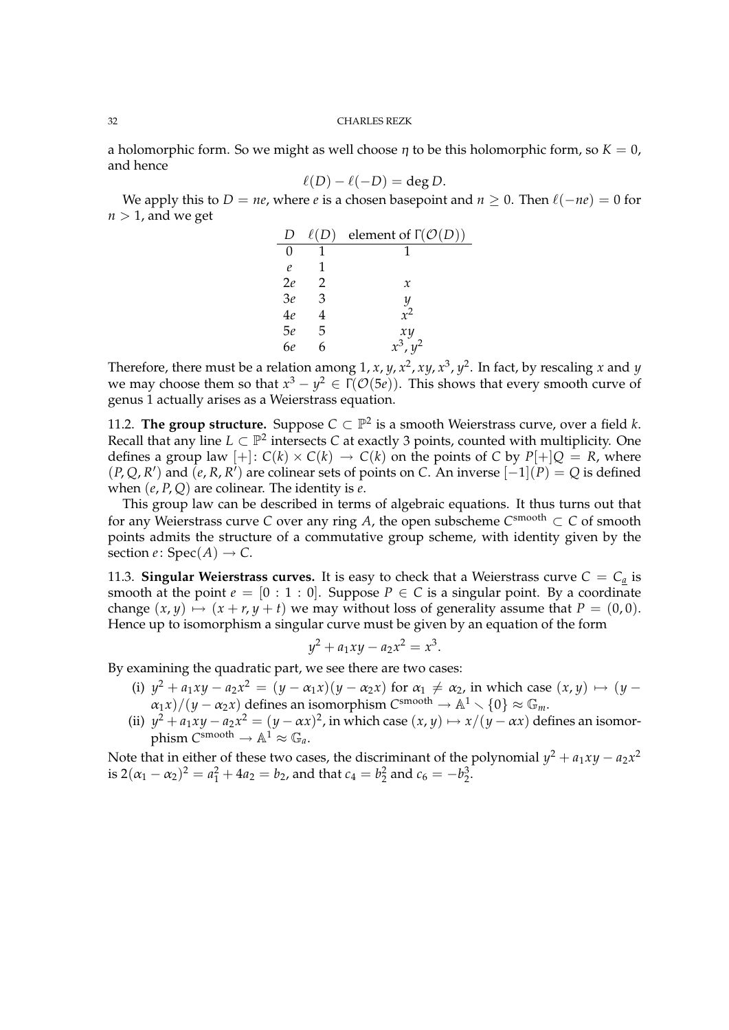a holomorphic form. So we might as well choose $\eta$ to be this holomorphic form, so $K = 0$, and hence

$$\ell(D) - \ell(-D) = \deg D.$$

We apply this to $D = ne$, where $e$ is a chosen basepoint and $n \geq 0$. Then $\ell(-ne) = 0$ for $n > 1$, and we get

| $D$ | $\ell(D)$ | element of $\Gamma(\mathcal{O}(D))$ |
|---|---|---|
| $0$ | 1 | 1 |
| $e$ | 1 | |
| $2e$ | 2 | $x$ |
| $3e$ | 3 | $y$ |
| $4e$ | 4 | $x^2$ |
| $5e$ | 5 | $xy$ |
| $6e$ | 6 | $x^3, y^2$ |

Therefore, there must be a relation among $1, x, y, x^2, xy, x^3, y^2$. In fact, by rescaling $x$ and $y$ we may choose them so that $x^3 - y^2 \in \Gamma(\mathcal{O}(5e))$. This shows that every smooth curve of genus 1 actually arises as a Weierstrass equation.

11.2. **The group structure.** Suppose $C \subset \mathbb{P}^2$ is a smooth Weierstrass curve, over a field $k$. Recall that any line $L \subset \mathbb{P}^2$ intersects $C$ at exactly 3 points, counted with multiplicity. One defines a group law $[+]\colon C(k) \times C(k) \to C(k)$ on the points of $C$ by $P[+]Q = R$, where $(P, Q, R')$ and $(e, R, R')$ are colinear sets of points on $C$. An inverse $[-1](P) = Q$ is defined when $(e, P, Q)$ are colinear. The identity is $e$.

This group law can be described in terms of algebraic equations. It thus turns out that for any Weierstrass curve $C$ over any ring $A$, the open subscheme $C^{\text{smooth}} \subset C$ of smooth points admits the structure of a commutative group scheme, with identity given by the section $e\colon \operatorname{Spec}(A) \to C$.

11.3. **Singular Weierstrass curves.** It is easy to check that a Weierstrass curve $C = C_{\underline{a}}$ is smooth at the point $e = [0 : 1 : 0]$. Suppose $P \in C$ is a singular point. By a coordinate change $(x, y) \mapsto (x + r, y + t)$ we may without loss of generality assume that $P = (0, 0)$. Hence up to isomorphism a singular curve must be given by an equation of the form

$$y^2 + a_1 xy - a_2 x^2 = x^3.$$

By examining the quadratic part, we see there are two cases:

(i) $y^2 + a_1 xy - a_2 x^2 = (y - \alpha_1 x)(y - \alpha_2 x)$ for $\alpha_1 \neq \alpha_2$, in which case $(x, y) \mapsto (y - \alpha_1 x)/(y - \alpha_2 x)$ defines an isomorphism $C^{\text{smooth}} \to \mathbb{A}^1 \smallsetminus \{0\} \approx \mathbb{G}_m$.

(ii) $y^2 + a_1 xy - a_2 x^2 = (y - \alpha x)^2$, in which case $(x, y) \mapsto x/(y - \alpha x)$ defines an isomorphism $C^{\text{smooth}} \to \mathbb{A}^1 \approx \mathbb{G}_a$.

Note that in either of these two cases, the discriminant of the polynomial $y^2 + a_1 xy - a_2 x^2$ is $2(\alpha_1 - \alpha_2)^2 = a_1^2 + 4a_2 = b_2$, and that $c_4 = b_2^2$ and $c_6 = -b_2^3$.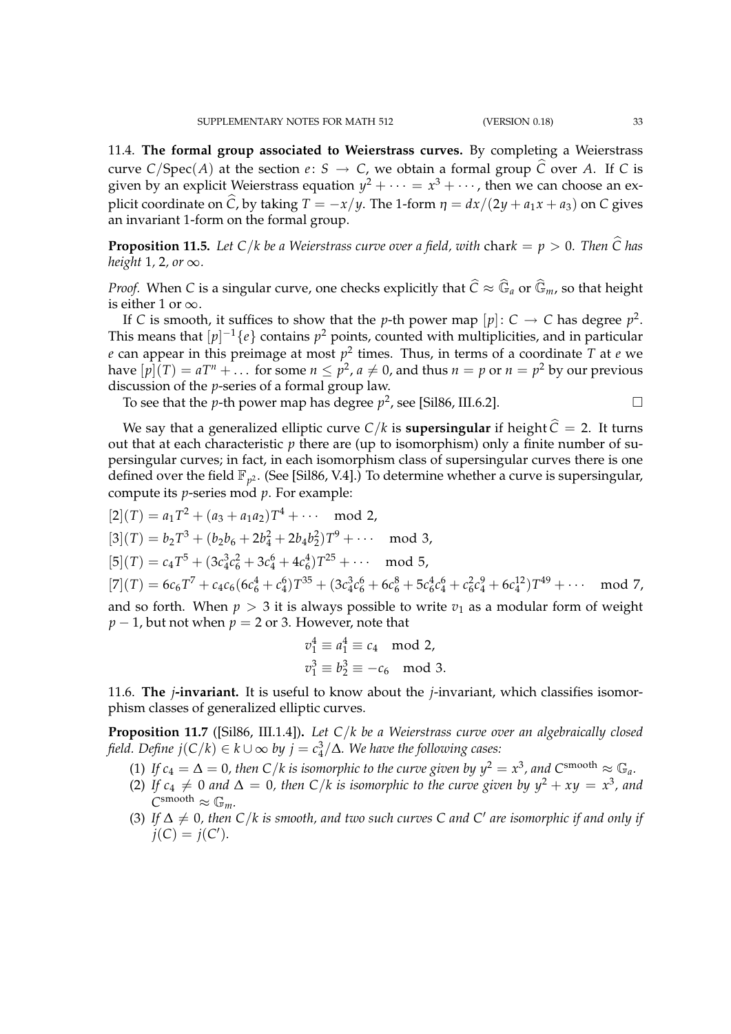11.4. **The formal group associated to Weierstrass curves.** By completing a Weierstrass curve $C/\mathrm{Spec}(A)$ at the section $e\colon S \to C$, we obtain a formal group $\widehat{C}$ over $A$. If $C$ is given by an explicit Weierstrass equation $y^2 + \cdots = x^3 + \cdots$, then we can choose an explicit coordinate on $\widehat{C}$, by taking $T = -x/y$. The 1-form $\eta = dx/(2y + a_1 x + a_3)$ on $C$ gives an invariant 1-form on the formal group.

**Proposition 11.5.** *Let $C/k$ be a Weierstrass curve over a field, with $\mathrm{char} k = p > 0$. Then $\widehat{C}$ has height 1, 2, or $\infty$.*

*Proof.* When $C$ is a singular curve, one checks explicitly that $\widehat{C} \approx \widehat{\mathbb{G}}_a$ or $\widehat{\mathbb{G}}_m$, so that height is either 1 or $\infty$.

If $C$ is smooth, it suffices to show that the $p$-th power map $[p]\colon C \to C$ has degree $p^2$. This means that $[p]^{-1}\{e\}$ contains $p^2$ points, counted with multiplicities, and in particular $e$ can appear in this preimage at most $p^2$ times. Thus, in terms of a coordinate $T$ at $e$ we have $[p](T) = aT^n + \ldots$ for some $n \leq p^2$, $a \neq 0$, and thus $n = p$ or $n = p^2$ by our previous discussion of the $p$-series of a formal group law.

To see that the $p$-th power map has degree $p^2$, see [Sil86, III.6.2]. □

We say that a generalized elliptic curve $C/k$ is **supersingular** if height $\widehat{C} = 2$. It turns out that at each characteristic $p$ there are (up to isomorphism) only a finite number of supersingular curves; in fact, in each isomorphism class of supersingular curves there is one defined over the field $\mathbb{F}_{p^2}$. (See [Sil86, V.4].) To determine whether a curve is supersingular, compute its $p$-series mod $p$. For example:

$$[2](T) = a_1 T^2 + (a_3 + a_1 a_2) T^4 + \cdots \mod 2,$$
$$[3](T) = b_2 T^3 + (b_2 b_6 + 2b_4^2 + 2b_4 b_2^2) T^9 + \cdots \mod 3,$$
$$[5](T) = c_4 T^5 + (3c_4^3 c_6^2 + 3c_4^6 + 4c_6^4) T^{25} + \cdots \mod 5,$$
$$[7](T) = 6c_6 T^7 + c_4 c_6 (6c_6^4 + c_4^6) T^{35} + (3c_4^3 c_6^6 + 6c_6^8 + 5c_6^4 c_4^6 + c_6^2 c_4^9 + 6c_4^{12}) T^{49} + \cdots \mod 7,$$

and so forth. When $p > 3$ it is always possible to write $v_1$ as a modular form of weight $p - 1$, but not when $p = 2$ or 3. However, note that

$$v_1^4 \equiv a_1^4 \equiv c_4 \mod 2,$$
$$v_1^3 \equiv b_2^3 \equiv -c_6 \mod 3.$$

11.6. **The $j$-invariant.** It is useful to know about the $j$-invariant, which classifies isomorphism classes of generalized elliptic curves.

**Proposition 11.7** ([Sil86, III.1.4])**.** *Let $C/k$ be a Weierstrass curve over an algebraically closed field. Define $j(C/k) \in k \cup \infty$ by $j = c_4^3/\Delta$. We have the following cases:*

1. *If $c_4 = \Delta = 0$, then $C/k$ is isomorphic to the curve given by $y^2 = x^3$, and $C^{\mathrm{smooth}} \approx \mathbb{G}_a$.*
2. *If $c_4 \neq 0$ and $\Delta = 0$, then $C/k$ is isomorphic to the curve given by $y^2 + xy = x^3$, and $C^{\mathrm{smooth}} \approx \mathbb{G}_m$.*
3. *If $\Delta \neq 0$, then $C/k$ is smooth, and two such curves $C$ and $C'$ are isomorphic if and only if $j(C) = j(C')$.*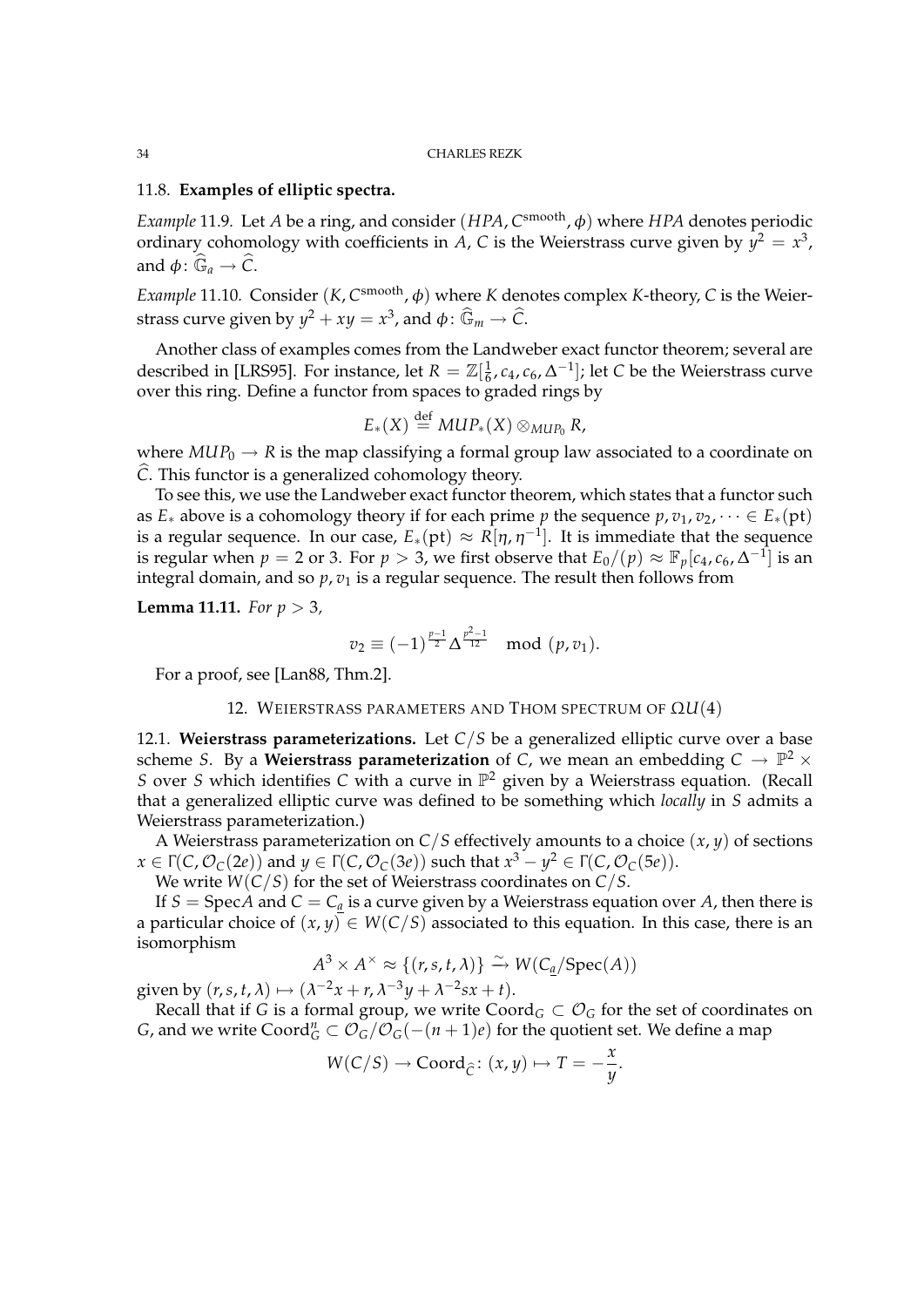### 11.8. Examples of elliptic spectra.

*Example* 11.9. Let $A$ be a ring, and consider $(HPA, C^{\text{smooth}}, \phi)$ where $HPA$ denotes periodic ordinary cohomology with coefficients in $A$, $C$ is the Weierstrass curve given by $y^2 = x^3$, and $\phi\colon \widehat{\mathbb{G}}_a \to \widehat{C}$.

*Example* 11.10. Consider $(K, C^{\text{smooth}}, \phi)$ where $K$ denotes complex $K$-theory, $C$ is the Weierstrass curve given by $y^2 + xy = x^3$, and $\phi\colon \widehat{\mathbb{G}}_m \to \widehat{C}$.

Another class of examples comes from the Landweber exact functor theorem; several are described in [LRS95]. For instance, let $R = \mathbb{Z}[\frac{1}{6}, c_4, c_6, \Delta^{-1}]$; let $C$ be the Weierstrass curve over this ring. Define a functor from spaces to graded rings by

$$E_*(X) \stackrel{\text{def}}{=} MUP_*(X) \otimes_{MUP_0} R,$$

where $MUP_0 \to R$ is the map classifying a formal group law associated to a coordinate on $\widehat{C}$. This functor is a generalized cohomology theory.

To see this, we use the Landweber exact functor theorem, which states that a functor such as $E_*$ above is a cohomology theory if for each prime $p$ the sequence $p, v_1, v_2, \dots \in E_*(\text{pt})$ is a regular sequence. In our case, $E_*(\text{pt}) \approx R[\eta, \eta^{-1}]$. It is immediate that the sequence is regular when $p = 2$ or $3$. For $p > 3$, we first observe that $E_0/(p) \approx \mathbb{F}_p[c_4, c_6, \Delta^{-1}]$ is an integral domain, and so $p, v_1$ is a regular sequence. The result then follows from

**Lemma 11.11.** *For $p > 3$,*

$$v_2 \equiv (-1)^{\frac{p-1}{2}} \Delta^{\frac{p^2-1}{12}} \mod (p, v_1).$$

For a proof, see [Lan88, Thm.2].

## 12. Weierstrass parameters and Thom spectrum of $\Omega U(4)$

**12.1. Weierstrass parameterizations.** Let $C/S$ be a generalized elliptic curve over a base scheme $S$. By a **Weierstrass parameterization** of $C$, we mean an embedding $C \to \mathbb{P}^2 \times S$ over $S$ which identifies $C$ with a curve in $\mathbb{P}^2$ given by a Weierstrass equation. (Recall that a generalized elliptic curve was defined to be something which *locally* in $S$ admits a Weierstrass parameterization.)

A Weierstrass parameterization on $C/S$ effectively amounts to a choice $(x, y)$ of sections $x \in \Gamma(C, \mathcal{O}_C(2e))$ and $y \in \Gamma(C, \mathcal{O}_C(3e))$ such that $x^3 - y^2 \in \Gamma(C, \mathcal{O}_C(5e))$.

We write $W(C/S)$ for the set of Weierstrass coordinates on $C/S$.

If $S = \text{Spec}A$ and $C = C_{\underline{a}}$ is a curve given by a Weierstrass equation over $A$, then there is a particular choice of $(x, y) \in W(C/S)$ associated to this equation. In this case, there is an isomorphism

$$A^3 \times A^\times \approx \{(r, s, t, \lambda)\} \xrightarrow{\sim} W(C_{\underline{a}}/\text{Spec}(A))$$

given by $(r, s, t, \lambda) \mapsto (\lambda^{-2}x + r, \lambda^{-3}y + \lambda^{-2}sx + t)$.

Recall that if $G$ is a formal group, we write $\text{Coord}_G \subset \mathcal{O}_G$ for the set of coordinates on $G$, and we write $\text{Coord}_G^n \subset \mathcal{O}_G/\mathcal{O}_G(-(n+1)e)$ for the quotient set. We define a map

$$W(C/S) \to \text{Coord}_{\widehat{C}}\colon (x, y) \mapsto T = -\frac{x}{y}.$$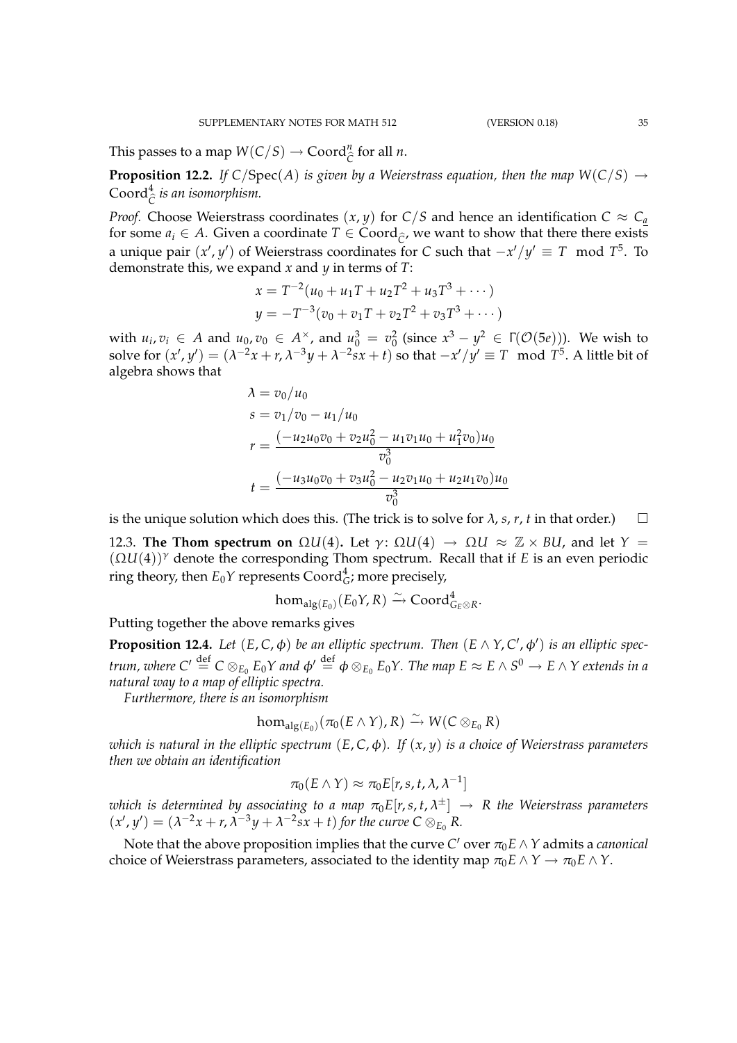This passes to a map $W(C/S) \to \mathrm{Coord}^n_{\widehat{C}}$ for all $n$.

**Proposition 12.2.** *If $C/\mathrm{Spec}(A)$ is given by a Weierstrass equation, then the map $W(C/S) \to \mathrm{Coord}^4_{\widehat{C}}$ is an isomorphism.*

*Proof.* Choose Weierstrass coordinates $(x, y)$ for $C/S$ and hence an identification $C \approx C_{\underline{a}}$ for some $a_i \in A$. Given a coordinate $T \in \mathrm{Coord}_{\widehat{C}}$, we want to show that there there exists a unique pair $(x', y')$ of Weierstrass coordinates for $C$ such that $-x'/y' \equiv T \mod T^5$. To demonstrate this, we expand $x$ and $y$ in terms of $T$:

$$
\begin{aligned}
x &= T^{-2}(u_0 + u_1 T + u_2 T^2 + u_3 T^3 + \cdots) \\
y &= -T^{-3}(v_0 + v_1 T + v_2 T^2 + v_3 T^3 + \cdots)
\end{aligned}
$$

with $u_i, v_i \in A$ and $u_0, v_0 \in A^\times$, and $u_0^3 = v_0^2$ (since $x^3 - y^2 \in \Gamma(\mathcal{O}(5e))$). We wish to solve for $(x', y') = (\lambda^{-2}x + r, \lambda^{-3}y + \lambda^{-2}sx + t)$ so that $-x'/y' \equiv T \mod T^5$. A little bit of algebra shows that

$$
\begin{aligned}
\lambda &= v_0/u_0 \\
s &= v_1/v_0 - u_1/u_0 \\
r &= \frac{(-u_2 u_0 v_0 + v_2 u_0^2 - u_1 v_1 u_0 + u_1^2 v_0) u_0}{v_0^3} \\
t &= \frac{(-u_3 u_0 v_0 + v_3 u_0^2 - u_2 v_1 u_0 + u_2 u_1 v_0) u_0}{v_0^3}
\end{aligned}
$$

is the unique solution which does this. (The trick is to solve for $\lambda, s, r, t$ in that order.) $\square$

12.3. **The Thom spectrum on $\Omega U(4)$.** Let $\gamma \colon \Omega U(4) \to \Omega U \approx \mathbb{Z} \times BU$, and let $Y = (\Omega U(4))^\gamma$ denote the corresponding Thom spectrum. Recall that if $E$ is an even periodic ring theory, then $E_0 Y$ represents $\mathrm{Coord}^4_G$; more precisely,

$$
\hom_{\mathrm{alg}(E_0)}(E_0 Y, R) \xrightarrow{\sim} \mathrm{Coord}^4_{G_E \otimes R}.
$$

Putting together the above remarks gives

**Proposition 12.4.** *Let $(E, C, \phi)$ be an elliptic spectrum. Then $(E \wedge Y, C', \phi')$ is an elliptic spectrum, where $C' \overset{\text{def}}{=} C \otimes_{E_0} E_0 Y$ and $\phi' \overset{\text{def}}{=} \phi \otimes_{E_0} E_0 Y$. The map $E \approx E \wedge S^0 \to E \wedge Y$ extends in a natural way to a map of elliptic spectra.*

*Furthermore, there is an isomorphism*

$$
\hom_{\mathrm{alg}(E_0)}(\pi_0(E \wedge Y), R) \xrightarrow{\sim} W(C \otimes_{E_0} R)
$$

*which is natural in the elliptic spectrum $(E, C, \phi)$. If $(x, y)$ is a choice of Weierstrass parameters then we obtain an identification*

$$
\pi_0(E \wedge Y) \approx \pi_0 E[r, s, t, \lambda, \lambda^{-1}]
$$

*which is determined by associating to a map $\pi_0 E[r, s, t, \lambda^{\pm}] \to R$ the Weierstrass parameters $(x', y') = (\lambda^{-2}x + r, \lambda^{-3}y + \lambda^{-2}sx + t)$ for the curve $C \otimes_{E_0} R$.*

Note that the above proposition implies that the curve $C'$ over $\pi_0 E \wedge Y$ admits a *canonical* choice of Weierstrass parameters, associated to the identity map $\pi_0 E \wedge Y \to \pi_0 E \wedge Y$.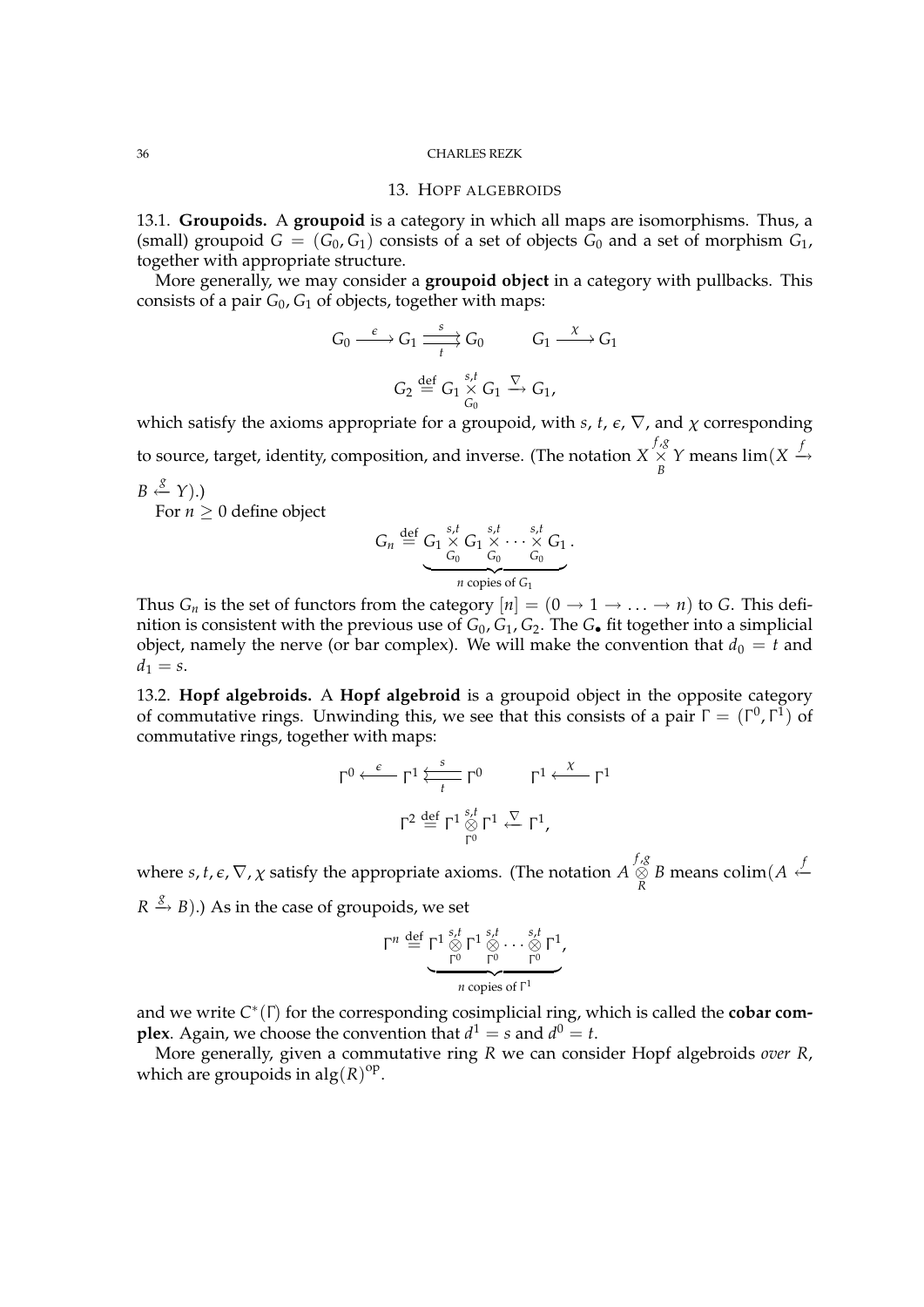## 13. Hopf algebroids

**13.1. Groupoids.** A **groupoid** is a category in which all maps are isomorphisms. Thus, a (small) groupoid $G = (G_0, G_1)$ consists of a set of objects $G_0$ and a set of morphism $G_1$, together with appropriate structure.

More generally, we may consider a **groupoid object** in a category with pullbacks. This consists of a pair $G_0, G_1$ of objects, together with maps:

$$G_0 \xrightarrow{\epsilon} G_1 \overset{s}{\underset{t}{\rightrightarrows}} G_0 \qquad G_1 \xrightarrow{\chi} G_1$$

$$G_2 \overset{\text{def}}{=} G_1 \overset{s,t}{\underset{G_0}{\times}} G_1 \xrightarrow{\nabla} G_1,$$

which satisfy the axioms appropriate for a groupoid, with $s$, $t$, $\epsilon$, $\nabla$, and $\chi$ corresponding to source, target, identity, composition, and inverse. (The notation $X \overset{f,g}{\underset{B}{\times}} Y$ means $\lim(X \xrightarrow{f} B \xleftarrow{g} Y)$.)

For $n \geq 0$ define object

$$G_n \overset{\text{def}}{=} \underbrace{G_1 \overset{s,t}{\underset{G_0}{\times}} G_1 \overset{s,t}{\underset{G_0}{\times}} \cdots \overset{s,t}{\underset{G_0}{\times}} G_1}_{n \text{ copies of } G_1}.$$

Thus $G_n$ is the set of functors from the category $[n] = (0 \to 1 \to \ldots \to n)$ to $G$. This definition is consistent with the previous use of $G_0, G_1, G_2$. The $G_\bullet$ fit together into a simplicial object, namely the nerve (or bar complex). We will make the convention that $d_0 = t$ and $d_1 = s$.

**13.2. Hopf algebroids.** A **Hopf algebroid** is a groupoid object in the opposite category of commutative rings. Unwinding this, we see that this consists of a pair $\Gamma = (\Gamma^0, \Gamma^1)$ of commutative rings, together with maps:

$$\Gamma^0 \xleftarrow{\epsilon} \Gamma^1 \overset{s}{\underset{t}{\leftleftarrows}} \Gamma^0 \qquad \Gamma^1 \xleftarrow{\chi} \Gamma^1$$

$$\Gamma^2 \overset{\text{def}}{=} \Gamma^1 \overset{s,t}{\underset{\Gamma^0}{\otimes}} \Gamma^1 \xleftarrow{\nabla} \Gamma^1,$$

where $s, t, \epsilon, \nabla, \chi$ satisfy the appropriate axioms. (The notation $A \overset{f,g}{\underset{R}{\otimes}} B$ means $\operatorname{colim}(A \xleftarrow{f} R \xrightarrow{g} B)$.) As in the case of groupoids, we set

$$\Gamma^n \overset{\text{def}}{=} \underbrace{\Gamma^1 \overset{s,t}{\underset{\Gamma^0}{\otimes}} \Gamma^1 \overset{s,t}{\underset{\Gamma^0}{\otimes}} \cdots \overset{s,t}{\underset{\Gamma^0}{\otimes}} \Gamma^1}_{n \text{ copies of } \Gamma^1},$$

and we write $C^*(\Gamma)$ for the corresponding cosimplicial ring, which is called the **cobar complex**. Again, we choose the convention that $d^1 = s$ and $d^0 = t$.

More generally, given a commutative ring $R$ we can consider Hopf algebroids *over $R$*, which are groupoids in $\operatorname{alg}(R)^{\text{op}}$.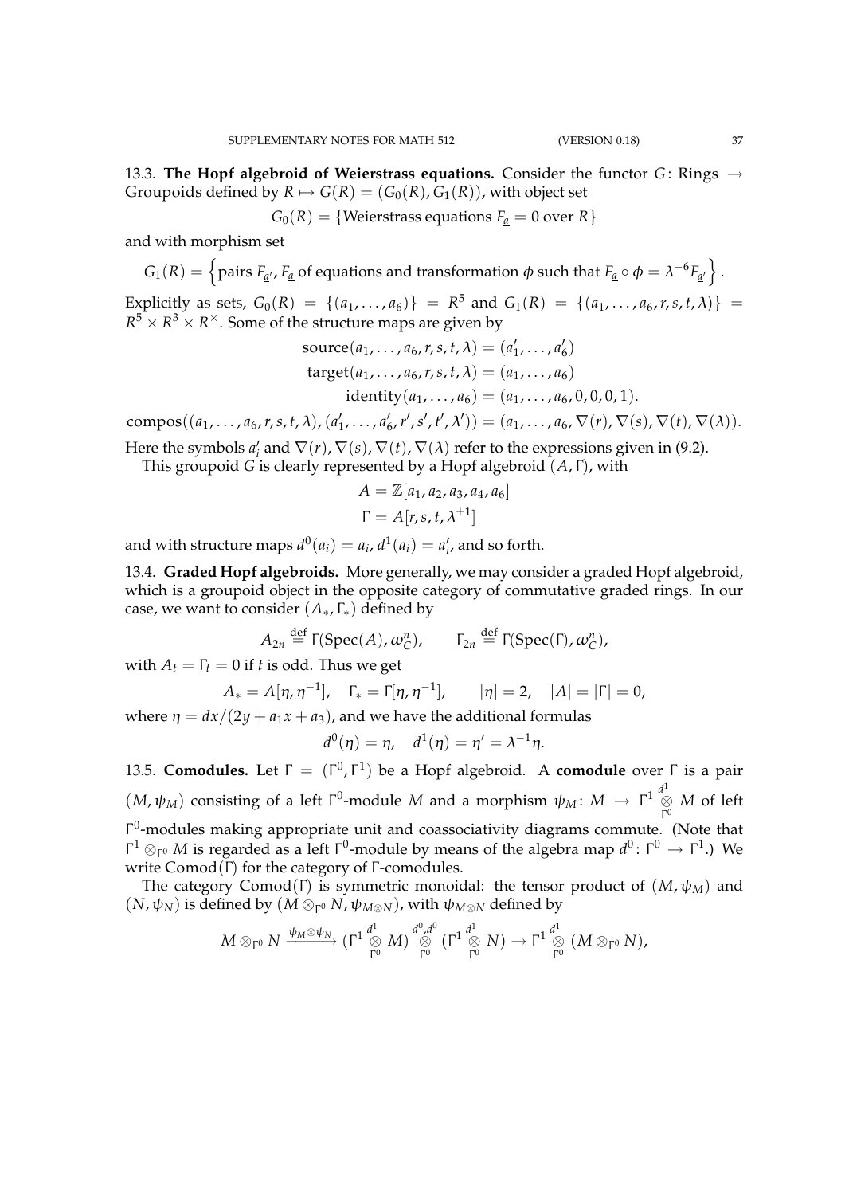13.3. **The Hopf algebroid of Weierstrass equations.** Consider the functor $G\colon \text{Rings} \to \text{Groupoids}$ defined by $R \mapsto G(R) = (G_0(R), G_1(R))$, with object set

$$G_0(R) = \{\text{Weierstrass equations } F_{\underline{a}} = 0 \text{ over } R\}$$

and with morphism set

$$G_1(R) = \left\{ \text{pairs } F_{\underline{a}'}, F_{\underline{a}} \text{ of equations and transformation } \phi \text{ such that } F_{\underline{a}} \circ \phi = \lambda^{-6} F_{\underline{a}'} \right\}.$$

Explicitly as sets, $G_0(R) = \{(a_1, \ldots, a_6)\} = R^5$ and $G_1(R) = \{(a_1, \ldots, a_6, r, s, t, \lambda)\} = R^5 \times R^3 \times R^\times$. Some of the structure maps are given by

$$\begin{aligned}
\text{source}(a_1, \ldots, a_6, r, s, t, \lambda) &= (a_1', \ldots, a_6') \\
\text{target}(a_1, \ldots, a_6, r, s, t, \lambda) &= (a_1, \ldots, a_6) \\
\text{identity}(a_1, \ldots, a_6) &= (a_1, \ldots, a_6, 0, 0, 0, 1).
\end{aligned}$$

$$\text{compos}((a_1, \ldots, a_6, r, s, t, \lambda), (a_1', \ldots, a_6', r', s', t', \lambda')) = (a_1, \ldots, a_6, \nabla(r), \nabla(s), \nabla(t), \nabla(\lambda)).$$

Here the symbols $a_i'$ and $\nabla(r), \nabla(s), \nabla(t), \nabla(\lambda)$ refer to the expressions given in (9.2).

This groupoid $G$ is clearly represented by a Hopf algebroid $(A, \Gamma)$, with

$$\begin{aligned}
A &= \mathbb{Z}[a_1, a_2, a_3, a_4, a_6] \\
\Gamma &= A[r, s, t, \lambda^{\pm 1}]
\end{aligned}$$

and with structure maps $d^0(a_i) = a_i$, $d^1(a_i) = a_i'$, and so forth.

13.4. **Graded Hopf algebroids.** More generally, we may consider a graded Hopf algebroid, which is a groupoid object in the opposite category of commutative graded rings. In our case, we want to consider $(A_*, \Gamma_*)$ defined by

$$A_{2n} \overset{\text{def}}{=} \Gamma(\operatorname{Spec}(A), \omega_C^n), \qquad \Gamma_{2n} \overset{\text{def}}{=} \Gamma(\operatorname{Spec}(\Gamma), \omega_C^n),$$

with $A_t = \Gamma_t = 0$ if $t$ is odd. Thus we get

$$A_* = A[\eta, \eta^{-1}], \quad \Gamma_* = \Gamma[\eta, \eta^{-1}], \qquad |\eta| = 2, \quad |A| = |\Gamma| = 0,$$

where $\eta = dx/(2y + a_1 x + a_3)$, and we have the additional formulas

$$d^0(\eta) = \eta, \quad d^1(\eta) = \eta' = \lambda^{-1}\eta.$$

13.5. **Comodules.** Let $\Gamma = (\Gamma^0, \Gamma^1)$ be a Hopf algebroid. A **comodule** over $\Gamma$ is a pair $(M, \psi_M)$ consisting of a left $\Gamma^0$-module $M$ and a morphism $\psi_M\colon M \to \Gamma^1 \overset{d^1}{\underset{\Gamma^0}{\otimes}} M$ of left $\Gamma^0$-modules making appropriate unit and coassociativity diagrams commute. (Note that $\Gamma^1 \otimes_{\Gamma^0} M$ is regarded as a left $\Gamma^0$-module by means of the algebra map $d^0\colon \Gamma^0 \to \Gamma^1$.) We write $\operatorname{Comod}(\Gamma)$ for the category of $\Gamma$-comodules.

The category $\operatorname{Comod}(\Gamma)$ is symmetric monoidal: the tensor product of $(M, \psi_M)$ and $(N, \psi_N)$ is defined by $(M \otimes_{\Gamma^0} N, \psi_{M\otimes N})$, with $\psi_{M\otimes N}$ defined by

$$M \otimes_{\Gamma^0} N \xrightarrow{\psi_M \otimes \psi_N} (\Gamma^1 \overset{d^1}{\underset{\Gamma^0}{\otimes}} M) \overset{d^0, d^0}{\underset{\Gamma^0}{\otimes}} (\Gamma^1 \overset{d^1}{\underset{\Gamma^0}{\otimes}} N) \to \Gamma^1 \overset{d^1}{\underset{\Gamma^0}{\otimes}} (M \otimes_{\Gamma^0} N),$$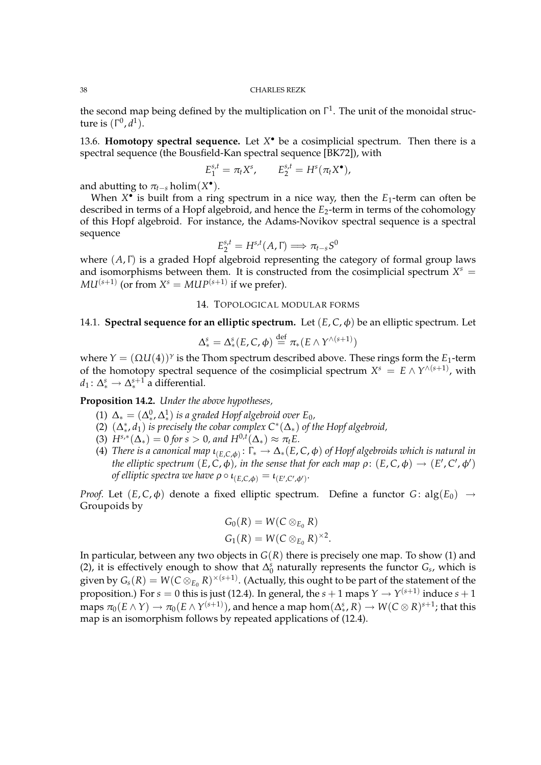the second map being defined by the multiplication on $\Gamma^1$. The unit of the monoidal structure is $(\Gamma^0, d^1)$.

13.6. **Homotopy spectral sequence.** Let $X^\bullet$ be a cosimplicial spectrum. Then there is a spectral sequence (the Bousfield-Kan spectral sequence [BK72]), with

$$E_1^{s,t} = \pi_t X^s, \qquad E_2^{s,t} = H^s(\pi_t X^\bullet),$$

and abutting to $\pi_{t-s} \operatorname{holim}(X^\bullet)$.

When $X^\bullet$ is built from a ring spectrum in a nice way, then the $E_1$-term can often be described in terms of a Hopf algebroid, and hence the $E_2$-term in terms of the cohomology of this Hopf algebroid. For instance, the Adams-Novikov spectral sequence is a spectral sequence

$$E_2^{s,t} = H^{s,t}(A, \Gamma) \Longrightarrow \pi_{t-s} S^0$$

where $(A, \Gamma)$ is a graded Hopf algebroid representing the category of formal group laws and isomorphisms between them. It is constructed from the cosimplicial spectrum $X^s = MU^{(s+1)}$ (or from $X^s = MUP^{(s+1)}$ if we prefer).

## 14. Topological modular forms

14.1. **Spectral sequence for an elliptic spectrum.** Let $(E, C, \phi)$ be an elliptic spectrum. Let

$$\Delta_*^s = \Delta_*^s(E, C, \phi) \stackrel{\text{def}}{=} \pi_*(E \wedge Y^{\wedge(s+1)})$$

where $Y = (\Omega U(4))^\gamma$ is the Thom spectrum described above. These rings form the $E_1$-term of the homotopy spectral sequence of the cosimplicial spectrum $X^s = E \wedge Y^{\wedge(s+1)}$, with $d_1 \colon \Delta_*^s \to \Delta_*^{s+1}$ a differential.

**Proposition 14.2.** *Under the above hypotheses,*

1. $\Delta_* = (\Delta_*^0, \Delta_*^1)$ *is a graded Hopf algebroid over* $E_0$,
2. $(\Delta_*^*, d_1)$ *is precisely the cobar complex* $C^*(\Delta_*)$ *of the Hopf algebroid,*
3. $H^{s,*}(\Delta_*) = 0$ *for* $s > 0$, *and* $H^{0,t}(\Delta_*) \approx \pi_t E$.
4. *There is a canonical map* $\iota_{(E,C,\phi)} \colon \Gamma_* \to \Delta_*(E, C, \phi)$ *of Hopf algebroids which is natural in the elliptic spectrum* $(E, C, \phi)$, *in the sense that for each map* $\rho \colon (E, C, \phi) \to (E', C', \phi')$ *of elliptic spectra we have* $\rho \circ \iota_{(E,C,\phi)} = \iota_{(E',C',\phi')}$.

*Proof.* Let $(E, C, \phi)$ denote a fixed elliptic spectrum. Define a functor $G \colon \operatorname{alg}(E_0) \to$ Groupoids by

$$G_0(R) = W(C \otimes_{E_0} R)$$
$$G_1(R) = W(C \otimes_{E_0} R)^{\times 2}.$$

In particular, between any two objects in $G(R)$ there is precisely one map. To show (1) and (2), it is effectively enough to show that $\Delta_0^s$ naturally represents the functor $G_s$, which is given by $G_s(R) = W(C \otimes_{E_0} R)^{\times(s+1)}$. (Actually, this ought to be part of the statement of the proposition.) For $s = 0$ this is just (12.4). In general, the $s+1$ maps $Y \to Y^{(s+1)}$ induce $s+1$ maps $\pi_0(E \wedge Y) \to \pi_0(E \wedge Y^{(s+1)})$, and hence a map $\hom(\Delta_*^s, R) \to W(C \otimes R)^{s+1}$; that this map is an isomorphism follows by repeated applications of (12.4).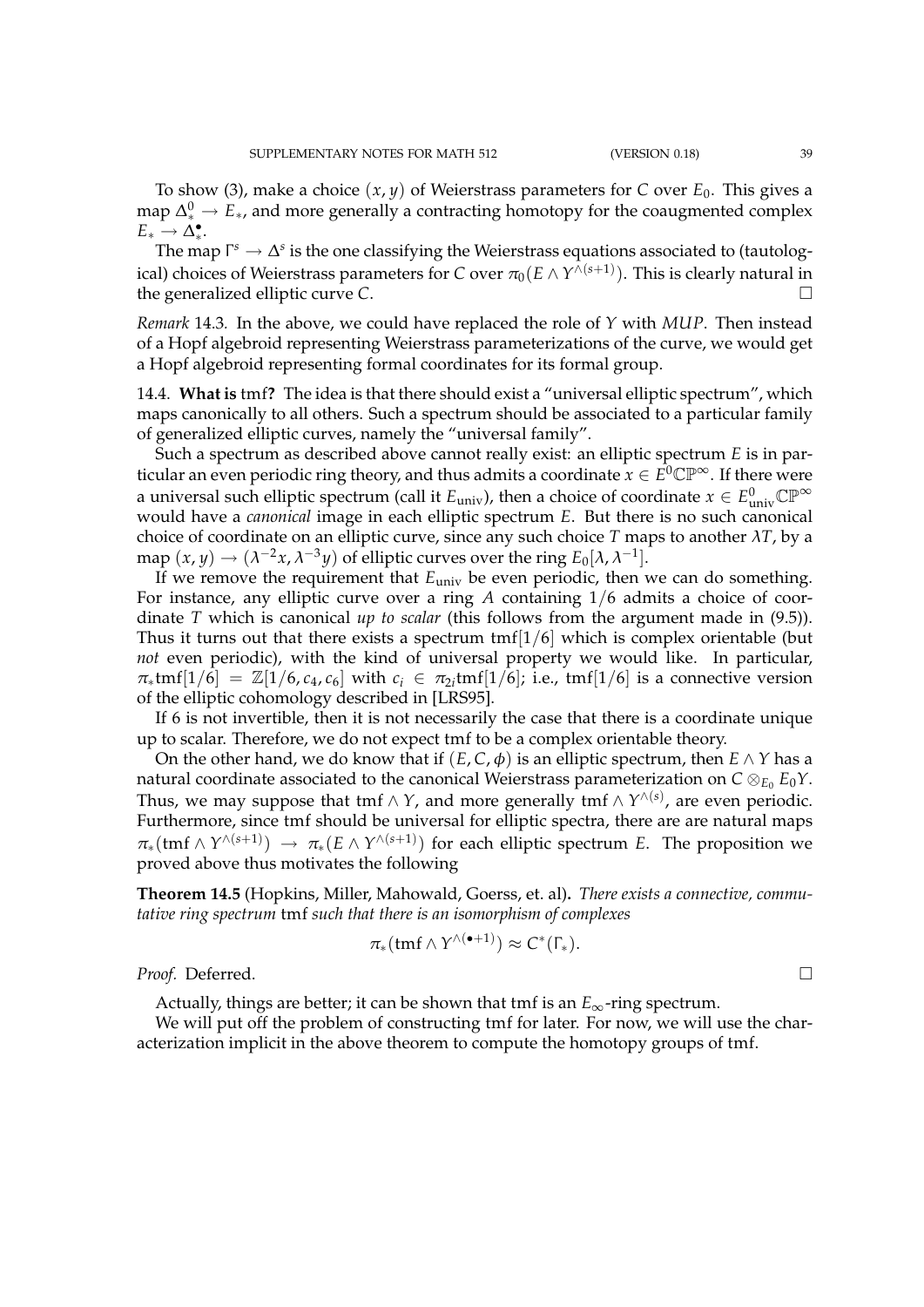To show (3), make a choice $(x, y)$ of Weierstrass parameters for $C$ over $E_0$. This gives a map $\Delta^0_* \to E_*$, and more generally a contracting homotopy for the coaugmented complex $E_* \to \Delta^\bullet_*$.

The map $\Gamma^s \to \Delta^s$ is the one classifying the Weierstrass equations associated to (tautological) choices of Weierstrass parameters for $C$ over $\pi_0(E \wedge Y^{\wedge(s+1)})$. This is clearly natural in the generalized elliptic curve $C$. $\square$

*Remark* 14.3. In the above, we could have replaced the role of $Y$ with $MUP$. Then instead of a Hopf algebroid representing Weierstrass parameterizations of the curve, we would get a Hopf algebroid representing formal coordinates for its formal group.

14.4. **What is** tmf**?** The idea is that there should exist a "universal elliptic spectrum", which maps canonically to all others. Such a spectrum should be associated to a particular family of generalized elliptic curves, namely the "universal family".

Such a spectrum as described above cannot really exist: an elliptic spectrum $E$ is in particular an even periodic ring theory, and thus admits a coordinate $x \in E^0\mathbb{CP}^\infty$. If there were a universal such elliptic spectrum (call it $E_{\text{univ}}$), then a choice of coordinate $x \in E^0_{\text{univ}}\mathbb{CP}^\infty$ would have a *canonical* image in each elliptic spectrum $E$. But there is no such canonical choice of coordinate on an elliptic curve, since any such choice $T$ maps to another $\lambda T$, by a map $(x, y) \to (\lambda^{-2}x, \lambda^{-3}y)$ of elliptic curves over the ring $E_0[\lambda, \lambda^{-1}]$.

If we remove the requirement that $E_{\text{univ}}$ be even periodic, then we can do something. For instance, any elliptic curve over a ring $A$ containing $1/6$ admits a choice of coordinate $T$ which is canonical *up to scalar* (this follows from the argument made in (9.5)). Thus it turns out that there exists a spectrum $\text{tmf}[1/6]$ which is complex orientable (but *not* even periodic), with the kind of universal property we would like. In particular, $\pi_*\text{tmf}[1/6] = \mathbb{Z}[1/6, c_4, c_6]$ with $c_i \in \pi_{2i}\text{tmf}[1/6]$; i.e., $\text{tmf}[1/6]$ is a connective version of the elliptic cohomology described in [LRS95].

If 6 is not invertible, then it is not necessarily the case that there is a coordinate unique up to scalar. Therefore, we do not expect tmf to be a complex orientable theory.

On the other hand, we do know that if $(E, C, \phi)$ is an elliptic spectrum, then $E \wedge Y$ has a natural coordinate associated to the canonical Weierstrass parameterization on $C \otimes_{E_0} E_0Y$. Thus, we may suppose that $\text{tmf} \wedge Y$, and more generally $\text{tmf} \wedge Y^{\wedge(s)}$, are even periodic. Furthermore, since tmf should be universal for elliptic spectra, there are are natural maps $\pi_*(\text{tmf} \wedge Y^{\wedge(s+1)}) \to \pi_*(E \wedge Y^{\wedge(s+1)})$ for each elliptic spectrum $E$. The proposition we proved above thus motivates the following

**Theorem 14.5** (Hopkins, Miller, Mahowald, Goerss, et. al)**.** *There exists a connective, commutative ring spectrum* tmf *such that there is an isomorphism of complexes*

$$\pi_*(\text{tmf} \wedge Y^{\wedge(\bullet+1)}) \approx C^*(\Gamma_*).$$

*Proof.* Deferred. $\square$

Actually, things are better; it can be shown that tmf is an $E_\infty$-ring spectrum.

We will put off the problem of constructing tmf for later. For now, we will use the characterization implicit in the above theorem to compute the homotopy groups of tmf.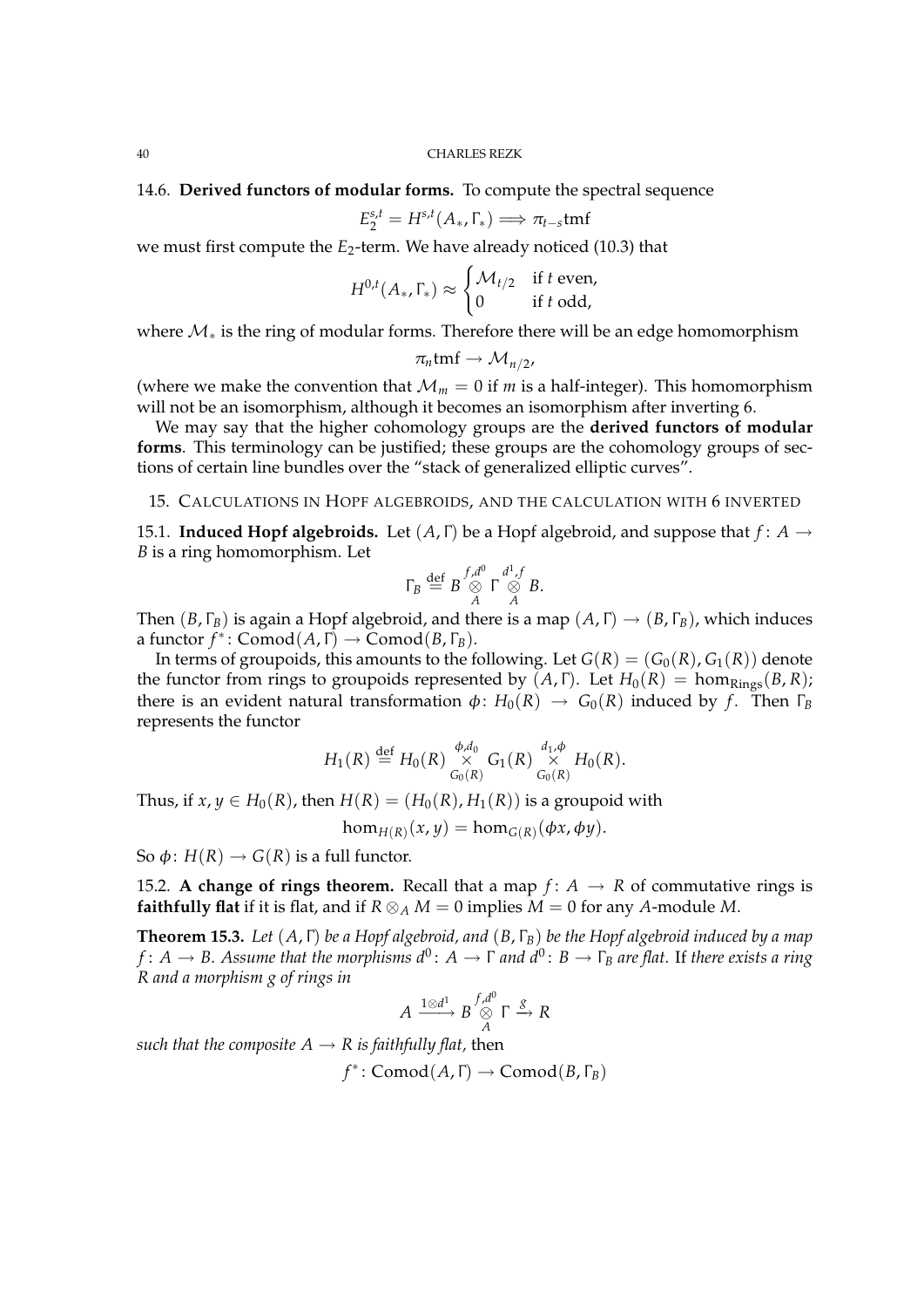14.6. **Derived functors of modular forms.** To compute the spectral sequence

$$E_2^{s,t} = H^{s,t}(A_*, \Gamma_*) \Longrightarrow \pi_{t-s}\mathrm{tmf}$$

we must first compute the $E_2$-term. We have already noticed (10.3) that

$$H^{0,t}(A_*, \Gamma_*) \approx \begin{cases} \mathcal{M}_{t/2} & \text{if } t \text{ even,} \\ 0 & \text{if } t \text{ odd,} \end{cases}$$

where $\mathcal{M}_*$ is the ring of modular forms. Therefore there will be an edge homomorphism

$$\pi_n \mathrm{tmf} \to \mathcal{M}_{n/2},$$

(where we make the convention that $\mathcal{M}_m = 0$ if $m$ is a half-integer). This homomorphism will not be an isomorphism, although it becomes an isomorphism after inverting 6.

We may say that the higher cohomology groups are the **derived functors of modular forms**. This terminology can be justified; these groups are the cohomology groups of sections of certain line bundles over the "stack of generalized elliptic curves".

## 15. Calculations in Hopf algebroids, and the calculation with 6 inverted

15.1. **Induced Hopf algebroids.** Let $(A, \Gamma)$ be a Hopf algebroid, and suppose that $f\colon A \to B$ is a ring homomorphism. Let

$$\Gamma_B \overset{\text{def}}{=} B \overset{f,d^0}{\underset{A}{\otimes}} \Gamma \overset{d^1,f}{\underset{A}{\otimes}} B.$$

Then $(B, \Gamma_B)$ is again a Hopf algebroid, and there is a map $(A, \Gamma) \to (B, \Gamma_B)$, which induces a functor $f^*\colon \mathrm{Comod}(A, \Gamma) \to \mathrm{Comod}(B, \Gamma_B)$.

In terms of groupoids, this amounts to the following. Let $G(R) = (G_0(R), G_1(R))$ denote the functor from rings to groupoids represented by $(A, \Gamma)$. Let $H_0(R) = \hom_{\mathrm{Rings}}(B, R)$; there is an evident natural transformation $\phi\colon H_0(R) \to G_0(R)$ induced by $f$. Then $\Gamma_B$ represents the functor

$$H_1(R) \overset{\text{def}}{=} H_0(R) \overset{\phi,d_0}{\underset{G_0(R)}{\times}} G_1(R) \overset{d_1,\phi}{\underset{G_0(R)}{\times}} H_0(R).$$

Thus, if $x, y \in H_0(R)$, then $H(R) = (H_0(R), H_1(R))$ is a groupoid with

$$\hom_{H(R)}(x, y) = \hom_{G(R)}(\phi x, \phi y).$$

So $\phi\colon H(R) \to G(R)$ is a full functor.

15.2. **A change of rings theorem.** Recall that a map $f\colon A \to R$ of commutative rings is **faithfully flat** if it is flat, and if $R \otimes_A M = 0$ implies $M = 0$ for any $A$-module $M$.

**Theorem 15.3.** *Let $(A, \Gamma)$ be a Hopf algebroid, and $(B, \Gamma_B)$ be the Hopf algebroid induced by a map $f\colon A \to B$. Assume that the morphisms $d^0\colon A \to \Gamma$ and $d^0\colon B \to \Gamma_B$ are flat.* If *there exists a ring $R$ and a morphism $g$ of rings in*

$$A \xrightarrow{1 \otimes d^1} B \overset{f,d^0}{\underset{A}{\otimes}} \Gamma \xrightarrow{g} R$$

*such that the composite $A \to R$ is faithfully flat,* then

$$f^*\colon \mathrm{Comod}(A, \Gamma) \to \mathrm{Comod}(B, \Gamma_B)$$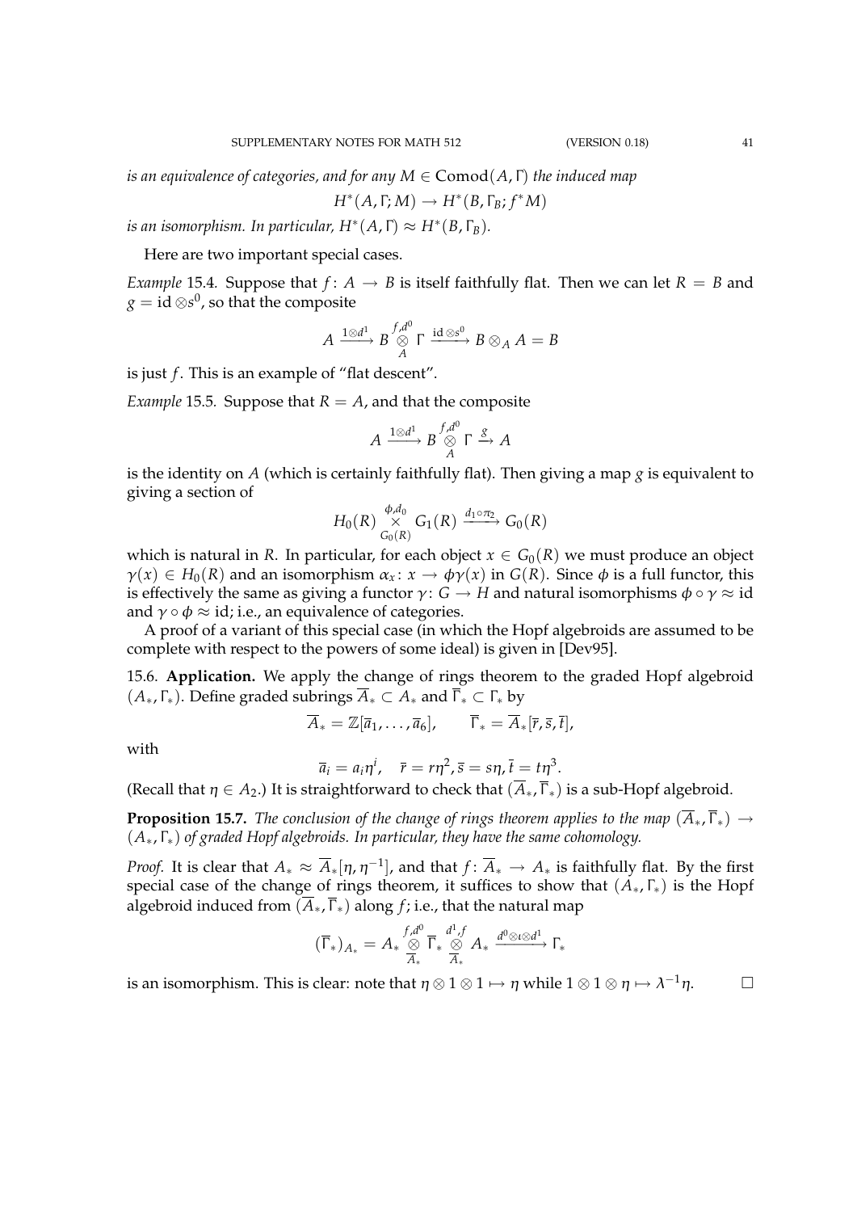*is an equivalence of categories, and for any $M \in \mathrm{Comod}(A, \Gamma)$ the induced map*

$$H^*(A, \Gamma; M) \to H^*(B, \Gamma_B; f^*M)$$

*is an isomorphism. In particular, $H^*(A, \Gamma) \approx H^*(B, \Gamma_B)$.*

Here are two important special cases.

*Example* 15.4. Suppose that $f \colon A \to B$ is itself faithfully flat. Then we can let $R = B$ and $g = \mathrm{id} \otimes s^0$, so that the composite

$$A \xrightarrow{1 \otimes d^1} B \overset{f, d^0}{\underset{A}{\otimes}} \Gamma \xrightarrow{\mathrm{id} \otimes s^0} B \otimes_A A = B$$

is just $f$. This is an example of "flat descent".

*Example* 15.5. Suppose that $R = A$, and that the composite

$$A \xrightarrow{1 \otimes d^1} B \overset{f, d^0}{\underset{A}{\otimes}} \Gamma \xrightarrow{g} A$$

is the identity on $A$ (which is certainly faithfully flat). Then giving a map $g$ is equivalent to giving a section of

$$H_0(R) \overset{\phi, d_0}{\underset{G_0(R)}{\times}} G_1(R) \xrightarrow{d_1 \circ \pi_2} G_0(R)$$

which is natural in $R$. In particular, for each object $x \in G_0(R)$ we must produce an object $\gamma(x) \in H_0(R)$ and an isomorphism $\alpha_x \colon x \to \phi\gamma(x)$ in $G(R)$. Since $\phi$ is a full functor, this is effectively the same as giving a functor $\gamma \colon G \to H$ and natural isomorphisms $\phi \circ \gamma \approx \mathrm{id}$ and $\gamma \circ \phi \approx \mathrm{id}$; i.e., an equivalence of categories.

A proof of a variant of this special case (in which the Hopf algebroids are assumed to be complete with respect to the powers of some ideal) is given in [Dev95].

15.6. **Application.** We apply the change of rings theorem to the graded Hopf algebroid $(A_*, \Gamma_*)$. Define graded subrings $\overline{A}_* \subset A_*$ and $\overline{\Gamma}_* \subset \Gamma_*$ by

$$\overline{A}_* = \mathbb{Z}[\overline{a}_1, \ldots, \overline{a}_6], \qquad \overline{\Gamma}_* = \overline{A}_*[\overline{r}, \overline{s}, \overline{t}],$$

with

$$\overline{a}_i = a_i \eta^i, \quad \overline{r} = r\eta^2, \overline{s} = s\eta, \overline{t} = t\eta^3.$$

(Recall that $\eta \in A_2$.) It is straightforward to check that $(\overline{A}_*, \overline{\Gamma}_*)$ is a sub-Hopf algebroid.

**Proposition 15.7.** *The conclusion of the change of rings theorem applies to the map $(\overline{A}_*, \overline{\Gamma}_*) \to (A_*, \Gamma_*)$ of graded Hopf algebroids. In particular, they have the same cohomology.*

*Proof.* It is clear that $A_* \approx \overline{A}_*[\eta, \eta^{-1}]$, and that $f \colon \overline{A}_* \to A_*$ is faithfully flat. By the first special case of the change of rings theorem, it suffices to show that $(A_*, \Gamma_*)$ is the Hopf algebroid induced from $(\overline{A}_*, \overline{\Gamma}_*)$ along $f$; i.e., that the natural map

$$(\overline{\Gamma}_*)_{A_*} = A_* \overset{f, d^0}{\underset{\overline{A}_*}{\otimes}} \overline{\Gamma}_* \overset{d^1, f}{\underset{\overline{A}_*}{\otimes}} A_* \xrightarrow{d^0 \otimes \iota \otimes d^1} \Gamma_*$$

is an isomorphism. This is clear: note that $\eta \otimes 1 \otimes 1 \mapsto \eta$ while $1 \otimes 1 \otimes \eta \mapsto \lambda^{-1}\eta$. $\square$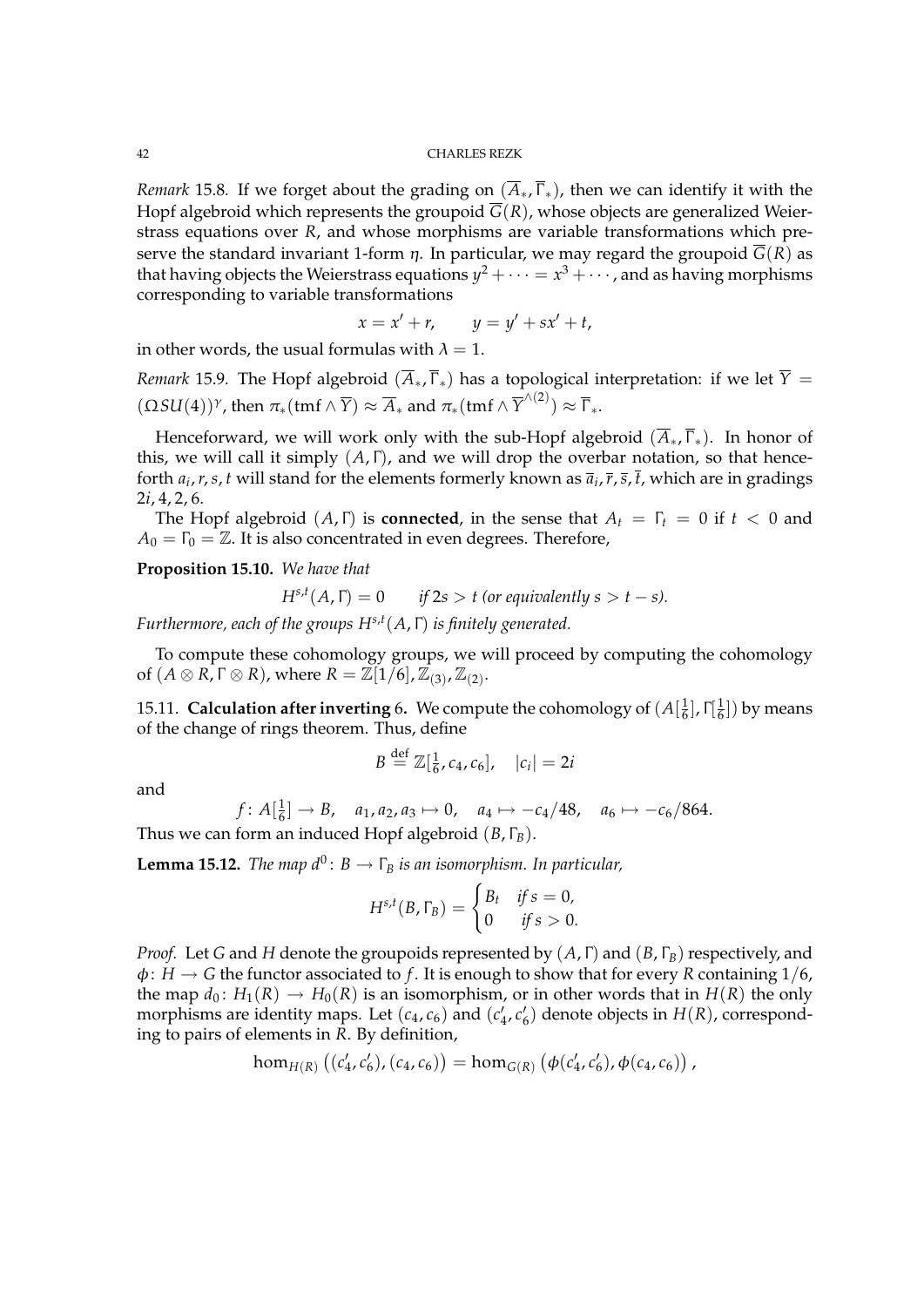*Remark* 15.8. If we forget about the grading on $(\overline{A}_*, \overline{\Gamma}_*)$, then we can identify it with the Hopf algebroid which represents the groupoid $\overline{G}(R)$, whose objects are generalized Weierstrass equations over $R$, and whose morphisms are variable transformations which preserve the standard invariant 1-form $\eta$. In particular, we may regard the groupoid $\overline{G}(R)$ as that having objects the Weierstrass equations $y^2 + \cdots = x^3 + \cdots$, and as having morphisms corresponding to variable transformations

$$x = x' + r, \qquad y = y' + sx' + t,$$

in other words, the usual formulas with $\lambda = 1$.

*Remark* 15.9. The Hopf algebroid $(\overline{A}_*, \overline{\Gamma}_*)$ has a topological interpretation: if we let $\overline{Y} = (\Omega SU(4))^\gamma$, then $\pi_*(\mathrm{tmf} \wedge \overline{Y}) \approx \overline{A}_*$ and $\pi_*(\mathrm{tmf} \wedge \overline{Y}^{\wedge(2)}) \approx \overline{\Gamma}_*$.

Henceforward, we will work only with the sub-Hopf algebroid $(\overline{A}_*, \overline{\Gamma}_*)$. In honor of this, we will call it simply $(A, \Gamma)$, and we will drop the overbar notation, so that henceforth $a_i, r, s, t$ will stand for the elements formerly known as $\overline{a}_i, \overline{r}, \overline{s}, \overline{t}$, which are in gradings $2i, 4, 2, 6$.

The Hopf algebroid $(A, \Gamma)$ is **connected**, in the sense that $A_t = \Gamma_t = 0$ if $t < 0$ and $A_0 = \Gamma_0 = \mathbb{Z}$. It is also concentrated in even degrees. Therefore,

**Proposition 15.10.** *We have that*

$$H^{s,t}(A, \Gamma) = 0 \qquad \textit{if } 2s > t \textit{ (or equivalently } s > t - s\textit{)}.$$

*Furthermore, each of the groups $H^{s,t}(A, \Gamma)$ is finitely generated.*

To compute these cohomology groups, we will proceed by computing the cohomology of $(A \otimes R, \Gamma \otimes R)$, where $R = \mathbb{Z}[1/6], \mathbb{Z}_{(3)}, \mathbb{Z}_{(2)}$.

15.11. **Calculation after inverting 6.** We compute the cohomology of $(A[\frac{1}{6}], \Gamma[\frac{1}{6}])$ by means of the change of rings theorem. Thus, define

$$B \overset{\text{def}}{=} \mathbb{Z}[\tfrac{1}{6}, c_4, c_6], \quad |c_i| = 2i$$

and

$$f \colon A[\tfrac{1}{6}] \to B, \quad a_1, a_2, a_3 \mapsto 0, \quad a_4 \mapsto -c_4/48, \quad a_6 \mapsto -c_6/864.$$

Thus we can form an induced Hopf algebroid $(B, \Gamma_B)$.

**Lemma 15.12.** *The map $d^0 \colon B \to \Gamma_B$ is an isomorphism. In particular,*

$$H^{s,t}(B, \Gamma_B) = \begin{cases} B_t & \text{if } s = 0, \\ 0 & \text{if } s > 0. \end{cases}$$

*Proof.* Let $G$ and $H$ denote the groupoids represented by $(A, \Gamma)$ and $(B, \Gamma_B)$ respectively, and $\phi \colon H \to G$ the functor associated to $f$. It is enough to show that for every $R$ containing $1/6$, the map $d_0 \colon H_1(R) \to H_0(R)$ is an isomorphism, or in other words that in $H(R)$ the only morphisms are identity maps. Let $(c_4, c_6)$ and $(c_4', c_6')$ denote objects in $H(R)$, corresponding to pairs of elements in $R$. By definition,

$$\hom_{H(R)}\left((c_4', c_6'), (c_4, c_6)\right) = \hom_{G(R)}\left(\phi(c_4', c_6'), \phi(c_4, c_6)\right),$$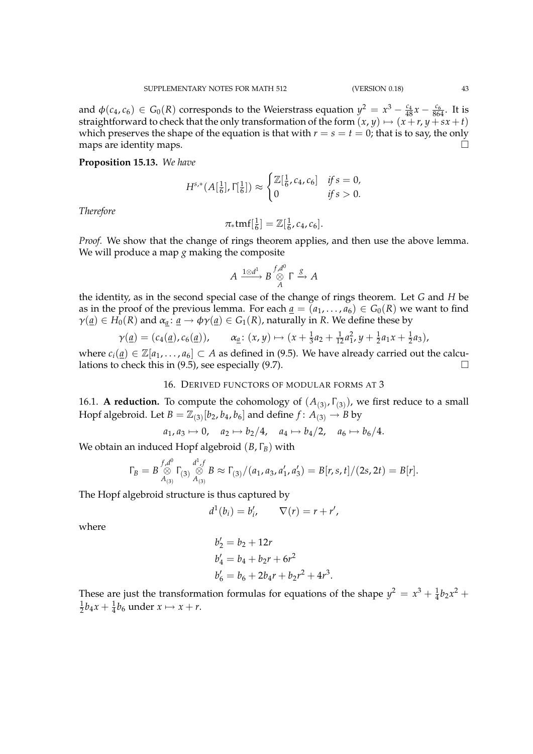and $\phi(c_4, c_6) \in G_0(R)$ corresponds to the Weierstrass equation $y^2 = x^3 - \frac{c_4}{48}x - \frac{c_6}{864}$. It is straightforward to check that the only transformation of the form $(x, y) \mapsto (x + r, y + sx + t)$ which preserves the shape of the equation is that with $r = s = t = 0$; that is to say, the only maps are identity maps. □

**Proposition 15.13.** *We have*

$$H^{s,*}(A[\tfrac{1}{6}], \Gamma[\tfrac{1}{6}]) \approx \begin{cases} \mathbb{Z}[\frac{1}{6}, c_4, c_6] & \text{if } s = 0, \\ 0 & \text{if } s > 0. \end{cases}$$

*Therefore*

$$\pi_* \mathrm{tmf}[\tfrac{1}{6}] = \mathbb{Z}[\tfrac{1}{6}, c_4, c_6].$$

*Proof.* We show that the change of rings theorem applies, and then use the above lemma. We will produce a map $g$ making the composite

$$A \xrightarrow{1 \otimes d^1} B \overset{f, d^0}{\underset{A}{\otimes}} \Gamma \xrightarrow{g} A$$

the identity, as in the second special case of the change of rings theorem. Let $G$ and $H$ be as in the proof of the previous lemma. For each $\underline{a} = (a_1, \ldots, a_6) \in G_0(R)$ we want to find $\gamma(\underline{a}) \in H_0(R)$ and $\alpha_{\underline{a}} \colon \underline{a} \to \phi\gamma(\underline{a}) \in G_1(R)$, naturally in $R$. We define these by

$$\gamma(\underline{a}) = (c_4(\underline{a}), c_6(\underline{a})), \qquad \alpha_{\underline{a}} \colon (x, y) \mapsto (x + \tfrac{1}{3}a_2 + \tfrac{1}{12}a_1^2, y + \tfrac{1}{2}a_1 x + \tfrac{1}{2}a_3),$$

where $c_i(\underline{a}) \in \mathbb{Z}[a_1, \ldots, a_6] \subset A$ as defined in (9.5). We have already carried out the calculations to check this in (9.5), see especially (9.7). □

## 16. Derived functors of modular forms at 3

16.1. **A reduction.** To compute the cohomology of $(A_{(3)}, \Gamma_{(3)})$, we first reduce to a small Hopf algebroid. Let $B = \mathbb{Z}_{(3)}[b_2, b_4, b_6]$ and define $f \colon A_{(3)} \to B$ by

$$a_1, a_3 \mapsto 0, \quad a_2 \mapsto b_2/4, \quad a_4 \mapsto b_4/2, \quad a_6 \mapsto b_6/4.$$

We obtain an induced Hopf algebroid $(B, \Gamma_B)$ with

$$\Gamma_B = B \overset{f, d^0}{\underset{A_{(3)}}{\otimes}} \Gamma_{(3)} \overset{d^1, f}{\underset{A_{(3)}}{\otimes}} B \approx \Gamma_{(3)}/(a_1, a_3, a_1', a_3') = B[r, s, t]/(2s, 2t) = B[r].$$

The Hopf algebroid structure is thus captured by

$$d^1(b_i) = b_i', \qquad \nabla(r) = r + r',$$

where

$$\begin{aligned} b_2' &= b_2 + 12r \\ b_4' &= b_4 + b_2 r + 6r^2 \\ b_6' &= b_6 + 2b_4 r + b_2 r^2 + 4r^3. \end{aligned}$$

These are just the transformation formulas for equations of the shape $y^2 = x^3 + \frac{1}{4}b_2 x^2 + \frac{1}{2}b_4 x + \frac{1}{4}b_6$ under $x \mapsto x + r$.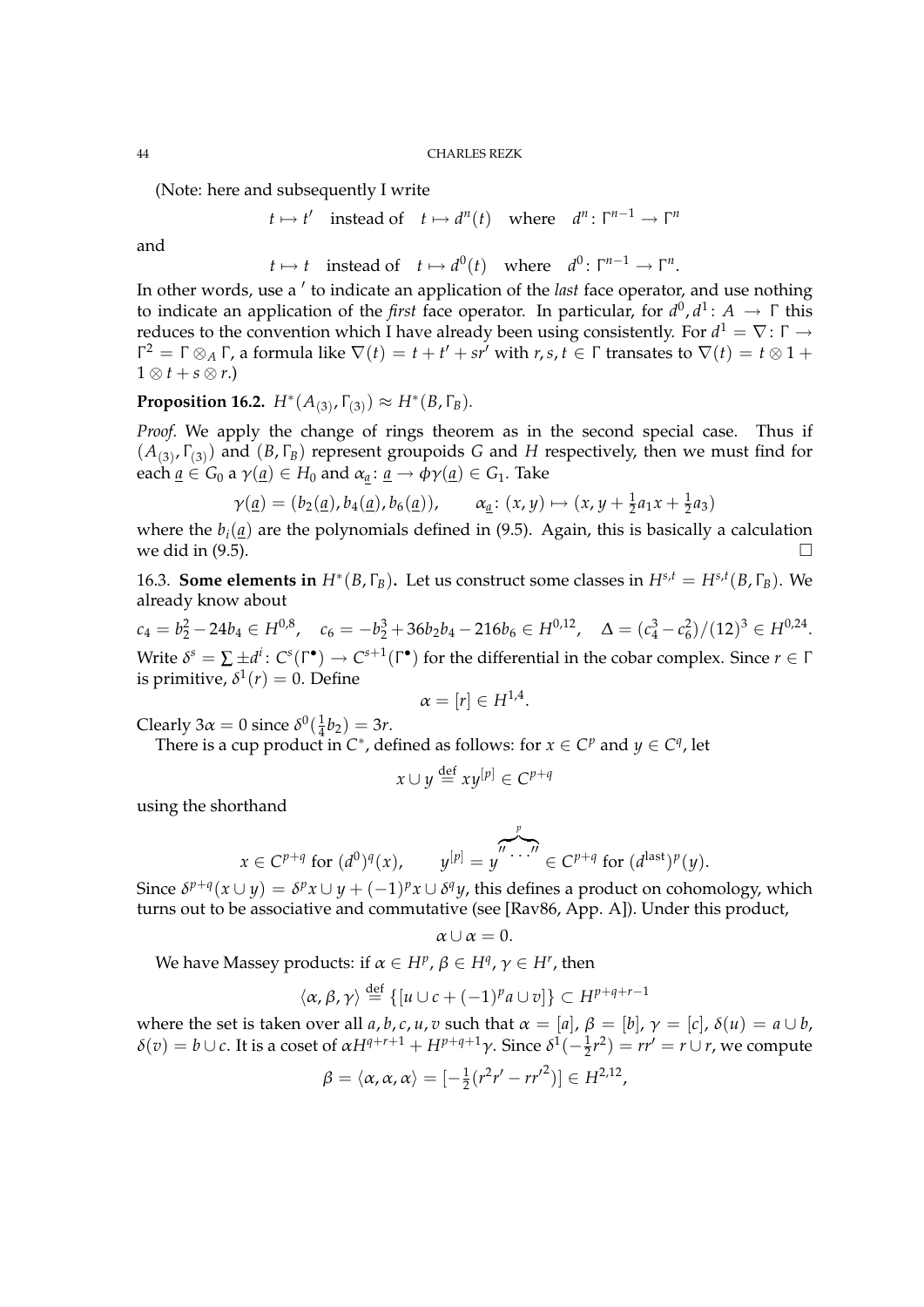(Note: here and subsequently I write

$$t \mapsto t' \quad \text{instead of} \quad t \mapsto d^n(t) \quad \text{where} \quad d^n\colon \Gamma^{n-1} \to \Gamma^n$$

and

$$t \mapsto t \quad \text{instead of} \quad t \mapsto d^0(t) \quad \text{where} \quad d^0\colon \Gamma^{n-1} \to \Gamma^n.$$

In other words, use a $'$ to indicate an application of the *last* face operator, and use nothing to indicate an application of the *first* face operator. In particular, for $d^0, d^1\colon A \to \Gamma$ this reduces to the convention which I have already been using consistently. For $d^1 = \nabla\colon \Gamma \to \Gamma^2 = \Gamma \otimes_A \Gamma$, a formula like $\nabla(t) = t + t' + sr'$ with $r, s, t \in \Gamma$ transates to $\nabla(t) = t \otimes 1 + 1 \otimes t + s \otimes r$.)

**Proposition 16.2.** $H^*(A_{(3)}, \Gamma_{(3)}) \approx H^*(B, \Gamma_B)$.

*Proof.* We apply the change of rings theorem as in the second special case. Thus if $(A_{(3)}, \Gamma_{(3)})$ and $(B, \Gamma_B)$ represent groupoids $G$ and $H$ respectively, then we must find for each $\underline{a} \in G_0$ a $\gamma(\underline{a}) \in H_0$ and $\alpha_{\underline{a}}\colon \underline{a} \to \phi\gamma(\underline{a}) \in G_1$. Take

$$\gamma(\underline{a}) = (b_2(\underline{a}), b_4(\underline{a}), b_6(\underline{a})), \qquad \alpha_{\underline{a}}\colon (x, y) \mapsto (x, y + \tfrac{1}{2}a_1 x + \tfrac{1}{2}a_3)$$

where the $b_i(\underline{a})$ are the polynomials defined in (9.5). Again, this is basically a calculation we did in (9.5). $\square$

16.3. **Some elements in** $H^*(B, \Gamma_B)$**.** Let us construct some classes in $H^{s,t} = H^{s,t}(B, \Gamma_B)$. We already know about

$$c_4 = b_2^2 - 24b_4 \in H^{0,8}, \quad c_6 = -b_2^3 + 36b_2b_4 - 216b_6 \in H^{0,12}, \quad \Delta = (c_4^3 - c_6^2)/(12)^3 \in H^{0,24}.$$

Write $\delta^s = \sum \pm d^i\colon C^s(\Gamma^\bullet) \to C^{s+1}(\Gamma^\bullet)$ for the differential in the cobar complex. Since $r \in \Gamma$ is primitive, $\delta^1(r) = 0$. Define

$$\alpha = [r] \in H^{1,4}.$$

Clearly $3\alpha = 0$ since $\delta^0(\frac{1}{4}b_2) = 3r$.

There is a cup product in $C^*$, defined as follows: for $x \in C^p$ and $y \in C^q$, let

$$x \cup y \overset{\text{def}}{=} xy^{[p]} \in C^{p+q}$$

using the shorthand

$$x \in C^{p+q} \text{ for } (d^0)^q(x), \qquad y^{[p]} = y^{\overbrace{\prime\prime\,\cdots\,\prime\prime}^{p}} \in C^{p+q} \text{ for } (d^{\text{last}})^p(y).$$

Since $\delta^{p+q}(x \cup y) = \delta^p x \cup y + (-1)^p x \cup \delta^q y$, this defines a product on cohomology, which turns out to be associative and commutative (see [Rav86, App. A]). Under this product,

$$\alpha \cup \alpha = 0.$$

We have Massey products: if $\alpha \in H^p$, $\beta \in H^q$, $\gamma \in H^r$, then

$$\langle \alpha, \beta, \gamma \rangle \overset{\text{def}}{=} \{[u \cup c + (-1)^p a \cup v]\} \subset H^{p+q+r-1}$$

where the set is taken over all $a, b, c, u, v$ such that $\alpha = [a]$, $\beta = [b]$, $\gamma = [c]$, $\delta(u) = a \cup b$, $\delta(v) = b \cup c$. It is a coset of $\alpha H^{q+r+1} + H^{p+q+1}\gamma$. Since $\delta^1(-\frac{1}{2}r^2) = rr' = r \cup r$, we compute

$$\beta = \langle \alpha, \alpha, \alpha \rangle = [-\tfrac{1}{2}(r^2 r' - r r'^2)] \in H^{2,12},$$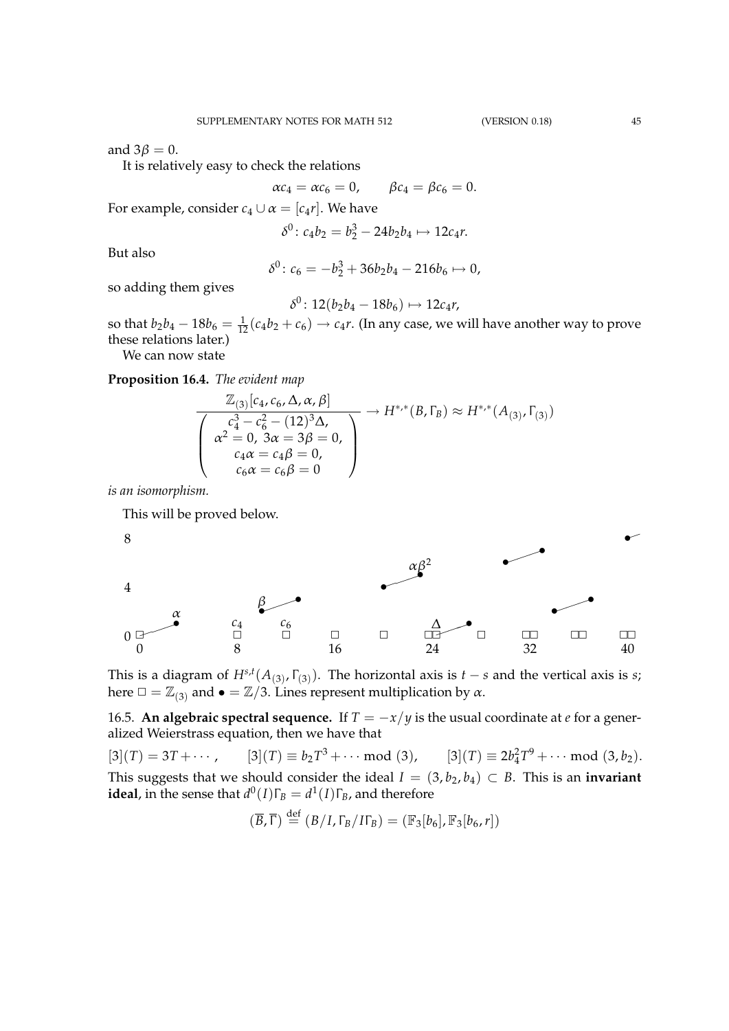and $3\beta = 0$.

It is relatively easy to check the relations

$$\alpha c_4 = \alpha c_6 = 0, \qquad \beta c_4 = \beta c_6 = 0.$$

For example, consider $c_4 \cup \alpha = [c_4 r]$. We have

$$\delta^0 \colon c_4 b_2 = b_2^3 - 24 b_2 b_4 \mapsto 12 c_4 r.$$

But also

$$\delta^0 \colon c_6 = -b_2^3 + 36 b_2 b_4 - 216 b_6 \mapsto 0,$$

so adding them gives

$$\delta^0 \colon 12(b_2 b_4 - 18 b_6) \mapsto 12 c_4 r,$$

so that $b_2 b_4 - 18 b_6 = \frac{1}{12}(c_4 b_2 + c_6) \to c_4 r$. (In any case, we will have another way to prove these relations later.)

We can now state

**Proposition 16.4.** *The evident map*

$$\frac{\mathbb{Z}_{(3)}[c_4, c_6, \Delta, \alpha, \beta]}{\left( \begin{array}{c} c_4^3 - c_6^2 - (12)^3 \Delta, \\ \alpha^2 = 0,\ 3\alpha = 3\beta = 0, \\ c_4 \alpha = c_4 \beta = 0, \\ c_6 \alpha = c_6 \beta = 0 \end{array} \right)} \to H^{*,*}(B, \Gamma_B) \approx H^{*,*}(A_{(3)}, \Gamma_{(3)})$$

*is an isomorphism.*

This will be proved below.

This is a diagram of $H^{s,t}(A_{(3)}, \Gamma_{(3)})$. The horizontal axis is $t - s$ and the vertical axis is $s$; here $\square = \mathbb{Z}_{(3)}$ and $\bullet = \mathbb{Z}/3$. Lines represent multiplication by $\alpha$.

16.5. **An algebraic spectral sequence.** If $T = -x/y$ is the usual coordinate at $e$ for a generalized Weierstrass equation, then we have that

$$[3](T) = 3T + \cdots, \qquad [3](T) \equiv b_2 T^3 + \cdots \bmod (3), \qquad [3](T) \equiv 2 b_4^2 T^9 + \cdots \bmod (3, b_2).$$

This suggests that we should consider the ideal $I = (3, b_2, b_4) \subset B$. This is an **invariant ideal**, in the sense that $d^0(I)\Gamma_B = d^1(I)\Gamma_B$, and therefore

$$(\overline{B}, \overline{\Gamma}) \stackrel{\text{def}}{=} (B/I, \Gamma_B / I\Gamma_B) = (\mathbb{F}_3[b_6], \mathbb{F}_3[b_6, r])$$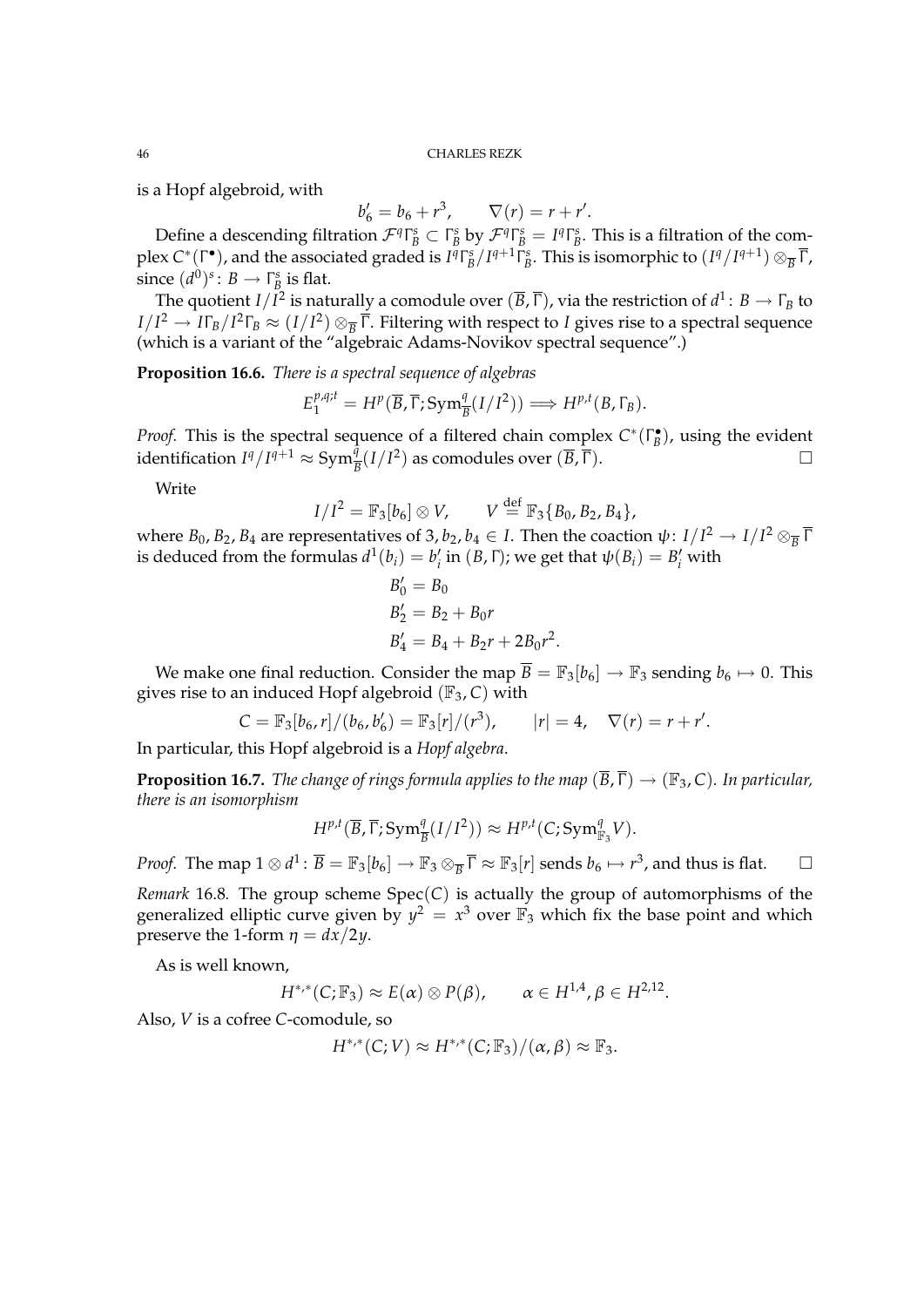is a Hopf algebroid, with

$$b_6' = b_6 + r^3, \qquad \nabla(r) = r + r'.$$

Define a descending filtration $\mathcal{F}^q\Gamma_B^s \subset \Gamma_B^s$ by $\mathcal{F}^q\Gamma_B^s = I^q\Gamma_B^s$. This is a filtration of the complex $C^*(\Gamma^\bullet)$, and the associated graded is $I^q\Gamma_B^s/I^{q+1}\Gamma_B^s$. This is isomorphic to $(I^q/I^{q+1}) \otimes_{\overline{B}} \overline{\Gamma}$, since $(d^0)^s\colon B \to \Gamma_B^s$ is flat.

The quotient $I/I^2$ is naturally a comodule over $(\overline{B}, \overline{\Gamma})$, via the restriction of $d^1\colon B \to \Gamma_B$ to $I/I^2 \to I\Gamma_B/I^2\Gamma_B \approx (I/I^2) \otimes_{\overline{B}} \overline{\Gamma}$. Filtering with respect to $I$ gives rise to a spectral sequence (which is a variant of the "algebraic Adams-Novikov spectral sequence".)

**Proposition 16.6.** *There is a spectral sequence of algebras*

$$E_1^{p,q;t} = H^p(\overline{B}, \overline{\Gamma}; \mathrm{Sym}^q_{\overline{B}}(I/I^2)) \Longrightarrow H^{p,t}(B, \Gamma_B).$$

*Proof.* This is the spectral sequence of a filtered chain complex $C^*(\Gamma_B^\bullet)$, using the evident identification $I^q/I^{q+1} \approx \mathrm{Sym}^q_{\overline{B}}(I/I^2)$ as comodules over $(\overline{B}, \overline{\Gamma})$. □

Write

$$I/I^2 = \mathbb{F}_3[b_6] \otimes V, \qquad V \overset{\text{def}}{=} \mathbb{F}_3\{B_0, B_2, B_4\},$$

where $B_0, B_2, B_4$ are representatives of $3, b_2, b_4 \in I$. Then the coaction $\psi\colon I/I^2 \to I/I^2 \otimes_{\overline{B}} \overline{\Gamma}$ is deduced from the formulas $d^1(b_i) = b_i'$ in $(B, \Gamma)$; we get that $\psi(B_i) = B_i'$ with

$$\begin{aligned}
B_0' &= B_0 \\
B_2' &= B_2 + B_0 r \\
B_4' &= B_4 + B_2 r + 2B_0 r^2.
\end{aligned}$$

We make one final reduction. Consider the map $\overline{B} = \mathbb{F}_3[b_6] \to \mathbb{F}_3$ sending $b_6 \mapsto 0$. This gives rise to an induced Hopf algebroid $(\mathbb{F}_3, C)$ with

$$C = \mathbb{F}_3[b_6, r]/(b_6, b_6') = \mathbb{F}_3[r]/(r^3), \qquad |r| = 4, \quad \nabla(r) = r + r'.$$

In particular, this Hopf algebroid is a *Hopf algebra*.

**Proposition 16.7.** *The change of rings formula applies to the map $(\overline{B}, \overline{\Gamma}) \to (\mathbb{F}_3, C)$. In particular, there is an isomorphism*

$$H^{p,t}(\overline{B}, \overline{\Gamma}; \mathrm{Sym}^q_{\overline{B}}(I/I^2)) \approx H^{p,t}(C; \mathrm{Sym}^q_{\mathbb{F}_3} V).$$

*Proof.* The map $1 \otimes d^1\colon \overline{B} = \mathbb{F}_3[b_6] \to \mathbb{F}_3 \otimes_{\overline{B}} \overline{\Gamma} \approx \mathbb{F}_3[r]$ sends $b_6 \mapsto r^3$, and thus is flat. □

*Remark* 16.8. The group scheme $\mathrm{Spec}(C)$ is actually the group of automorphisms of the generalized elliptic curve given by $y^2 = x^3$ over $\mathbb{F}_3$ which fix the base point and which preserve the 1-form $\eta = dx/2y$.

As is well known,

$$H^{*,*}(C; \mathbb{F}_3) \approx E(\alpha) \otimes P(\beta), \qquad \alpha \in H^{1,4}, \beta \in H^{2,12}.$$

Also, $V$ is a cofree $C$-comodule, so

$$H^{*,*}(C; V) \approx H^{*,*}(C; \mathbb{F}_3)/(\alpha, \beta) \approx \mathbb{F}_3.$$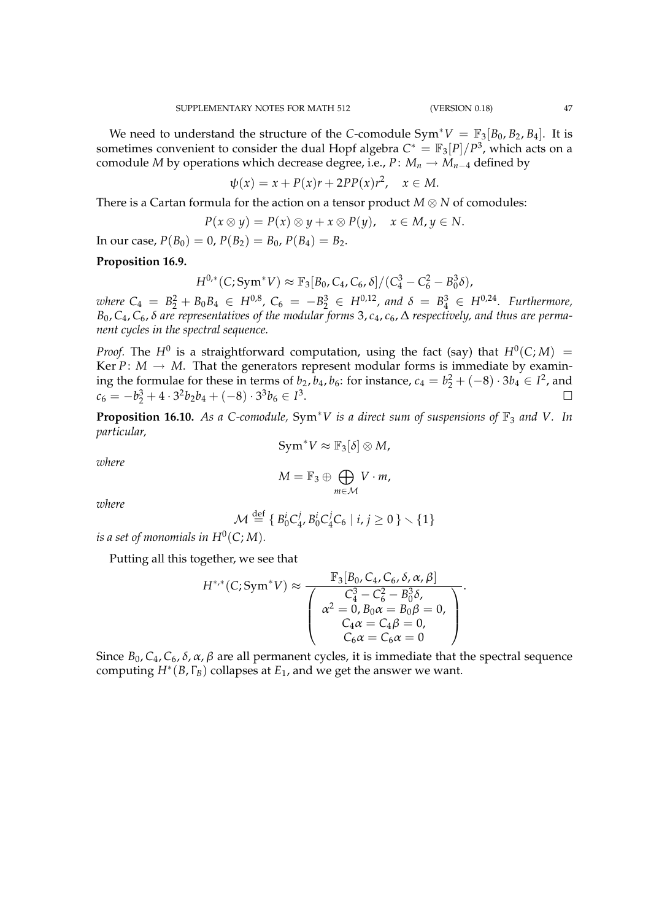We need to understand the structure of the $C$-comodule $\mathrm{Sym}^*V = \mathbb{F}_3[B_0, B_2, B_4]$. It is sometimes convenient to consider the dual Hopf algebra $C^* = \mathbb{F}_3[P]/P^3$, which acts on a comodule $M$ by operations which decrease degree, i.e., $P\colon M_n \to M_{n-4}$ defined by

$$\psi(x) = x + P(x)r + 2PP(x)r^2, \quad x \in M.$$

There is a Cartan formula for the action on a tensor product $M \otimes N$ of comodules:

$$P(x \otimes y) = P(x) \otimes y + x \otimes P(y), \quad x \in M, y \in N.$$

In our case, $P(B_0) = 0$, $P(B_2) = B_0$, $P(B_4) = B_2$.

**Proposition 16.9.**

$$H^{0,*}(C; \mathrm{Sym}^*V) \approx \mathbb{F}_3[B_0, C_4, C_6, \delta]/(C_4^3 - C_6^2 - B_0^3\delta),$$

*where $C_4 = B_2^2 + B_0B_4 \in H^{0,8}$, $C_6 = -B_2^3 \in H^{0,12}$, and $\delta = B_4^3 \in H^{0,24}$. Furthermore, $B_0, C_4, C_6, \delta$ are representatives of the modular forms $3, c_4, c_6, \Delta$ respectively, and thus are permanent cycles in the spectral sequence.*

*Proof.* The $H^0$ is a straightforward computation, using the fact (say) that $H^0(C; M) = \mathrm{Ker}\, P\colon M \to M$. That the generators represent modular forms is immediate by examining the formulae for these in terms of $b_2, b_4, b_6$: for instance, $c_4 = b_2^2 + (-8) \cdot 3b_4 \in I^2$, and $c_6 = -b_2^3 + 4 \cdot 3^2 b_2 b_4 + (-8) \cdot 3^3 b_6 \in I^3$. $\square$

**Proposition 16.10.** *As a $C$-comodule, $\mathrm{Sym}^*V$ is a direct sum of suspensions of $\mathbb{F}_3$ and $V$. In particular,*

$$\mathrm{Sym}^*V \approx \mathbb{F}_3[\delta] \otimes M,$$

*where*

$$M = \mathbb{F}_3 \oplus \bigoplus_{m \in \mathcal{M}} V \cdot m,$$

*where*

$$\mathcal{M} \stackrel{\text{def}}{=} \{\, B_0^i C_4^j, B_0^i C_4^j C_6 \mid i, j \geq 0 \,\} \smallsetminus \{1\}$$

*is a set of monomials in $H^0(C; M)$.*

Putting all this together, we see that

$$H^{*,*}(C; \mathrm{Sym}^*V) \approx \frac{\mathbb{F}_3[B_0, C_4, C_6, \delta, \alpha, \beta]}{\begin{pmatrix} C_4^3 - C_6^2 - B_0^3\delta, \\ \alpha^2 = 0, B_0\alpha = B_0\beta = 0, \\ C_4\alpha = C_4\beta = 0, \\ C_6\alpha = C_6\alpha = 0 \end{pmatrix}}.$$

Since $B_0, C_4, C_6, \delta, \alpha, \beta$ are all permanent cycles, it is immediate that the spectral sequence computing $H^*(B, \Gamma_B)$ collapses at $E_1$, and we get the answer we want.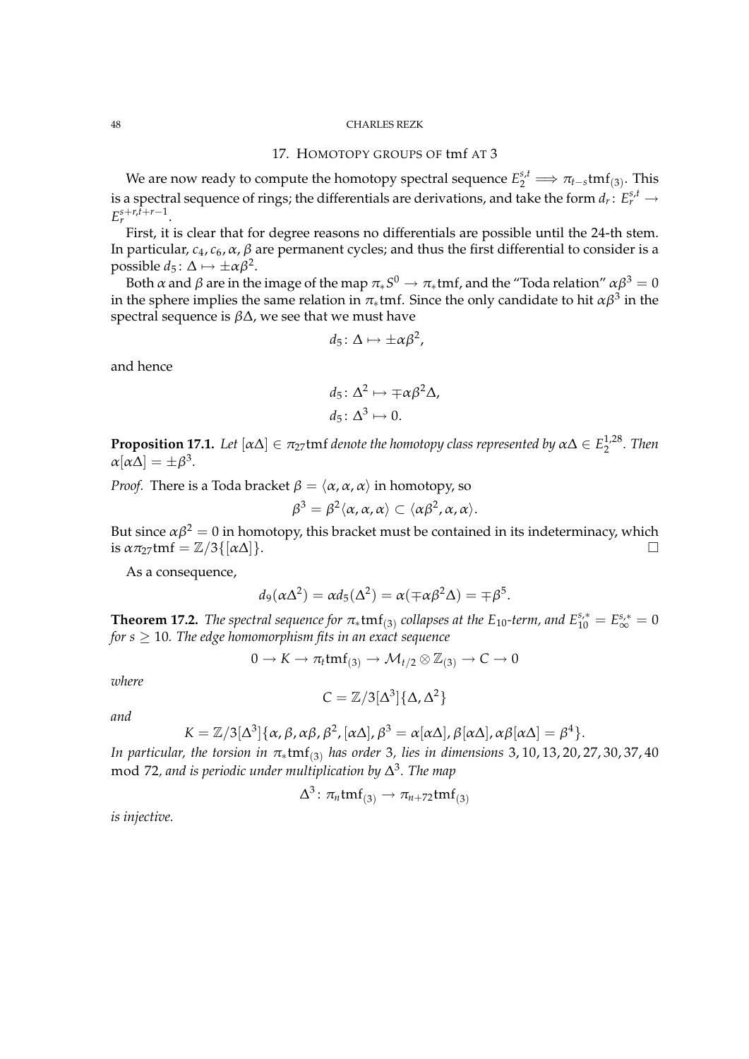## 17. Homotopy groups of tmf at 3

We are now ready to compute the homotopy spectral sequence $E_2^{s,t} \Longrightarrow \pi_{t-s}\mathrm{tmf}_{(3)}$. This is a spectral sequence of rings; the differentials are derivations, and take the form $d_r\colon E_r^{s,t} \to E_r^{s+r,t+r-1}$.

First, it is clear that for degree reasons no differentials are possible until the 24-th stem. In particular, $c_4, c_6, \alpha, \beta$ are permanent cycles; and thus the first differential to consider is a possible $d_5\colon \Delta \mapsto \pm\alpha\beta^2$.

Both $\alpha$ and $\beta$ are in the image of the map $\pi_* S^0 \to \pi_*\mathrm{tmf}$, and the "Toda relation" $\alpha\beta^3 = 0$ in the sphere implies the same relation in $\pi_*\mathrm{tmf}$. Since the only candidate to hit $\alpha\beta^3$ in the spectral sequence is $\beta\Delta$, we see that we must have

$$d_5\colon \Delta \mapsto \pm\alpha\beta^2,$$

and hence

$$d_5\colon \Delta^2 \mapsto \mp\alpha\beta^2\Delta,$$
$$d_5\colon \Delta^3 \mapsto 0.$$

**Proposition 17.1.** *Let $[\alpha\Delta] \in \pi_{27}\mathrm{tmf}$ denote the homotopy class represented by $\alpha\Delta \in E_2^{1,28}$. Then $\alpha[\alpha\Delta] = \pm\beta^3$.*

*Proof.* There is a Toda bracket $\beta = \langle \alpha, \alpha, \alpha \rangle$ in homotopy, so

$$\beta^3 = \beta^2\langle \alpha, \alpha, \alpha \rangle \subset \langle \alpha\beta^2, \alpha, \alpha \rangle.$$

But since $\alpha\beta^2 = 0$ in homotopy, this bracket must be contained in its indeterminacy, which is $\alpha\pi_{27}\mathrm{tmf} = \mathbb{Z}/3\{[\alpha\Delta]\}$. $\square$

As a consequence,

$$d_9(\alpha\Delta^2) = \alpha d_5(\Delta^2) = \alpha(\mp\alpha\beta^2\Delta) = \mp\beta^5.$$

**Theorem 17.2.** *The spectral sequence for $\pi_*\mathrm{tmf}_{(3)}$ collapses at the $E_{10}$-term, and $E_{10}^{s,*} = E_\infty^{s,*} = 0$ for $s \geq 10$. The edge homomorphism fits in an exact sequence*

$$0 \to K \to \pi_t\mathrm{tmf}_{(3)} \to \mathcal{M}_{t/2} \otimes \mathbb{Z}_{(3)} \to C \to 0$$

*where*

$$C = \mathbb{Z}/3[\Delta^3]\{\Delta, \Delta^2\}$$

*and*

$$K = \mathbb{Z}/3[\Delta^3]\{\alpha, \beta, \alpha\beta, \beta^2, [\alpha\Delta], \beta^3 = \alpha[\alpha\Delta], \beta[\alpha\Delta], \alpha\beta[\alpha\Delta] = \beta^4\}.$$

*In particular, the torsion in $\pi_*\mathrm{tmf}_{(3)}$ has order 3, lies in dimensions 3, 10, 13, 20, 27, 30, 37, 40 $\bmod 72$, and is periodic under multiplication by $\Delta^3$. The map*

$$\Delta^3\colon \pi_n\mathrm{tmf}_{(3)} \to \pi_{n+72}\mathrm{tmf}_{(3)}$$

*is injective.*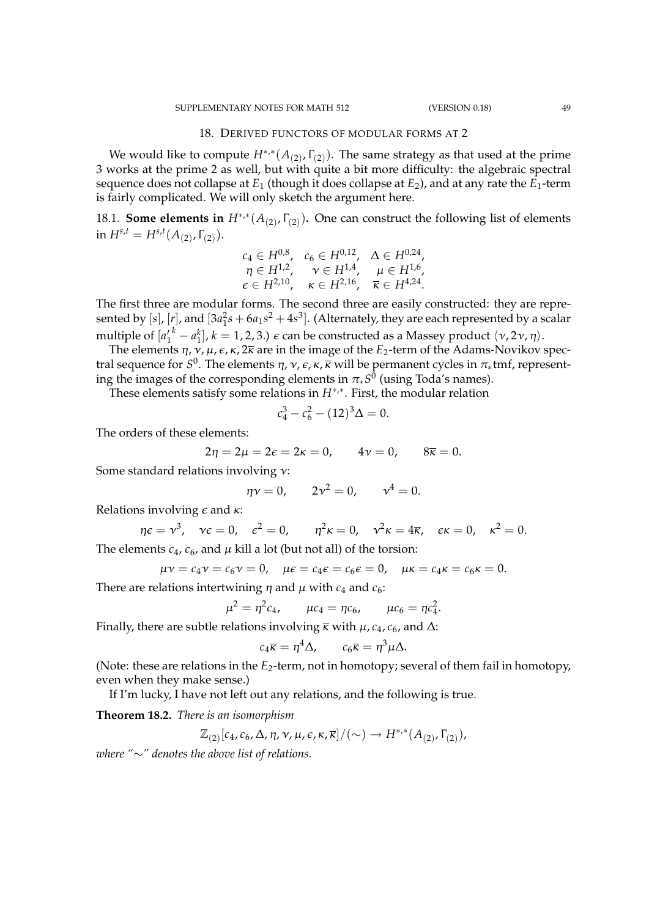## 18. Derived functors of modular forms at 2

We would like to compute $H^{*,*}(A_{(2)}, \Gamma_{(2)})$. The same strategy as that used at the prime 3 works at the prime 2 as well, but with quite a bit more difficulty: the algebraic spectral sequence does not collapse at $E_1$ (though it does collapse at $E_2$), and at any rate the $E_1$-term is fairly complicated. We will only sketch the argument here.

**18.1. Some elements in $H^{*,*}(A_{(2)}, \Gamma_{(2)})$.** One can construct the following list of elements in $H^{s,t} = H^{s,t}(A_{(2)}, \Gamma_{(2)})$.

$$
\begin{aligned}
c_4 &\in H^{0,8}, & c_6 &\in H^{0,12}, & \Delta &\in H^{0,24}, \\
\eta &\in H^{1,2}, & \nu &\in H^{1,4}, & \mu &\in H^{1,6}, \\
\epsilon &\in H^{2,10}, & \kappa &\in H^{2,16}, & \overline{\kappa} &\in H^{4,24}.
\end{aligned}
$$

The first three are modular forms. The second three are easily constructed: they are represented by $[s]$, $[r]$, and $[3a_1^2 s + 6a_1 s^2 + 4s^3]$. (Alternately, they are each represented by a scalar multiple of $[{a_1'}^k - a_1^k]$, $k = 1, 2, 3$.) $\epsilon$ can be constructed as a Massey product $\langle \nu, 2\nu, \eta \rangle$.

The elements $\eta, \nu, \mu, \epsilon, \kappa, 2\overline{\kappa}$ are in the image of the $E_2$-term of the Adams-Novikov spectral sequence for $S^0$. The elements $\eta, \nu, \epsilon, \kappa, \overline{\kappa}$ will be permanent cycles in $\pi_* \mathrm{tmf}$, representing the images of the corresponding elements in $\pi_* S^0$ (using Toda's names).

These elements satisfy some relations in $H^{*,*}$. First, the modular relation

$$c_4^3 - c_6^2 - (12)^3 \Delta = 0.$$

The orders of these elements:

$$2\eta = 2\mu = 2\epsilon = 2\kappa = 0, \qquad 4\nu = 0, \qquad 8\overline{\kappa} = 0.$$

Some standard relations involving $\nu$:

$$\eta\nu = 0, \qquad 2\nu^2 = 0, \qquad \nu^4 = 0.$$

Relations involving $\epsilon$ and $\kappa$:

$$\eta\epsilon = \nu^3, \quad \nu\epsilon = 0, \quad \epsilon^2 = 0, \qquad \eta^2\kappa = 0, \quad \nu^2\kappa = 4\overline{\kappa}, \quad \epsilon\kappa = 0, \quad \kappa^2 = 0.$$

The elements $c_4$, $c_6$, and $\mu$ kill a lot (but not all) of the torsion:

$$\mu\nu = c_4\nu = c_6\nu = 0, \quad \mu\epsilon = c_4\epsilon = c_6\epsilon = 0, \quad \mu\kappa = c_4\kappa = c_6\kappa = 0.$$

There are relations intertwining $\eta$ and $\mu$ with $c_4$ and $c_6$:

$$\mu^2 = \eta^2 c_4, \qquad \mu c_4 = \eta c_6, \qquad \mu c_6 = \eta c_4^2.$$

Finally, there are subtle relations involving $\overline{\kappa}$ with $\mu, c_4, c_6$, and $\Delta$:

$$c_4\overline{\kappa} = \eta^4\Delta, \qquad c_6\overline{\kappa} = \eta^3\mu\Delta.$$

(Note: these are relations in the $E_2$-term, not in homotopy; several of them fail in homotopy, even when they make sense.)

If I'm lucky, I have not left out any relations, and the following is true.

**Theorem 18.2.** *There is an isomorphism*

$$\mathbb{Z}_{(2)}[c_4, c_6, \Delta, \eta, \nu, \mu, \epsilon, \kappa, \overline{\kappa}]/(\sim) \to H^{*,*}(A_{(2)}, \Gamma_{(2)}),$$

*where "$\sim$" denotes the above list of relations.*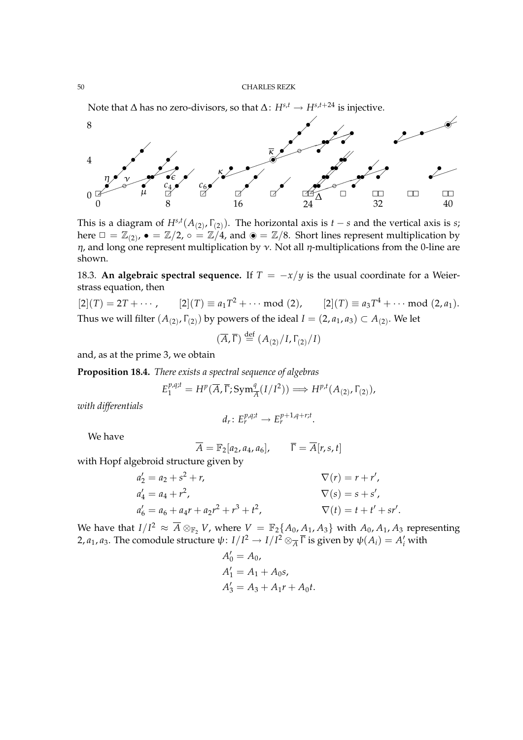Note that $\Delta$ has no zero-divisors, so that $\Delta\colon H^{s,t} \to H^{s,t+24}$ is injective.

This is a diagram of $H^{s,t}(A_{(2)}, \Gamma_{(2)})$. The horizontal axis is $t-s$ and the vertical axis is $s$; here $\square = \mathbb{Z}_{(2)}$, $\bullet = \mathbb{Z}/2$, $\circ = \mathbb{Z}/4$, and $\circledast = \mathbb{Z}/8$. Short lines represent multiplication by $\eta$, and long one represent multiplication by $\nu$. Not all $\eta$-multiplications from the 0-line are shown.

18.3. **An algebraic spectral sequence.** If $T = -x/y$ is the usual coordinate for a Weierstrass equation, then

$$[2](T) = 2T + \cdots, \qquad [2](T) \equiv a_1 T^2 + \cdots \bmod (2), \qquad [2](T) \equiv a_3 T^4 + \cdots \bmod (2, a_1).$$

Thus we will filter $(A_{(2)}, \Gamma_{(2)})$ by powers of the ideal $I = (2, a_1, a_3) \subset A_{(2)}$. We let

$$(\overline{A}, \overline{\Gamma}) \stackrel{\text{def}}{=} (A_{(2)}/I, \Gamma_{(2)}/I)$$

and, as at the prime 3, we obtain

**Proposition 18.4.** *There exists a spectral sequence of algebras*

$$E_1^{p,q;t} = H^p(\overline{A}, \overline{\Gamma}; \mathrm{Sym}^q_{\overline{A}}(I/I^2)) \Longrightarrow H^{p,t}(A_{(2)}, \Gamma_{(2)}),$$

*with differentials*

$$d_r\colon E_r^{p,q;t} \to E_r^{p+1,q+r;t}.$$

We have

$$\overline{A} = \mathbb{F}_2[a_2, a_4, a_6], \qquad \overline{\Gamma} = \overline{A}[r, s, t]$$

with Hopf algebroid structure given by

$$\begin{aligned}
a_2' &= a_2 + s^2 + r, & \nabla(r) &= r + r', \\
a_4' &= a_4 + r^2, & \nabla(s) &= s + s', \\
a_6' &= a_6 + a_4 r + a_2 r^2 + r^3 + t^2, & \nabla(t) &= t + t' + sr'.
\end{aligned}$$

We have that $I/I^2 \approx \overline{A} \otimes_{\mathbb{F}_2} V$, where $V = \mathbb{F}_2\{A_0, A_1, A_3\}$ with $A_0, A_1, A_3$ representing $2, a_1, a_3$. The comodule structure $\psi\colon I/I^2 \to I/I^2 \otimes_{\overline{A}} \overline{\Gamma}$ is given by $\psi(A_i) = A_i'$ with

$$\begin{aligned}
A_0' &= A_0, \\
A_1' &= A_1 + A_0 s, \\
A_3' &= A_3 + A_1 r + A_0 t.
\end{aligned}$$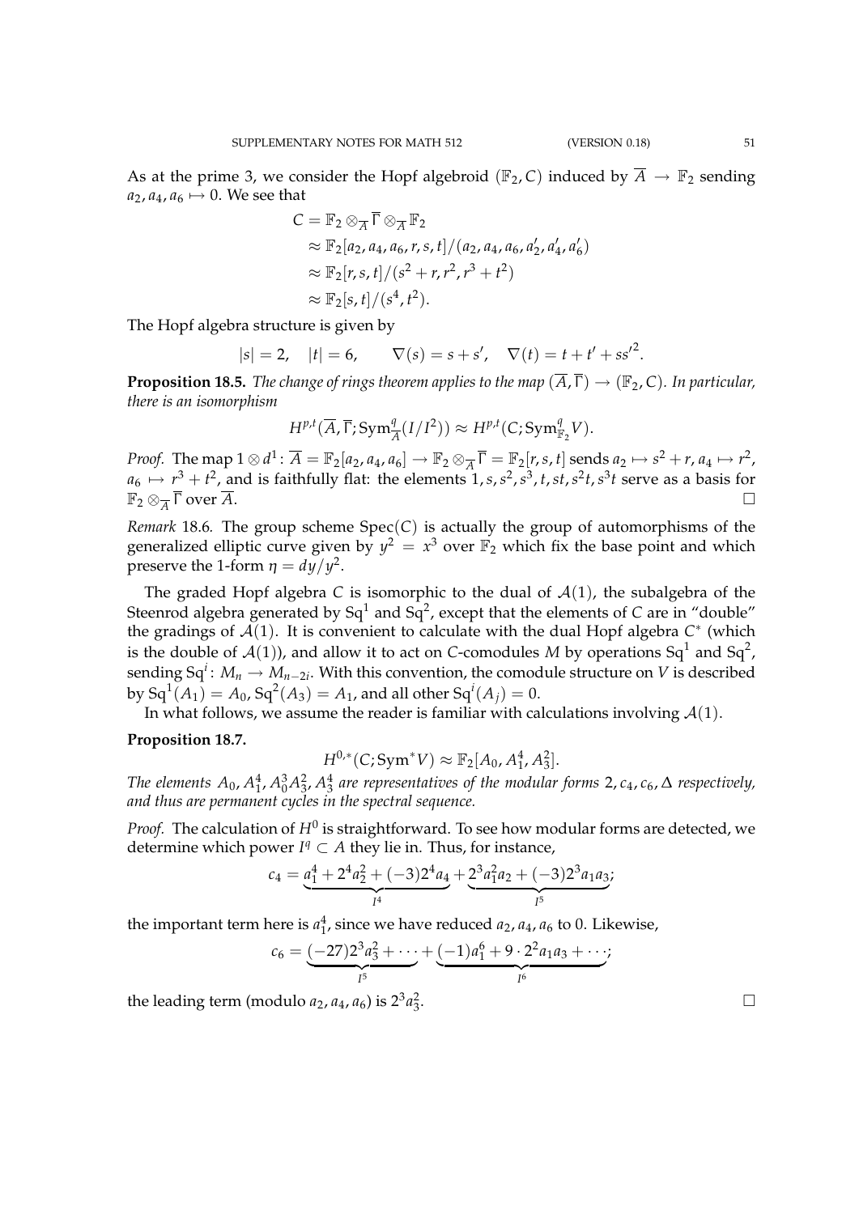As at the prime 3, we consider the Hopf algebroid $(\mathbb{F}_2, C)$ induced by $\overline{A} \to \mathbb{F}_2$ sending $a_2, a_4, a_6 \mapsto 0$. We see that

$$
\begin{aligned}
C &= \mathbb{F}_2 \otimes_{\overline{A}} \overline{\Gamma} \otimes_{\overline{A}} \mathbb{F}_2 \\
&\approx \mathbb{F}_2[a_2, a_4, a_6, r, s, t]/(a_2, a_4, a_6, a_2', a_4', a_6') \\
&\approx \mathbb{F}_2[r, s, t]/(s^2 + r, r^2, r^3 + t^2) \\
&\approx \mathbb{F}_2[s, t]/(s^4, t^2).
\end{aligned}
$$

The Hopf algebra structure is given by

$$
|s| = 2, \quad |t| = 6, \qquad \nabla(s) = s + s', \quad \nabla(t) = t + t' + ss'^2.
$$

**Proposition 18.5.** *The change of rings theorem applies to the map $(\overline{A}, \overline{\Gamma}) \to (\mathbb{F}_2, C)$. In particular, there is an isomorphism*

$$
H^{p,t}(\overline{A}, \overline{\Gamma}; \mathrm{Sym}^q_{\overline{A}}(I/I^2)) \approx H^{p,t}(C; \mathrm{Sym}^q_{\mathbb{F}_2} V).
$$

*Proof.* The map $1 \otimes d^1 \colon \overline{A} = \mathbb{F}_2[a_2, a_4, a_6] \to \mathbb{F}_2 \otimes_{\overline{A}} \overline{\Gamma} = \mathbb{F}_2[r, s, t]$ sends $a_2 \mapsto s^2 + r$, $a_4 \mapsto r^2$, $a_6 \mapsto r^3 + t^2$, and is faithfully flat: the elements $1, s, s^2, s^3, t, st, s^2t, s^3t$ serve as a basis for $\mathbb{F}_2 \otimes_{\overline{A}} \overline{\Gamma}$ over $\overline{A}$. $\square$

*Remark* 18.6*.* The group scheme $\mathrm{Spec}(C)$ is actually the group of automorphisms of the generalized elliptic curve given by $y^2 = x^3$ over $\mathbb{F}_2$ which fix the base point and which preserve the 1-form $\eta = dy/y^2$.

The graded Hopf algebra $C$ is isomorphic to the dual of $\mathcal{A}(1)$, the subalgebra of the Steenrod algebra generated by $\mathrm{Sq}^1$ and $\mathrm{Sq}^2$, except that the elements of $C$ are in "double" the gradings of $\mathcal{A}(1)$. It is convenient to calculate with the dual Hopf algebra $C^*$ (which is the double of $\mathcal{A}(1)$), and allow it to act on $C$-comodules $M$ by operations $\mathrm{Sq}^1$ and $\mathrm{Sq}^2$, sending $\mathrm{Sq}^i \colon M_n \to M_{n-2i}$. With this convention, the comodule structure on $V$ is described by $\mathrm{Sq}^1(A_1) = A_0$, $\mathrm{Sq}^2(A_3) = A_1$, and all other $\mathrm{Sq}^i(A_j) = 0$.

In what follows, we assume the reader is familiar with calculations involving $\mathcal{A}(1)$.

**Proposition 18.7.**

$$
H^{0,*}(C; \mathrm{Sym}^* V) \approx \mathbb{F}_2[A_0, A_1^4, A_3^2].
$$

*The elements $A_0, A_1^4, A_0^3 A_3^2, A_3^4$ are representatives of the modular forms $2, c_4, c_6, \Delta$ respectively, and thus are permanent cycles in the spectral sequence.*

*Proof.* The calculation of $H^0$ is straightforward. To see how modular forms are detected, we determine which power $I^q \subset A$ they lie in. Thus, for instance,

$$
c_4 = \underbrace{a_1^4 + 2^4 a_2^2 + (-3)2^4 a_4}_{I^4} + \underbrace{2^3 a_1^2 a_2 + (-3)2^3 a_1 a_3}_{I^5};
$$

the important term here is $a_1^4$, since we have reduced $a_2, a_4, a_6$ to 0. Likewise,

$$
c_6 = \underbrace{(-27)2^3 a_3^2 + \cdots}_{I^5} + \underbrace{(-1)a_1^6 + 9 \cdot 2^2 a_1 a_3 + \cdots}_{I^6};
$$

the leading term (modulo $a_2, a_4, a_6$) is $2^3 a_3^2$. $\square$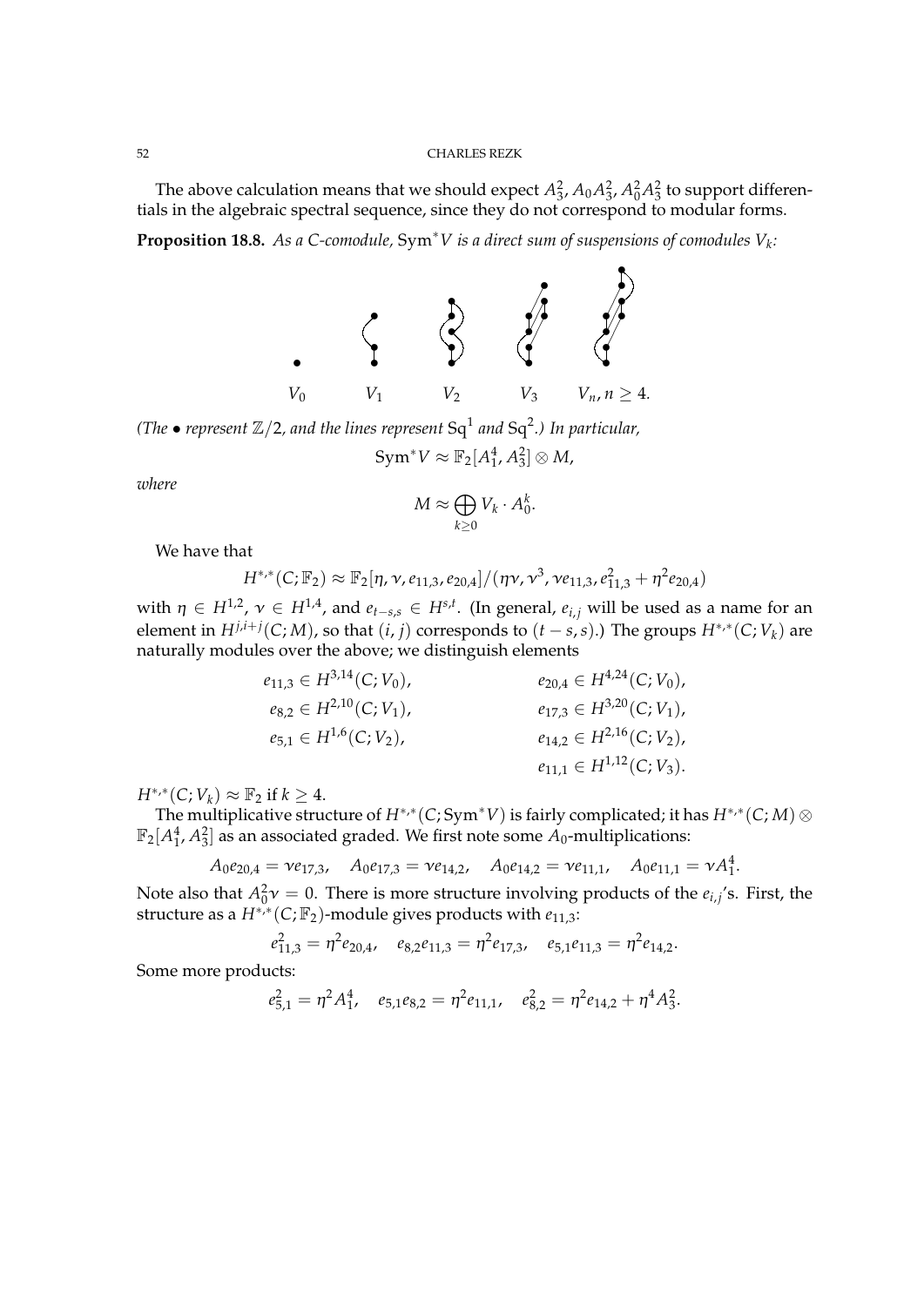The above calculation means that we should expect $A_3^2$, $A_0A_3^2$, $A_0^2A_3^2$ to support differentials in the algebraic spectral sequence, since they do not correspond to modular forms.

**Proposition 18.8.** *As a C-comodule,* $\mathrm{Sym}^*V$ *is a direct sum of suspensions of comodules* $V_k$*:*

$V_0 \qquad V_1 \qquad V_2 \qquad V_3 \qquad V_n, n \geq 4.$

*(The* $\bullet$ *represent* $\mathbb{Z}/2$*, and the lines represent* $\mathrm{Sq}^1$ *and* $\mathrm{Sq}^2$*.) In particular,*

$$\mathrm{Sym}^*V \approx \mathbb{F}_2[A_1^4, A_3^2] \otimes M,$$

*where*

$$M \approx \bigoplus_{k \geq 0} V_k \cdot A_0^k.$$

We have that

$$H^{*,*}(C; \mathbb{F}_2) \approx \mathbb{F}_2[\eta, \nu, e_{11,3}, e_{20,4}]/(\eta\nu, \nu^3, \nu e_{11,3}, e_{11,3}^2 + \eta^2 e_{20,4})$$

with $\eta \in H^{1,2}$, $\nu \in H^{1,4}$, and $e_{t-s,s} \in H^{s,t}$. (In general, $e_{i,j}$ will be used as a name for an element in $H^{j,i+j}(C; M)$, so that $(i,j)$ corresponds to $(t-s, s)$.) The groups $H^{*,*}(C; V_k)$ are naturally modules over the above; we distinguish elements

$$\begin{aligned}
e_{11,3} &\in H^{3,14}(C; V_0), & e_{20,4} &\in H^{4,24}(C; V_0), \\
e_{8,2} &\in H^{2,10}(C; V_1), & e_{17,3} &\in H^{3,20}(C; V_1), \\
e_{5,1} &\in H^{1,6}(C; V_2), & e_{14,2} &\in H^{2,16}(C; V_2), \\
& & e_{11,1} &\in H^{1,12}(C; V_3).
\end{aligned}$$

$H^{*,*}(C; V_k) \approx \mathbb{F}_2$ if $k \geq 4$.

The multiplicative structure of $H^{*,*}(C; \mathrm{Sym}^*V)$ is fairly complicated; it has $H^{*,*}(C; M) \otimes \mathbb{F}_2[A_1^4, A_3^2]$ as an associated graded. We first note some $A_0$-multiplications:

$$A_0 e_{20,4} = \nu e_{17,3}, \quad A_0 e_{17,3} = \nu e_{14,2}, \quad A_0 e_{14,2} = \nu e_{11,1}, \quad A_0 e_{11,1} = \nu A_1^4.$$

Note also that $A_0^2 \nu = 0$. There is more structure involving products of the $e_{i,j}$'s. First, the structure as a $H^{*,*}(C; \mathbb{F}_2)$-module gives products with $e_{11,3}$:

$$e_{11,3}^2 = \eta^2 e_{20,4}, \quad e_{8,2} e_{11,3} = \eta^2 e_{17,3}, \quad e_{5,1} e_{11,3} = \eta^2 e_{14,2}.$$

Some more products:

$$e_{5,1}^2 = \eta^2 A_1^4, \quad e_{5,1} e_{8,2} = \eta^2 e_{11,1}, \quad e_{8,2}^2 = \eta^2 e_{14,2} + \eta^4 A_3^2.$$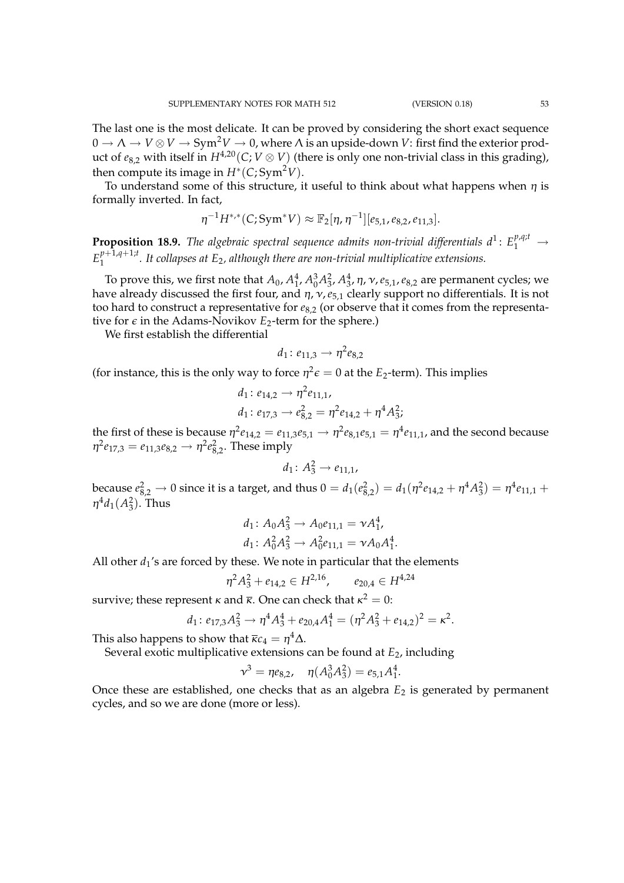The last one is the most delicate. It can be proved by considering the short exact sequence $0 \to \Lambda \to V \otimes V \to \mathrm{Sym}^2 V \to 0$, where $\Lambda$ is an upside-down $V$: first find the exterior product of $e_{8,2}$ with itself in $H^{4,20}(C; V \otimes V)$ (there is only one non-trivial class in this grading), then compute its image in $H^*(C; \mathrm{Sym}^2 V)$.

To understand some of this structure, it useful to think about what happens when $\eta$ is formally inverted. In fact,

$$\eta^{-1} H^{*,*}(C; \mathrm{Sym}^* V) \approx \mathbb{F}_2[\eta, \eta^{-1}][e_{5,1}, e_{8,2}, e_{11,3}].$$

**Proposition 18.9.** *The algebraic spectral sequence admits non-trivial differentials $d^1 \colon E_1^{p,q;t} \to E_1^{p+1,q+1;t}$. It collapses at $E_2$, although there are non-trivial multiplicative extensions.*

To prove this, we first note that $A_0$, $A_1^4$, $A_0^3 A_3^2$, $A_3^4$, $\eta$, $\nu$, $e_{5,1}$, $e_{8,2}$ are permanent cycles; we have already discussed the first four, and $\eta, \nu, e_{5,1}$ clearly support no differentials. It is not too hard to construct a representative for $e_{8,2}$ (or observe that it comes from the representative for $\epsilon$ in the Adams-Novikov $E_2$-term for the sphere.)

We first establish the differential

$$d_1 \colon e_{11,3} \to \eta^2 e_{8,2}$$

(for instance, this is the only way to force $\eta^2 \epsilon = 0$ at the $E_2$-term). This implies

$$d_1 \colon e_{14,2} \to \eta^2 e_{11,1},$$
$$d_1 \colon e_{17,3} \to e_{8,2}^2 = \eta^2 e_{14,2} + \eta^4 A_3^2;$$

the first of these is because $\eta^2 e_{14,2} = e_{11,3} e_{5,1} \to \eta^2 e_{8,1} e_{5,1} = \eta^4 e_{11,1}$, and the second because $\eta^2 e_{17,3} = e_{11,3} e_{8,2} \to \eta^2 e_{8,2}^2$. These imply

$$d_1 \colon A_3^2 \to e_{11,1},$$

because $e_{8,2}^2 \to 0$ since it is a target, and thus $0 = d_1(e_{8,2}^2) = d_1(\eta^2 e_{14,2} + \eta^4 A_3^2) = \eta^4 e_{11,1} + \eta^4 d_1(A_3^2)$. Thus

$$d_1 \colon A_0 A_3^2 \to A_0 e_{11,1} = \nu A_1^4,$$
$$d_1 \colon A_0^2 A_3^2 \to A_0^2 e_{11,1} = \nu A_0 A_1^4.$$

All other $d_1$'s are forced by these. We note in particular that the elements

$$\eta^2 A_3^2 + e_{14,2} \in H^{2,16}, \qquad e_{20,4} \in H^{4,24}$$

survive; these represent $\kappa$ and $\overline{\kappa}$. One can check that $\kappa^2 = 0$:

$$d_1 \colon e_{17,3} A_3^2 \to \eta^4 A_3^4 + e_{20,4} A_1^4 = (\eta^2 A_3^2 + e_{14,2})^2 = \kappa^2.$$

This also happens to show that $\overline{\kappa} c_4 = \eta^4 \Delta$.

Several exotic multiplicative extensions can be found at $E_2$, including

$$\nu^3 = \eta e_{8,2}, \quad \eta(A_0^3 A_3^2) = e_{5,1} A_1^4.$$

Once these are established, one checks that as an algebra $E_2$ is generated by permanent cycles, and so we are done (more or less).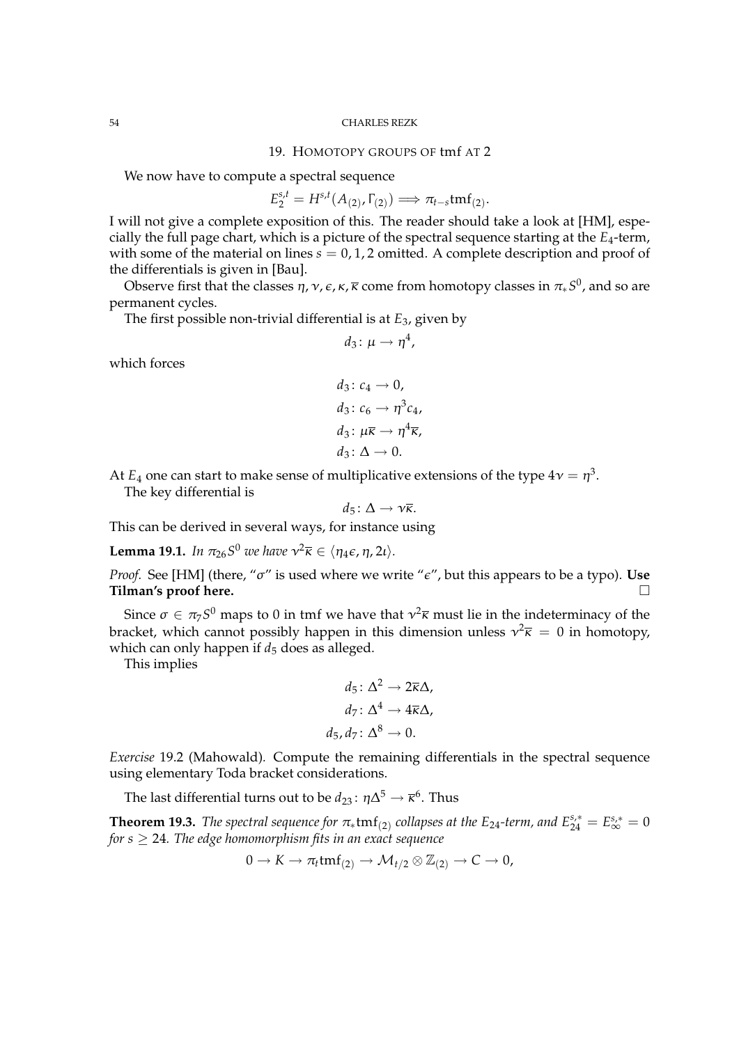## 19. Homotopy groups of tmf at 2

We now have to compute a spectral sequence

$$E_2^{s,t} = H^{s,t}(A_{(2)}, \Gamma_{(2)}) \Longrightarrow \pi_{t-s}\mathrm{tmf}_{(2)}.$$

I will not give a complete exposition of this. The reader should take a look at [HM], especially the full page chart, which is a picture of the spectral sequence starting at the $E_4$-term, with some of the material on lines $s = 0, 1, 2$ omitted. A complete description and proof of the differentials is given in [Bau].

Observe first that the classes $\eta, \nu, \epsilon, \kappa, \overline{\kappa}$ come from homotopy classes in $\pi_* S^0$, and so are permanent cycles.

The first possible non-trivial differential is at $E_3$, given by

$$d_3 \colon \mu \to \eta^4,$$

which forces

$$d_3 \colon c_4 \to 0,$$
$$d_3 \colon c_6 \to \eta^3 c_4,$$
$$d_3 \colon \mu\overline{\kappa} \to \eta^4 \overline{\kappa},$$
$$d_3 \colon \Delta \to 0.$$

At $E_4$ one can start to make sense of multiplicative extensions of the type $4\nu = \eta^3$.

The key differential is

$$d_5 \colon \Delta \to \nu\overline{\kappa}.$$

This can be derived in several ways, for instance using

**Lemma 19.1.** *In $\pi_{26}S^0$ we have $\nu^2\overline{\kappa} \in \langle \eta_4\epsilon, \eta, 2\iota \rangle$.*

*Proof.* See [HM] (there, "$\sigma$" is used where we write "$\epsilon$", but this appears to be a typo). **Use Tilman's proof here.** □

Since $\sigma \in \pi_7 S^0$ maps to 0 in tmf we have that $\nu^2\overline{\kappa}$ must lie in the indeterminacy of the bracket, which cannot possibly happen in this dimension unless $\nu^2\overline{\kappa} = 0$ in homotopy, which can only happen if $d_5$ does as alleged.

This implies

$$d_5 \colon \Delta^2 \to 2\overline{\kappa}\Delta,$$
$$d_7 \colon \Delta^4 \to 4\overline{\kappa}\Delta,$$
$$d_5, d_7 \colon \Delta^8 \to 0.$$

*Exercise* 19.2 (Mahowald). Compute the remaining differentials in the spectral sequence using elementary Toda bracket considerations.

The last differential turns out to be $d_{23} \colon \eta\Delta^5 \to \overline{\kappa}^6$. Thus

**Theorem 19.3.** *The spectral sequence for $\pi_*\mathrm{tmf}_{(2)}$ collapses at the $E_{24}$-term, and $E_{24}^{s,*} = E_\infty^{s,*} = 0$ for $s \geq 24$. The edge homomorphism fits in an exact sequence*

$$0 \to K \to \pi_t \mathrm{tmf}_{(2)} \to \mathcal{M}_{t/2} \otimes \mathbb{Z}_{(2)} \to C \to 0,$$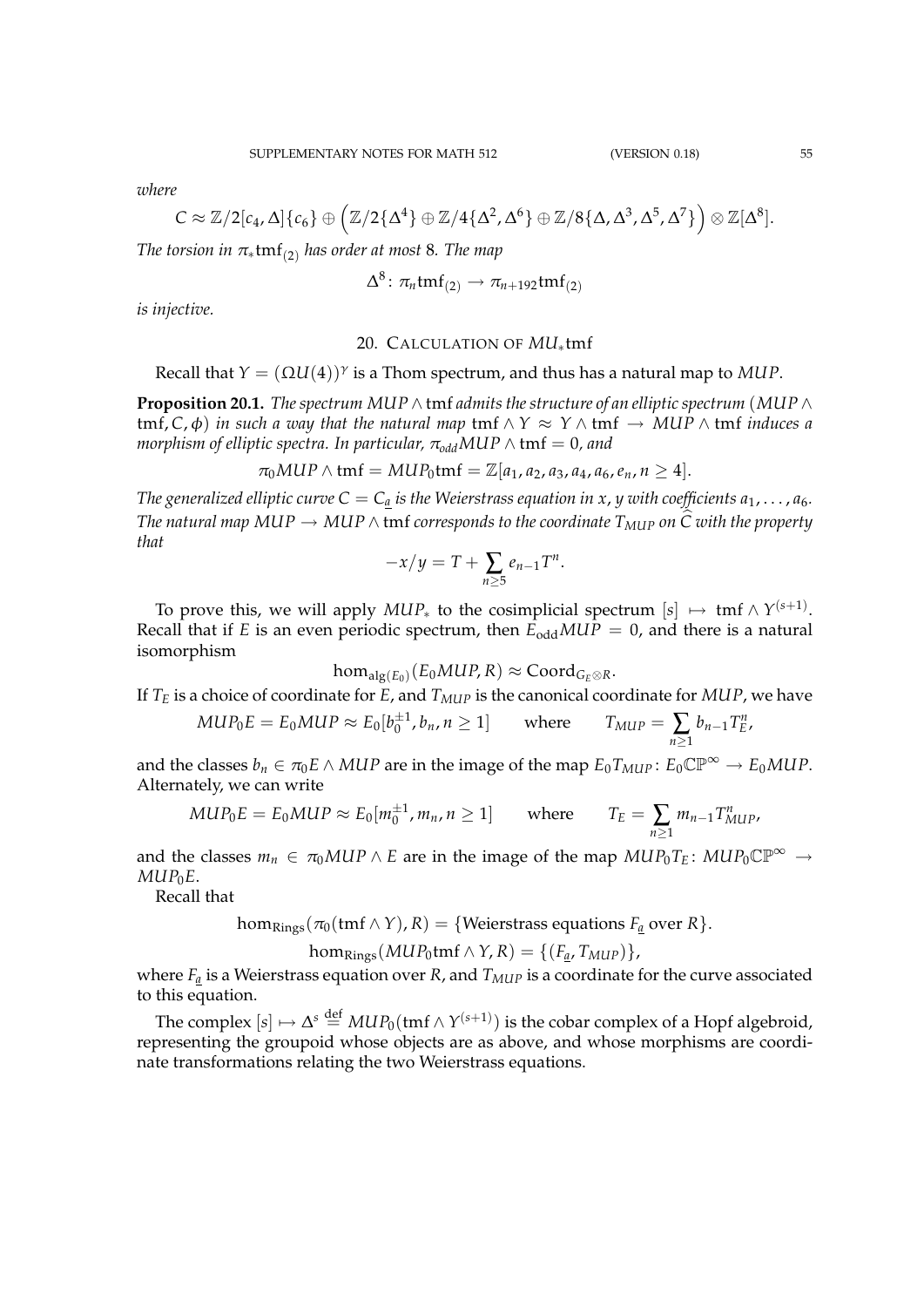*where*

$$C \approx \mathbb{Z}/2[c_4, \Delta]\{c_6\} \oplus \Big(\mathbb{Z}/2\{\Delta^4\} \oplus \mathbb{Z}/4\{\Delta^2, \Delta^6\} \oplus \mathbb{Z}/8\{\Delta, \Delta^3, \Delta^5, \Delta^7\}\Big) \otimes \mathbb{Z}[\Delta^8].$$

*The torsion in* $\pi_* \mathrm{tmf}_{(2)}$ *has order at most* 8*. The map*

$$\Delta^8 \colon \pi_n \mathrm{tmf}_{(2)} \to \pi_{n+192} \mathrm{tmf}_{(2)}$$

*is injective.*

## 20. Calculation of $MU_* \mathrm{tmf}$

Recall that $Y = (\Omega U(4))^\gamma$ is a Thom spectrum, and thus has a natural map to $MUP$.

**Proposition 20.1.** *The spectrum* $MUP \wedge \mathrm{tmf}$ *admits the structure of an elliptic spectrum* $(MUP \wedge \mathrm{tmf}, C, \phi)$ *in such a way that the natural map* $\mathrm{tmf} \wedge Y \approx Y \wedge \mathrm{tmf} \to MUP \wedge \mathrm{tmf}$ *induces a morphism of elliptic spectra. In particular,* $\pi_{odd} MUP \wedge \mathrm{tmf} = 0$*, and*

$$\pi_0 MUP \wedge \mathrm{tmf} = MUP_0 \mathrm{tmf} = \mathbb{Z}[a_1, a_2, a_3, a_4, a_6, e_n, n \geq 4].$$

*The generalized elliptic curve* $C = C_{\underline{a}}$ *is the Weierstrass equation in* $x, y$ *with coefficients* $a_1, \dots, a_6$*. The natural map* $MUP \to MUP \wedge \mathrm{tmf}$ *corresponds to the coordinate* $T_{MUP}$ *on* $\widehat{C}$ *with the property that*

$$-x/y = T + \sum_{n \geq 5} e_{n-1} T^n.$$

To prove this, we will apply $MUP_*$ to the cosimplicial spectrum $[s] \mapsto \mathrm{tmf} \wedge Y^{(s+1)}$. Recall that if $E$ is an even periodic spectrum, then $E_{\mathrm{odd}} MUP = 0$, and there is a natural isomorphism

$$\hom_{\mathrm{alg}(E_0)}(E_0 MUP, R) \approx \mathrm{Coord}_{G_E \otimes R}.$$

If $T_E$ is a choice of coordinate for $E$, and $T_{MUP}$ is the canonical coordinate for $MUP$, we have

$$MUP_0 E = E_0 MUP \approx E_0[b_0^{\pm 1}, b_n, n \geq 1] \qquad \text{where} \qquad T_{MUP} = \sum_{n \geq 1} b_{n-1} T_E^n,$$

and the classes $b_n \in \pi_0 E \wedge MUP$ are in the image of the map $E_0 T_{MUP} \colon E_0 \mathbb{CP}^\infty \to E_0 MUP$. Alternately, we can write

$$MUP_0 E = E_0 MUP \approx E_0[m_0^{\pm 1}, m_n, n \geq 1] \qquad \text{where} \qquad T_E = \sum_{n \geq 1} m_{n-1} T_{MUP}^n,$$

and the classes $m_n \in \pi_0 MUP \wedge E$ are in the image of the map $MUP_0 T_E \colon MUP_0 \mathbb{CP}^\infty \to MUP_0 E$.

Recall that

$$\hom_{\mathrm{Rings}}(\pi_0(\mathrm{tmf} \wedge Y), R) = \{\text{Weierstrass equations } F_{\underline{a}} \text{ over } R\}.$$

$$\hom_{\mathrm{Rings}}(MUP_0 \mathrm{tmf} \wedge Y, R) = \{(F_{\underline{a}}, T_{MUP})\},$$

where $F_{\underline{a}}$ is a Weierstrass equation over $R$, and $T_{MUP}$ is a coordinate for the curve associated to this equation.

The complex $[s] \mapsto \Delta^s \stackrel{\text{def}}{=} MUP_0(\mathrm{tmf} \wedge Y^{(s+1)})$ is the cobar complex of a Hopf algebroid, representing the groupoid whose objects are as above, and whose morphisms are coordinate transformations relating the two Weierstrass equations.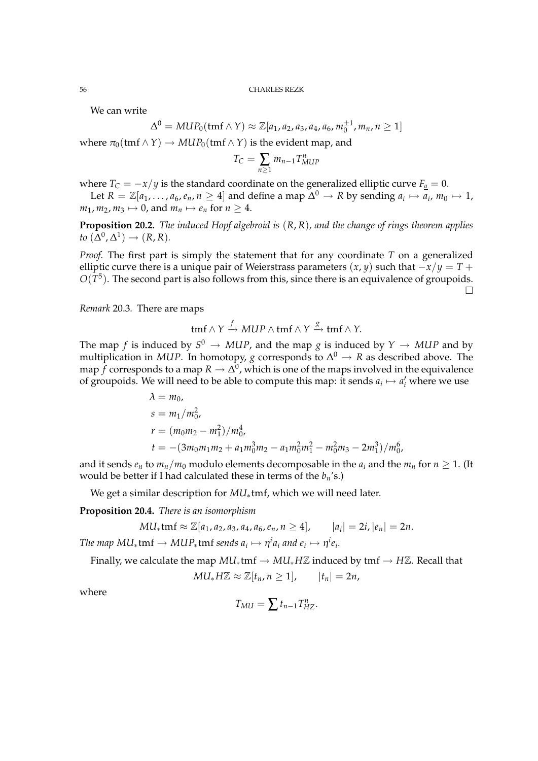We can write

$$\Delta^0 = MUP_0(\mathrm{tmf} \wedge Y) \approx \mathbb{Z}[a_1, a_2, a_3, a_4, a_6, m_0^{\pm 1}, m_n, n \geq 1]$$

where $\pi_0(\mathrm{tmf} \wedge Y) \to MUP_0(\mathrm{tmf} \wedge Y)$ is the evident map, and

$$T_C = \sum_{n \geq 1} m_{n-1} T_{MUP}^n$$

where $T_C = -x/y$ is the standard coordinate on the generalized elliptic curve $F_{\underline{a}} = 0$.

Let $R = \mathbb{Z}[a_1, \ldots, a_6, e_n, n \geq 4]$ and define a map $\Delta^0 \to R$ by sending $a_i \mapsto a_i$, $m_0 \mapsto 1$, $m_1, m_2, m_3 \mapsto 0$, and $m_n \mapsto e_n$ for $n \geq 4$.

**Proposition 20.2.** *The induced Hopf algebroid is $(R, R)$, and the change of rings theorem applies to $(\Delta^0, \Delta^1) \to (R, R)$.*

*Proof.* The first part is simply the statement that for any coordinate $T$ on a generalized elliptic curve there is a unique pair of Weierstrass parameters $(x, y)$ such that $-x/y = T + O(T^5)$. The second part is also follows from this, since there is an equivalence of groupoids. $\square$

*Remark* 20.3. There are maps

$$\mathrm{tmf} \wedge Y \xrightarrow{f} MUP \wedge \mathrm{tmf} \wedge Y \xrightarrow{g} \mathrm{tmf} \wedge Y.$$

The map $f$ is induced by $S^0 \to MUP$, and the map $g$ is induced by $Y \to MUP$ and by multiplication in $MUP$. In homotopy, $g$ corresponds to $\Delta^0 \to R$ as described above. The map $f$ corresponds to a map $R \to \Delta^0$, which is one of the maps involved in the equivalence of groupoids. We will need to be able to compute this map: it sends $a_i \mapsto a_i'$ where we use

$$\begin{aligned}
\lambda &= m_0, \\
s &= m_1/m_0^2, \\
r &= (m_0 m_2 - m_1^2)/m_0^4, \\
t &= -(3m_0 m_1 m_2 + a_1 m_0^3 m_2 - a_1 m_0^2 m_1^2 - m_0^2 m_3 - 2m_1^3)/m_0^6,
\end{aligned}$$

and it sends $e_n$ to $m_n/m_0$ modulo elements decomposable in the $a_i$ and the $m_n$ for $n \geq 1$. (It would be better if I had calculated these in terms of the $b_n$'s.)

We get a similar description for $MU_*\mathrm{tmf}$, which we will need later.

**Proposition 20.4.** *There is an isomorphism*

$$MU_*\mathrm{tmf} \approx \mathbb{Z}[a_1, a_2, a_3, a_4, a_6, e_n, n \geq 4], \qquad |a_i| = 2i, |e_n| = 2n.$$

*The map $MU_*\mathrm{tmf} \to MUP_*\mathrm{tmf}$ sends $a_i \mapsto \eta^i a_i$ and $e_i \mapsto \eta^i e_i$.*

Finally, we calculate the map $MU_*\mathrm{tmf} \to MU_*H\mathbb{Z}$ induced by $\mathrm{tmf} \to H\mathbb{Z}$. Recall that

$$MU_*H\mathbb{Z} \approx \mathbb{Z}[t_n, n \geq 1], \qquad |t_n| = 2n,$$

where

$$T_{MU} = \sum t_{n-1} T_{H\mathbb{Z}}^n.$$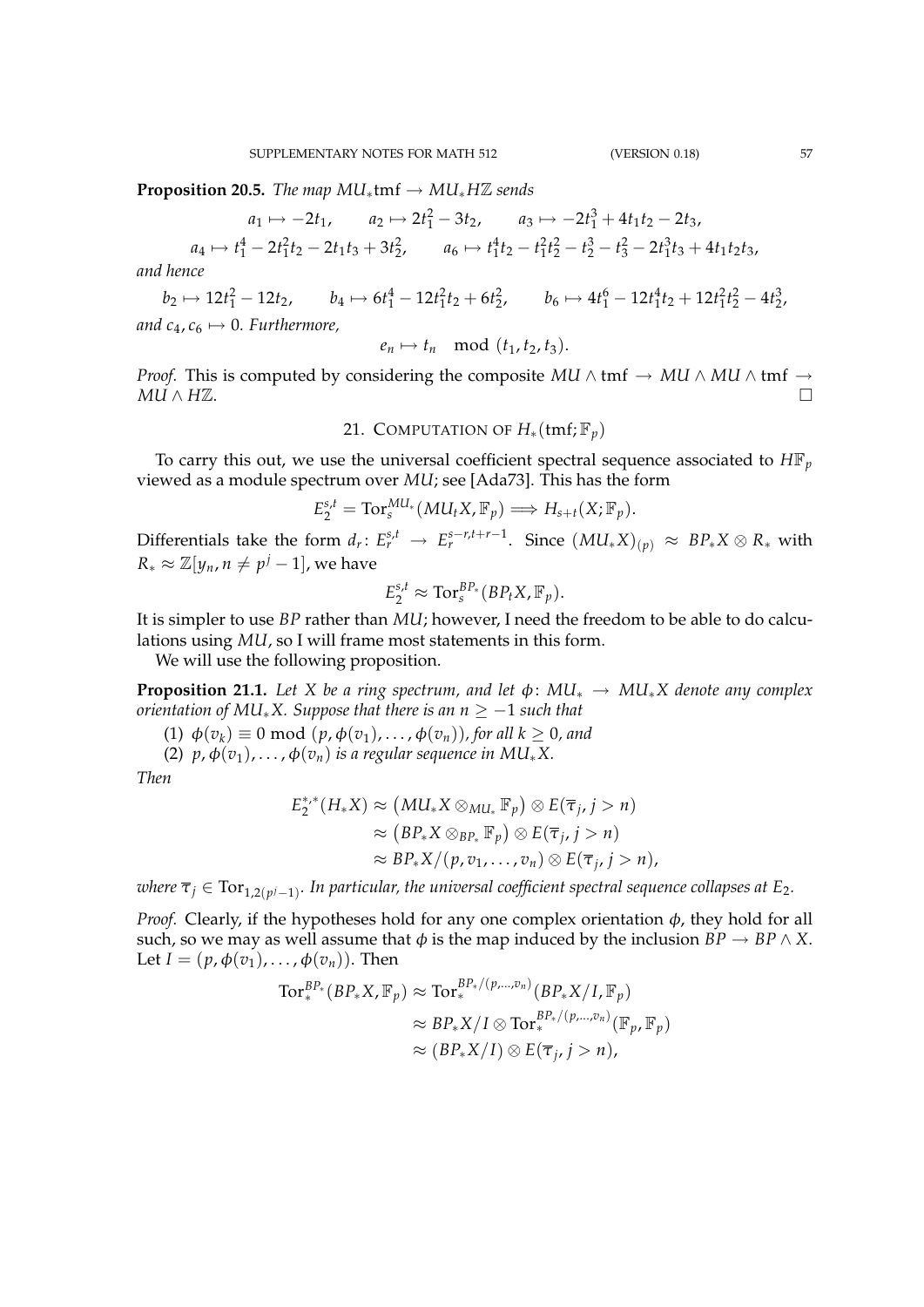**Proposition 20.5.** *The map $MU_*\mathrm{tmf} \to MU_*H\mathbb{Z}$ sends*

$$a_1 \mapsto -2t_1, \qquad a_2 \mapsto 2t_1^2 - 3t_2, \qquad a_3 \mapsto -2t_1^3 + 4t_1t_2 - 2t_3,$$

$$a_4 \mapsto t_1^4 - 2t_1^2t_2 - 2t_1t_3 + 3t_2^2, \qquad a_6 \mapsto t_1^4t_2 - t_1^2t_2^2 - t_2^3 - t_3^2 - 2t_1^3t_3 + 4t_1t_2t_3,$$

*and hence*

$$b_2 \mapsto 12t_1^2 - 12t_2, \qquad b_4 \mapsto 6t_1^4 - 12t_1^2t_2 + 6t_2^2, \qquad b_6 \mapsto 4t_1^6 - 12t_1^4t_2 + 12t_1^2t_2^2 - 4t_2^3,$$

*and $c_4, c_6 \mapsto 0$. Furthermore,*

$$e_n \mapsto t_n \mod (t_1, t_2, t_3).$$

*Proof.* This is computed by considering the composite $MU \wedge \mathrm{tmf} \to MU \wedge MU \wedge \mathrm{tmf} \to MU \wedge H\mathbb{Z}$. □

## 21. Computation of $H_*(\mathrm{tmf}; \mathbb{F}_p)$

To carry this out, we use the universal coefficient spectral sequence associated to $H\mathbb{F}_p$ viewed as a module spectrum over $MU$; see [Ada73]. This has the form

$$E_2^{s,t} = \mathrm{Tor}_s^{MU_*}(MU_tX, \mathbb{F}_p) \Longrightarrow H_{s+t}(X; \mathbb{F}_p).$$

Differentials take the form $d_r \colon E_r^{s,t} \to E_r^{s-r,t+r-1}$. Since $(MU_*X)_{(p)} \approx BP_*X \otimes R_*$ with $R_* \approx \mathbb{Z}[y_n, n \neq p^j - 1]$, we have

$$E_2^{s,t} \approx \mathrm{Tor}_s^{BP_*}(BP_tX, \mathbb{F}_p).$$

It is simpler to use $BP$ rather than $MU$; however, I need the freedom to be able to do calculations using $MU$, so I will frame most statements in this form.

We will use the following proposition.

**Proposition 21.1.** *Let $X$ be a ring spectrum, and let $\phi \colon MU_* \to MU_*X$ denote any complex orientation of $MU_*X$. Suppose that there is an $n \geq -1$ such that*

1. *$\phi(v_k) \equiv 0 \mod (p, \phi(v_1), \dots, \phi(v_n))$, for all $k \geq 0$, and*
2. *$p, \phi(v_1), \dots, \phi(v_n)$ is a regular sequence in $MU_*X$.*

*Then*

$$\begin{aligned} E_2^{*,*}(H_*X) &\approx \left(MU_*X \otimes_{MU_*} \mathbb{F}_p\right) \otimes E(\overline{\tau}_j, j > n) \\ &\approx \left(BP_*X \otimes_{BP_*} \mathbb{F}_p\right) \otimes E(\overline{\tau}_j, j > n) \\ &\approx BP_*X/(p, v_1, \dots, v_n) \otimes E(\overline{\tau}_j, j > n), \end{aligned}$$

*where $\overline{\tau}_j \in \mathrm{Tor}_{1,2(p^j-1)}$. In particular, the universal coefficient spectral sequence collapses at $E_2$.*

*Proof.* Clearly, if the hypotheses hold for any one complex orientation $\phi$, they hold for all such, so we may as well assume that $\phi$ is the map induced by the inclusion $BP \to BP \wedge X$. Let $I = (p, \phi(v_1), \dots, \phi(v_n))$. Then

$$\begin{aligned} \mathrm{Tor}_*^{BP_*}(BP_*X, \mathbb{F}_p) &\approx \mathrm{Tor}_*^{BP_*/(p,\dots,v_n)}(BP_*X/I, \mathbb{F}_p) \\ &\approx BP_*X/I \otimes \mathrm{Tor}_*^{BP_*/(p,\dots,v_n)}(\mathbb{F}_p, \mathbb{F}_p) \\ &\approx (BP_*X/I) \otimes E(\overline{\tau}_j, j > n), \end{aligned}$$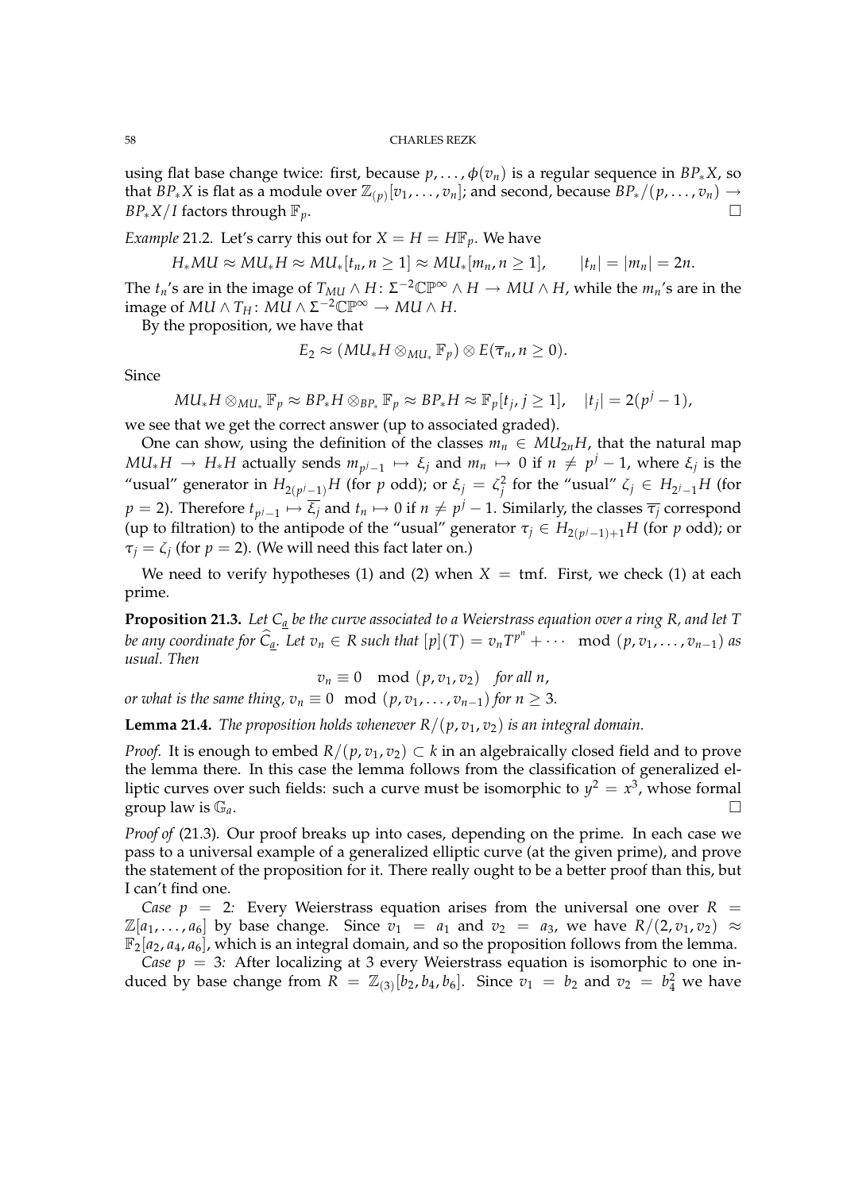using flat base change twice: first, because $p, \ldots, \phi(v_n)$ is a regular sequence in $BP_*X$, so that $BP_*X$ is flat as a module over $\mathbb{Z}_{(p)}[v_1, \ldots, v_n]$; and second, because $BP_*/(p, \ldots, v_n) \to BP_*X/I$ factors through $\mathbb{F}_p$. $\square$

*Example* 21.2. Let's carry this out for $X = H = H\mathbb{F}_p$. We have

$$H_*MU \approx MU_*H \approx MU_*[t_n, n \geq 1] \approx MU_*[m_n, n \geq 1], \qquad |t_n| = |m_n| = 2n.$$

The $t_n$'s are in the image of $T_{MU} \wedge H \colon \Sigma^{-2}\mathbb{CP}^\infty \wedge H \to MU \wedge H$, while the $m_n$'s are in the image of $MU \wedge T_H \colon MU \wedge \Sigma^{-2}\mathbb{CP}^\infty \to MU \wedge H$.

By the proposition, we have that

$$E_2 \approx (MU_*H \otimes_{MU_*} \mathbb{F}_p) \otimes E(\overline{\tau}_n, n \geq 0).$$

Since

$$MU_*H \otimes_{MU_*} \mathbb{F}_p \approx BP_*H \otimes_{BP_*} \mathbb{F}_p \approx BP_*H \approx \mathbb{F}_p[t_j, j \geq 1], \quad |t_j| = 2(p^j - 1),$$

we see that we get the correct answer (up to associated graded).

One can show, using the definition of the classes $m_n \in MU_{2n}H$, that the natural map $MU_*H \to H_*H$ actually sends $m_{p^j-1} \mapsto \xi_j$ and $m_n \mapsto 0$ if $n \neq p^j - 1$, where $\xi_j$ is the "usual" generator in $H_{2(p^j-1)}H$ (for $p$ odd); or $\xi_j = \zeta_j^2$ for the "usual" $\zeta_j \in H_{2^j-1}H$ (for $p = 2$). Therefore $t_{p^j-1} \mapsto \overline{\xi_j}$ and $t_n \mapsto 0$ if $n \neq p^j - 1$. Similarly, the classes $\overline{\tau_j}$ correspond (up to filtration) to the antipode of the "usual" generator $\tau_j \in H_{2(p^j-1)+1}H$ (for $p$ odd); or $\tau_j = \zeta_j$ (for $p = 2$). (We will need this fact later on.)

We need to verify hypotheses (1) and (2) when $X = \mathrm{tmf}$. First, we check (1) at each prime.

**Proposition 21.3.** *Let $C_{\underline{a}}$ be the curve associated to a Weierstrass equation over a ring $R$, and let $T$ be any coordinate for $\widehat{C}_{\underline{a}}$. Let $v_n \in R$ such that $[p](T) = v_n T^{p^n} + \cdots \mod (p, v_1, \ldots, v_{n-1})$ as usual. Then*

$$v_n \equiv 0 \mod (p, v_1, v_2) \quad \textit{for all } n,$$

*or what is the same thing, $v_n \equiv 0 \mod (p, v_1, \ldots, v_{n-1})$ for $n \geq 3$.*

**Lemma 21.4.** *The proposition holds whenever $R/(p, v_1, v_2)$ is an integral domain.*

*Proof.* It is enough to embed $R/(p, v_1, v_2) \subset k$ in an algebraically closed field and to prove the lemma there. In this case the lemma follows from the classification of generalized elliptic curves over such fields: such a curve must be isomorphic to $y^2 = x^3$, whose formal group law is $\mathbb{G}_a$. $\square$

*Proof of* (21.3). Our proof breaks up into cases, depending on the prime. In each case we pass to a universal example of a generalized elliptic curve (at the given prime), and prove the statement of the proposition for it. There really ought to be a better proof than this, but I can't find one.

*Case $p = 2$:* Every Weierstrass equation arises from the universal one over $R = \mathbb{Z}[a_1, \ldots, a_6]$ by base change. Since $v_1 = a_1$ and $v_2 = a_3$, we have $R/(2, v_1, v_2) \approx \mathbb{F}_2[a_2, a_4, a_6]$, which is an integral domain, and so the proposition follows from the lemma.

*Case $p = 3$:* After localizing at 3 every Weierstrass equation is isomorphic to one induced by base change from $R = \mathbb{Z}_{(3)}[b_2, b_4, b_6]$. Since $v_1 = b_2$ and $v_2 = b_4^2$ we have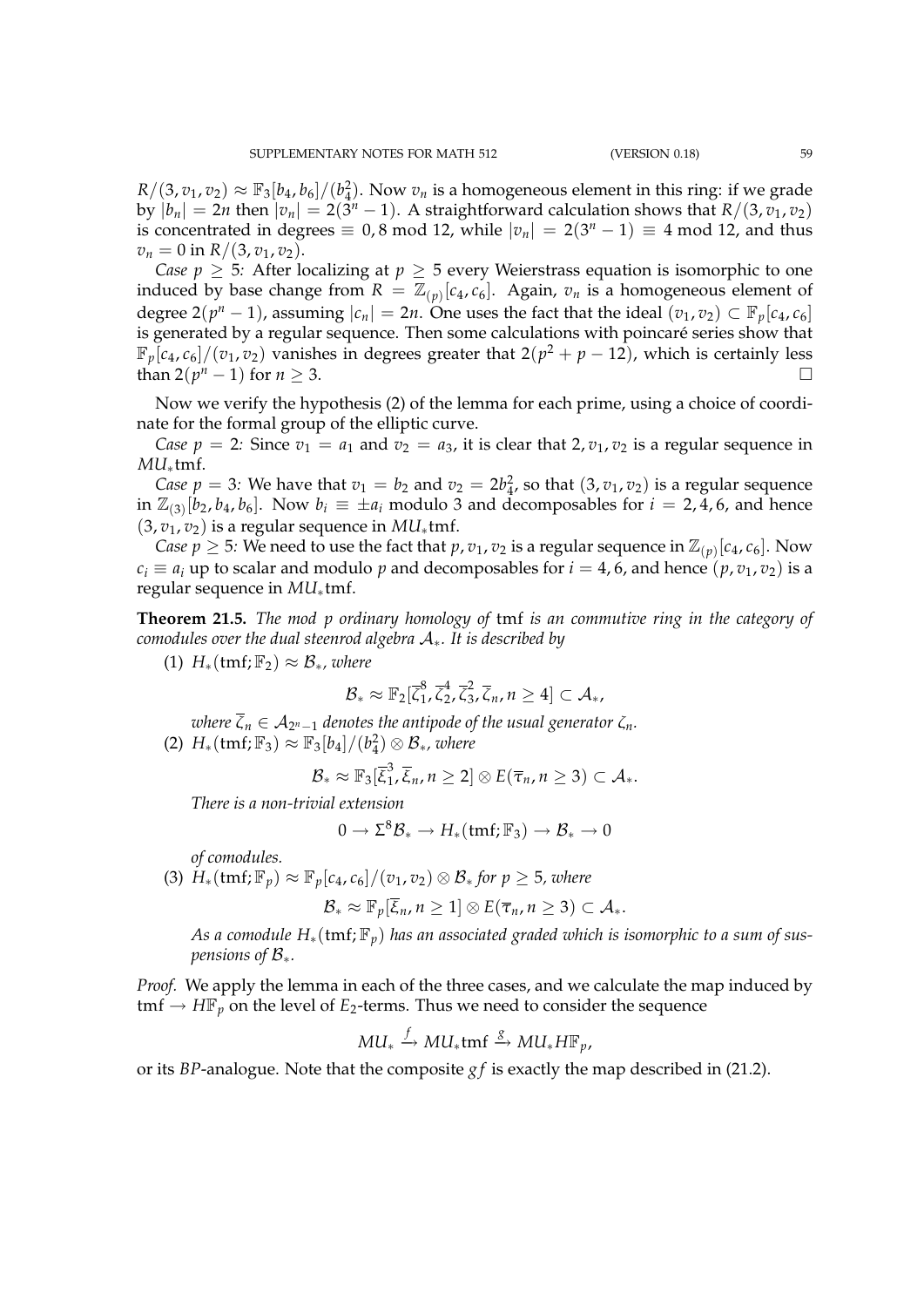$R/(3, v_1, v_2) \approx \mathbb{F}_3[b_4, b_6]/(b_4^2)$. Now $v_n$ is a homogeneous element in this ring: if we grade by $|b_n| = 2n$ then $|v_n| = 2(3^n - 1)$. A straightforward calculation shows that $R/(3, v_1, v_2)$ is concentrated in degrees $\equiv 0, 8 \bmod 12$, while $|v_n| = 2(3^n - 1) \equiv 4 \bmod 12$, and thus $v_n = 0$ in $R/(3, v_1, v_2)$.

*Case $p \geq 5$:* After localizing at $p \geq 5$ every Weierstrass equation is isomorphic to one induced by base change from $R = \mathbb{Z}_{(p)}[c_4, c_6]$. Again, $v_n$ is a homogeneous element of degree $2(p^n - 1)$, assuming $|c_n| = 2n$. One uses the fact that the ideal $(v_1, v_2) \subset \mathbb{F}_p[c_4, c_6]$ is generated by a regular sequence. Then some calculations with poincaré series show that $\mathbb{F}_p[c_4, c_6]/(v_1, v_2)$ vanishes in degrees greater that $2(p^2 + p - 12)$, which is certainly less than $2(p^n - 1)$ for $n \geq 3$. $\square$

Now we verify the hypothesis (2) of the lemma for each prime, using a choice of coordinate for the formal group of the elliptic curve.

*Case $p = 2$:* Since $v_1 = a_1$ and $v_2 = a_3$, it is clear that $2, v_1, v_2$ is a regular sequence in $MU_*\mathrm{tmf}$.

*Case $p = 3$:* We have that $v_1 = b_2$ and $v_2 = 2b_4^2$, so that $(3, v_1, v_2)$ is a regular sequence in $\mathbb{Z}_{(3)}[b_2, b_4, b_6]$. Now $b_i \equiv \pm a_i$ modulo 3 and decomposables for $i = 2, 4, 6$, and hence $(3, v_1, v_2)$ is a regular sequence in $MU_*\mathrm{tmf}$.

*Case $p \geq 5$:* We need to use the fact that $p, v_1, v_2$ is a regular sequence in $\mathbb{Z}_{(p)}[c_4, c_6]$. Now $c_i \equiv a_i$ up to scalar and modulo $p$ and decomposables for $i = 4, 6$, and hence $(p, v_1, v_2)$ is a regular sequence in $MU_*\mathrm{tmf}$.

**Theorem 21.5.** *The mod $p$ ordinary homology of* tmf *is an commutive ring in the category of comodules over the dual steenrod algebra $\mathcal{A}_*$. It is described by*

(1) $H_*(\mathrm{tmf}; \mathbb{F}_2) \approx \mathcal{B}_*$, *where*

$$\mathcal{B}_* \approx \mathbb{F}_2[\overline{\zeta}_1^8, \overline{\zeta}_2^4, \overline{\zeta}_3^2, \overline{\zeta}_n, n \geq 4] \subset \mathcal{A}_*,$$

*where $\overline{\zeta}_n \in \mathcal{A}_{2^n - 1}$ denotes the antipode of the usual generator $\zeta_n$.*

(2) $H_*(\mathrm{tmf}; \mathbb{F}_3) \approx \mathbb{F}_3[b_4]/(b_4^2) \otimes \mathcal{B}_*$, *where*

$$\mathcal{B}_* \approx \mathbb{F}_3[\overline{\xi}_1^3, \overline{\xi}_n, n \geq 2] \otimes E(\overline{\tau}_n, n \geq 3) \subset \mathcal{A}_*.$$

*There is a non-trivial extension*

$$0 \to \Sigma^8 \mathcal{B}_* \to H_*(\mathrm{tmf}; \mathbb{F}_3) \to \mathcal{B}_* \to 0$$

*of comodules.*

(3) $H_*(\mathrm{tmf}; \mathbb{F}_p) \approx \mathbb{F}_p[c_4, c_6]/(v_1, v_2) \otimes \mathcal{B}_*$ *for $p \geq 5$, where*

$$\mathcal{B}_* \approx \mathbb{F}_p[\overline{\xi}_n, n \geq 1] \otimes E(\overline{\tau}_n, n \geq 3) \subset \mathcal{A}_*.$$

*As a comodule $H_*(\mathrm{tmf}; \mathbb{F}_p)$ has an associated graded which is isomorphic to a sum of suspensions of $\mathcal{B}_*$.*

*Proof.* We apply the lemma in each of the three cases, and we calculate the map induced by $\mathrm{tmf} \to H\mathbb{F}_p$ on the level of $E_2$-terms. Thus we need to consider the sequence

$$MU_* \xrightarrow{f} MU_*\mathrm{tmf} \xrightarrow{g} MU_*H\mathbb{F}_p,$$

or its $BP$-analogue. Note that the composite $gf$ is exactly the map described in (21.2).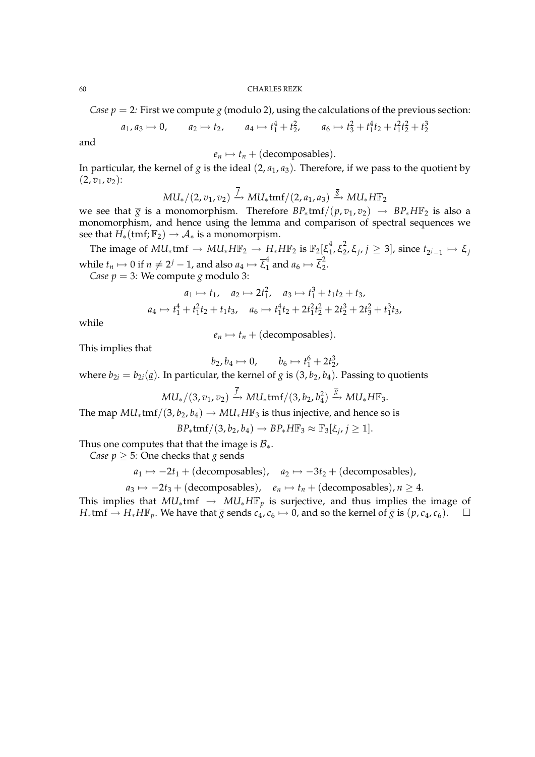*Case $p = 2$:* First we compute $g$ (modulo 2), using the calculations of the previous section:

$$a_1, a_3 \mapsto 0, \qquad a_2 \mapsto t_2, \qquad a_4 \mapsto t_1^4 + t_2^2, \qquad a_6 \mapsto t_3^2 + t_1^4 t_2 + t_1^2 t_2^2 + t_2^3$$

and

$$e_n \mapsto t_n + (\text{decomposables}).$$

In particular, the kernel of $g$ is the ideal $(2, a_1, a_3)$. Therefore, if we pass to the quotient by $(2, v_1, v_2)$:

$$MU_*/(2, v_1, v_2) \xrightarrow{\overline{f}} MU_*\mathrm{tmf}/(2, a_1, a_3) \xrightarrow{\overline{g}} MU_* H\mathbb{F}_2$$

we see that $\overline{g}$ is a monomorphism. Therefore $BP_*\mathrm{tmf}/(p, v_1, v_2) \to BP_* H\mathbb{F}_2$ is also a monomorphism, and hence using the lemma and comparison of spectral sequences we see that $H_*(\mathrm{tmf}; \mathbb{F}_2) \to \mathcal{A}_*$ is a monomorpism.

The image of $MU_*\mathrm{tmf} \to MU_* H\mathbb{F}_2 \to H_* H\mathbb{F}_2$ is $\mathbb{F}_2[\overline{\xi}_1^4, \overline{\xi}_2^2, \overline{\xi}_j, j \geq 3]$, since $t_{2^j - 1} \mapsto \overline{\xi}_j$ while $t_n \mapsto 0$ if $n \neq 2^j - 1$, and also $a_4 \mapsto \overline{\xi}_1^4$ and $a_6 \mapsto \overline{\xi}_2^2$.

*Case $p = 3$:* We compute $g$ modulo 3:

$$a_1 \mapsto t_1, \quad a_2 \mapsto 2t_1^2, \quad a_3 \mapsto t_1^3 + t_1 t_2 + t_3,$$

$$a_4 \mapsto t_1^4 + t_1^2 t_2 + t_1 t_3, \quad a_6 \mapsto t_1^4 t_2 + 2t_1^2 t_2^2 + 2t_2^3 + 2t_3^2 + t_1^3 t_3,$$

while

$$e_n \mapsto t_n + (\text{decomposables}).$$

This implies that

$$b_2, b_4 \mapsto 0, \qquad b_6 \mapsto t_1^6 + 2t_2^3,$$

where $b_{2i} = b_{2i}(\underline{a})$. In particular, the kernel of $g$ is $(3, b_2, b_4)$. Passing to quotients

$$MU_*/(3, v_1, v_2) \xrightarrow{\overline{f}} MU_*\mathrm{tmf}/(3, b_2, b_4^2) \xrightarrow{\overline{g}} MU_* H\mathbb{F}_3.$$

The map $MU_*\mathrm{tmf}/(3, b_2, b_4) \to MU_* H\mathbb{F}_3$ is thus injective, and hence so is

$$BP_*\mathrm{tmf}/(3, b_2, b_4) \to BP_* H\mathbb{F}_3 \approx \mathbb{F}_3[\xi_j, j \geq 1].$$

Thus one computes that that the image is $\mathcal{B}_*$.

*Case $p \geq 5$:* One checks that $g$ sends

$$a_1 \mapsto -2t_1 + (\text{decomposables}), \quad a_2 \mapsto -3t_2 + (\text{decomposables}),$$

$$a_3 \mapsto -2t_3 + (\text{decomposables}), \quad e_n \mapsto t_n + (\text{decomposables}), n \geq 4.$$

This implies that $MU_*\mathrm{tmf} \to MU_* H\mathbb{F}_p$ is surjective, and thus implies the image of $H_*\mathrm{tmf} \to H_* H\mathbb{F}_p$. We have that $\overline{g}$ sends $c_4, c_6 \mapsto 0$, and so the kernel of $\overline{g}$ is $(p, c_4, c_6)$. $\square$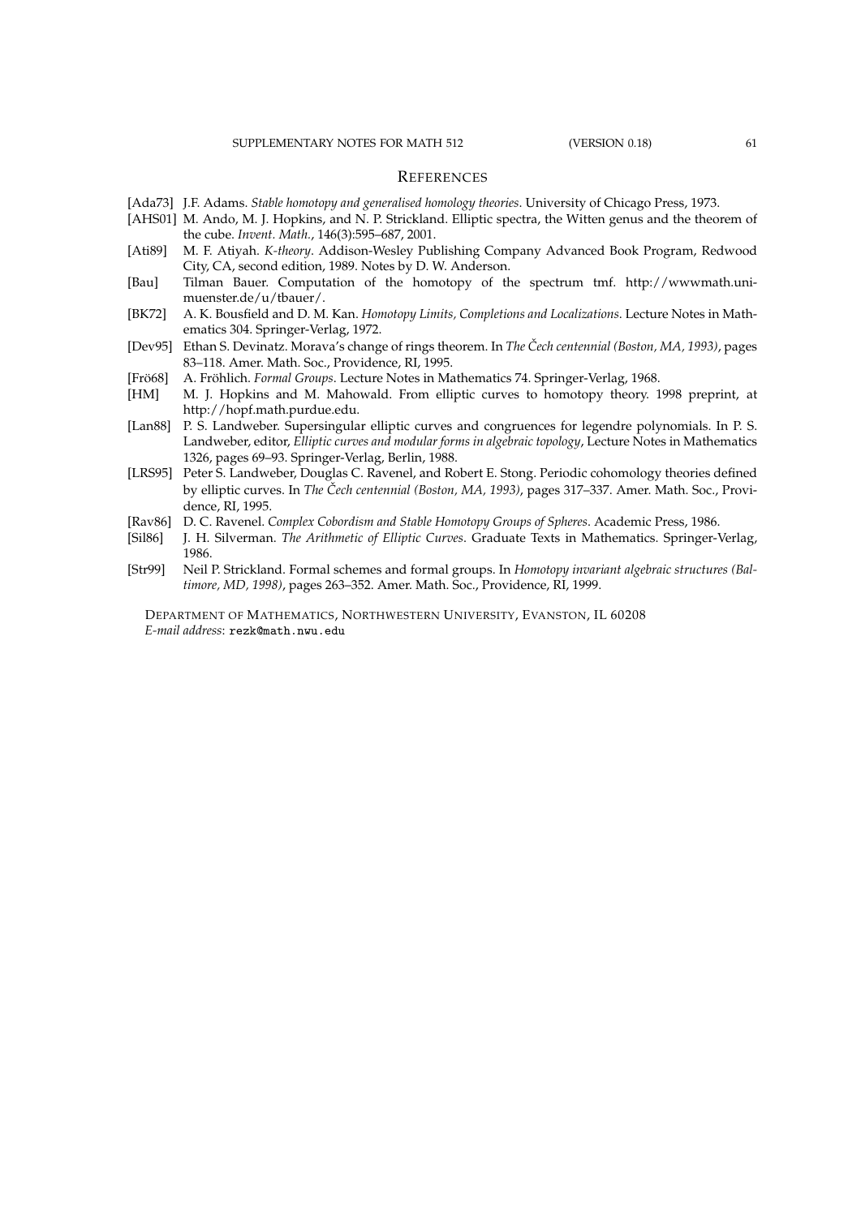## References

- [Ada73] J.F. Adams. *Stable homotopy and generalised homology theories*. University of Chicago Press, 1973.
- [AHS01] M. Ando, M. J. Hopkins, and N. P. Strickland. Elliptic spectra, the Witten genus and the theorem of the cube. *Invent. Math.*, 146(3):595–687, 2001.
- [Ati89] M. F. Atiyah. *K-theory*. Addison-Wesley Publishing Company Advanced Book Program, Redwood City, CA, second edition, 1989. Notes by D. W. Anderson.
- [Bau] Tilman Bauer. Computation of the homotopy of the spectrum tmf. http://wwwmath.uni-muenster.de/u/tbauer/.
- [BK72] A. K. Bousfield and D. M. Kan. *Homotopy Limits, Completions and Localizations*. Lecture Notes in Mathematics 304. Springer-Verlag, 1972.
- [Dev95] Ethan S. Devinatz. Morava's change of rings theorem. In *The Čech centennial (Boston, MA, 1993)*, pages 83–118. Amer. Math. Soc., Providence, RI, 1995.
- [Frö68] A. Fröhlich. *Formal Groups*. Lecture Notes in Mathematics 74. Springer-Verlag, 1968.
- [HM] M. J. Hopkins and M. Mahowald. From elliptic curves to homotopy theory. 1998 preprint, at http://hopf.math.purdue.edu.
- [Lan88] P. S. Landweber. Supersingular elliptic curves and congruences for legendre polynomials. In P. S. Landweber, editor, *Elliptic curves and modular forms in algebraic topology*, Lecture Notes in Mathematics 1326, pages 69–93. Springer-Verlag, Berlin, 1988.
- [LRS95] Peter S. Landweber, Douglas C. Ravenel, and Robert E. Stong. Periodic cohomology theories defined by elliptic curves. In *The Čech centennial (Boston, MA, 1993)*, pages 317–337. Amer. Math. Soc., Providence, RI, 1995.
- [Rav86] D. C. Ravenel. *Complex Cobordism and Stable Homotopy Groups of Spheres*. Academic Press, 1986.
- [Sil86] J. H. Silverman. *The Arithmetic of Elliptic Curves*. Graduate Texts in Mathematics. Springer-Verlag, 1986.
- [Str99] Neil P. Strickland. Formal schemes and formal groups. In *Homotopy invariant algebraic structures (Baltimore, MD, 1998)*, pages 263–352. Amer. Math. Soc., Providence, RI, 1999.

Department of Mathematics, Northwestern University, Evanston, IL 60208
*E-mail address*: rezk@math.nwu.edu